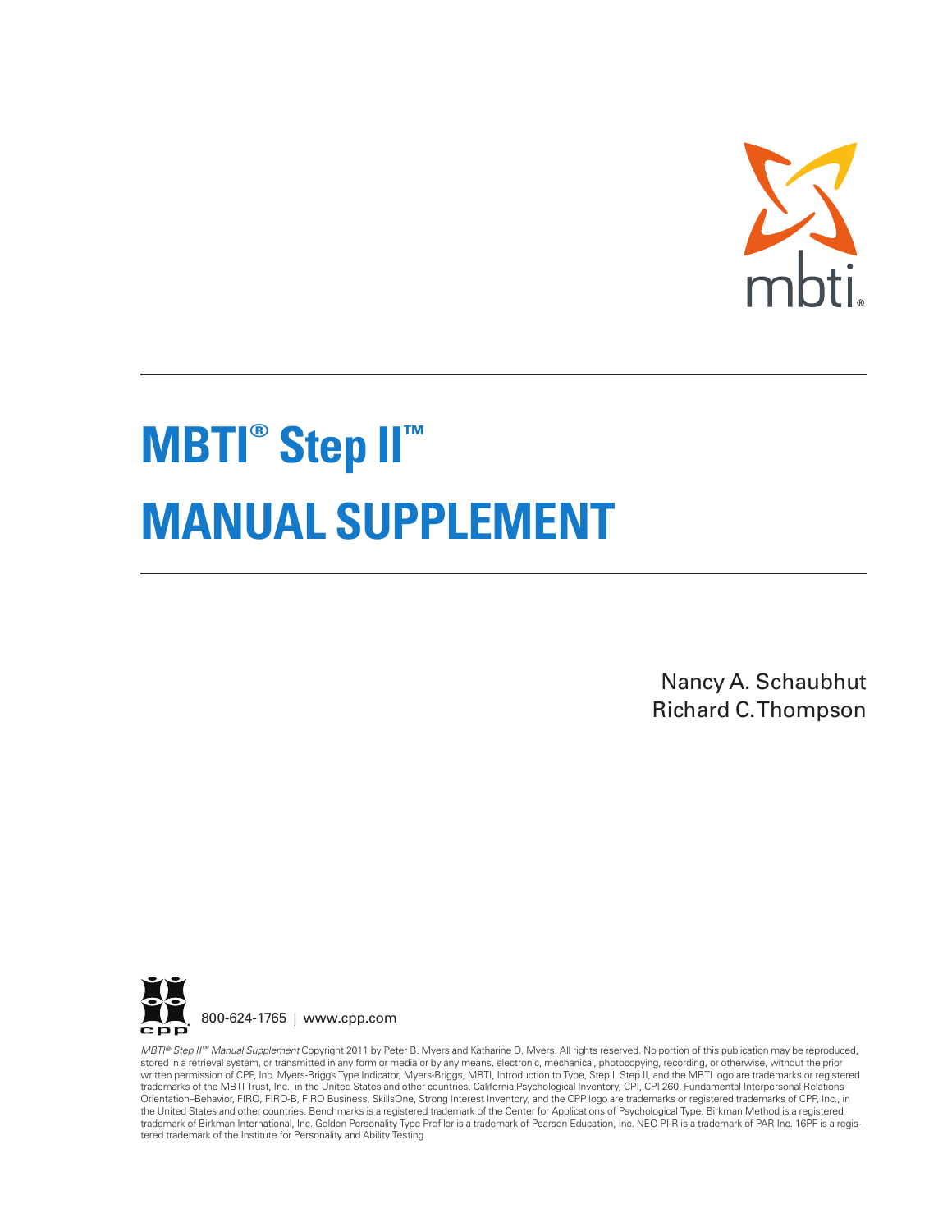mbti®

# MBTI® Step II™ MANUAL SUPPLEMENT

Nancy A. Schaubhut
Richard C. Thompson

800-624-1765 | www.cpp.com

*MBTI® Step II™ Manual Supplement* Copyright 2011 by Peter B. Myers and Katharine D. Myers. All rights reserved. No portion of this publication may be reproduced, stored in a retrieval system, or transmitted in any form or media or by any means, electronic, mechanical, photocopying, recording, or otherwise, without the prior written permission of CPP, Inc. Myers-Briggs Type Indicator, Myers-Briggs, MBTI, Introduction to Type, Step I, Step II, and the MBTI logo are trademarks or registered trademarks of the MBTI Trust, Inc., in the United States and other countries. California Psychological Inventory, CPI, CPI 260, Fundamental Interpersonal Relations Orientation–Behavior, FIRO, FIRO-B, FIRO Business, SkillsOne, Strong Interest Inventory, and the CPP logo are trademarks or registered trademarks of CPP, Inc., in the United States and other countries. Benchmarks is a registered trademark of the Center for Applications of Psychological Type. Birkman Method is a registered trademark of Birkman International, Inc. Golden Personality Type Profiler is a trademark of Pearson Education, Inc. NEO PI-R is a trademark of PAR Inc. 16PF is a registered trademark of the Institute for Personality and Ability Testing.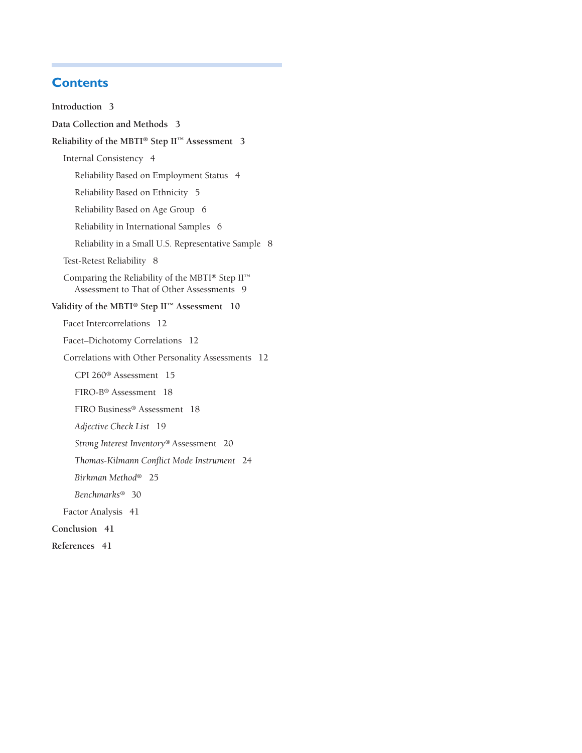# Contents

**Introduction** 3

**Data Collection and Methods** 3

**Reliability of the MBTI® Step II™ Assessment** 3

- Internal Consistency 4
  - Reliability Based on Employment Status 4
  - Reliability Based on Ethnicity 5
  - Reliability Based on Age Group 6
  - Reliability in International Samples 6
  - Reliability in a Small U.S. Representative Sample 8
- Test-Retest Reliability 8
- Comparing the Reliability of the MBTI® Step II™ Assessment to That of Other Assessments 9

**Validity of the MBTI® Step II™ Assessment** 10

- Facet Intercorrelations 12
- Facet–Dichotomy Correlations 12
- Correlations with Other Personality Assessments 12
  - CPI 260® Assessment 15
  - FIRO-B® Assessment 18
  - FIRO Business® Assessment 18
  - *Adjective Check List* 19
  - *Strong Interest Inventory®* Assessment 20
  - *Thomas-Kilmann Conflict Mode Instrument* 24
  - *Birkman Method®* 25
  - *Benchmarks®* 30
- Factor Analysis 41

**Conclusion** 41

**References** 41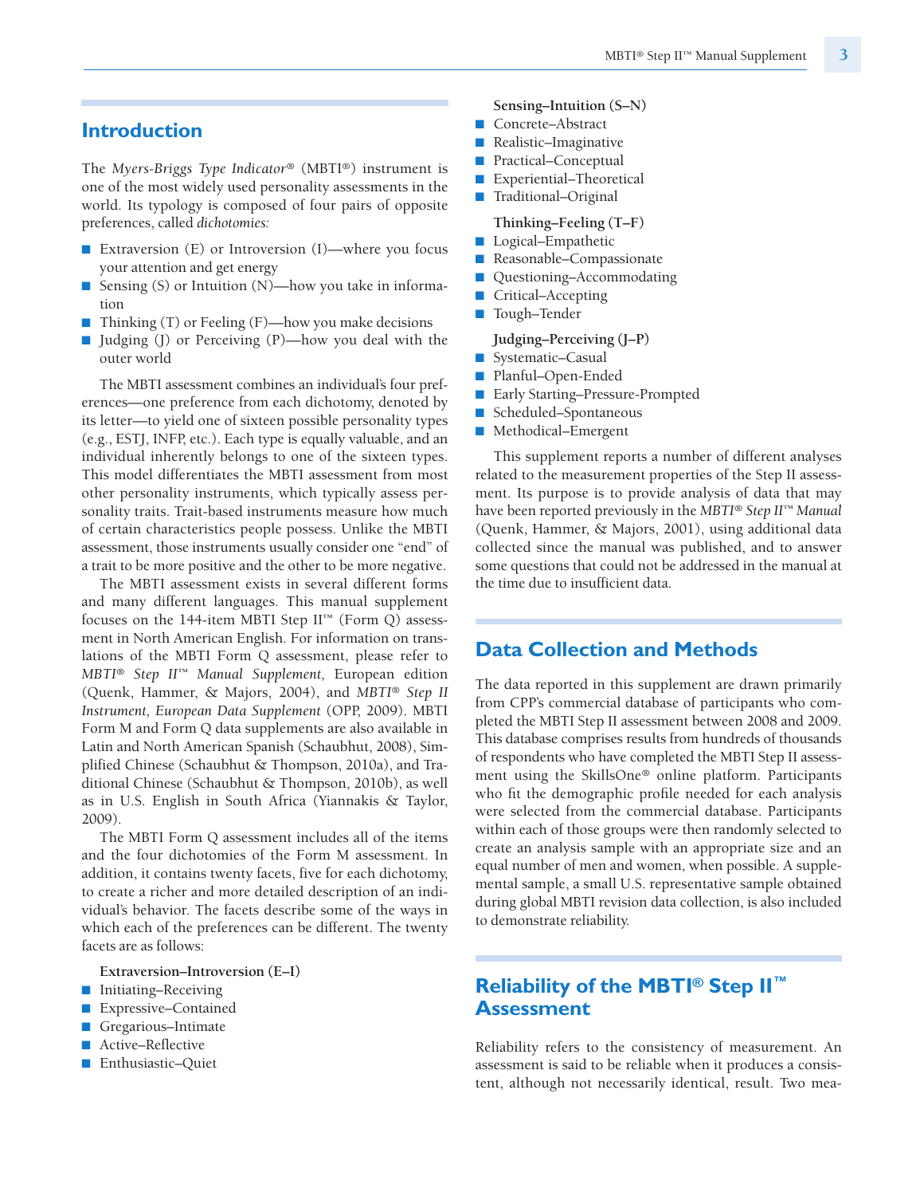## Introduction

The *Myers-Briggs Type Indicator®* (MBTI®) instrument is one of the most widely used personality assessments in the world. Its typology is composed of four pairs of opposite preferences, called *dichotomies:*

- Extraversion (E) or Introversion (I)—where you focus your attention and get energy
- Sensing (S) or Intuition (N)—how you take in information
- Thinking (T) or Feeling (F)—how you make decisions
- Judging (J) or Perceiving (P)—how you deal with the outer world

The MBTI assessment combines an individual's four preferences—one preference from each dichotomy, denoted by its letter—to yield one of sixteen possible personality types (e.g., ESTJ, INFP, etc.). Each type is equally valuable, and an individual inherently belongs to one of the sixteen types. This model differentiates the MBTI assessment from most other personality instruments, which typically assess personality traits. Trait-based instruments measure how much of certain characteristics people possess. Unlike the MBTI assessment, those instruments usually consider one "end" of a trait to be more positive and the other to be more negative.

The MBTI assessment exists in several different forms and many different languages. This manual supplement focuses on the 144-item MBTI Step II™ (Form Q) assessment in North American English. For information on translations of the MBTI Form Q assessment, please refer to *MBTI® Step II™ Manual Supplement,* European edition (Quenk, Hammer, & Majors, 2004), and *MBTI® Step II Instrument, European Data Supplement* (OPP, 2009). MBTI Form M and Form Q data supplements are also available in Latin and North American Spanish (Schaubhut, 2008), Simplified Chinese (Schaubhut & Thompson, 2010a), and Traditional Chinese (Schaubhut & Thompson, 2010b), as well as in U.S. English in South Africa (Yiannakis & Taylor, 2009).

The MBTI Form Q assessment includes all of the items and the four dichotomies of the Form M assessment. In addition, it contains twenty facets, five for each dichotomy, to create a richer and more detailed description of an individual's behavior. The facets describe some of the ways in which each of the preferences can be different. The twenty facets are as follows:

**Extraversion–Introversion (E–I)**

- Initiating–Receiving
- Expressive–Contained
- Gregarious–Intimate
- Active–Reflective
- Enthusiastic–Quiet

**Sensing–Intuition (S–N)**

- Concrete–Abstract
- Realistic–Imaginative
- Practical–Conceptual
- Experiential–Theoretical
- Traditional–Original

**Thinking–Feeling (T–F)**

- Logical–Empathetic
- Reasonable–Compassionate
- Questioning–Accommodating
- Critical–Accepting
- Tough–Tender

**Judging–Perceiving (J–P)**

- Systematic–Casual
- Planful–Open-Ended
- Early Starting–Pressure-Prompted
- Scheduled–Spontaneous
- Methodical–Emergent

This supplement reports a number of different analyses related to the measurement properties of the Step II assessment. Its purpose is to provide analysis of data that may have been reported previously in the *MBTI® Step II™ Manual* (Quenk, Hammer, & Majors, 2001), using additional data collected since the manual was published, and to answer some questions that could not be addressed in the manual at the time due to insufficient data.

## Data Collection and Methods

The data reported in this supplement are drawn primarily from CPP's commercial database of participants who completed the MBTI Step II assessment between 2008 and 2009. This database comprises results from hundreds of thousands of respondents who have completed the MBTI Step II assessment using the SkillsOne® online platform. Participants who fit the demographic profile needed for each analysis were selected from the commercial database. Participants within each of those groups were then randomly selected to create an analysis sample with an appropriate size and an equal number of men and women, when possible. A supplemental sample, a small U.S. representative sample obtained during global MBTI revision data collection, is also included to demonstrate reliability.

## Reliability of the MBTI® Step II™ Assessment

Reliability refers to the consistency of measurement. An assessment is said to be reliable when it produces a consistent, although not necessarily identical, result. Two mea-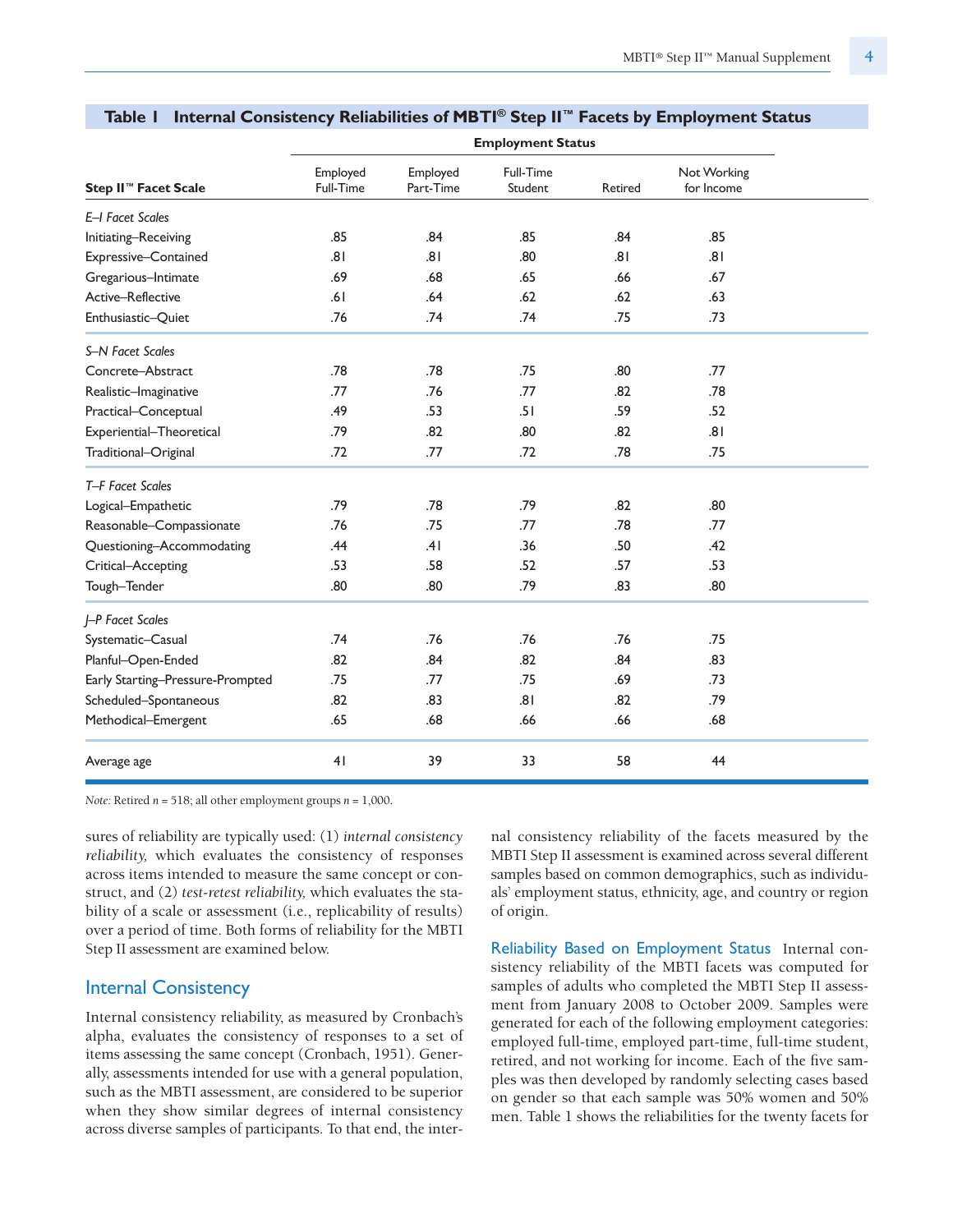**Table 1 Internal Consistency Reliabilities of MBTI® Step II™ Facets by Employment Status**

| Step II™ Facet Scale | Employment Status | | | | |
|---|---|---|---|---|---|
| | Employed Full-Time | Employed Part-Time | Full-Time Student | Retired | Not Working for Income |
| *E–I Facet Scales* | | | | | |
| Initiating–Receiving | .85 | .84 | .85 | .84 | .85 |
| Expressive–Contained | .81 | .81 | .80 | .81 | .81 |
| Gregarious–Intimate | .69 | .68 | .65 | .66 | .67 |
| Active–Reflective | .61 | .64 | .62 | .62 | .63 |
| Enthusiastic–Quiet | .76 | .74 | .74 | .75 | .73 |
| *S–N Facet Scales* | | | | | |
| Concrete–Abstract | .78 | .78 | .75 | .80 | .77 |
| Realistic–Imaginative | .77 | .76 | .77 | .82 | .78 |
| Practical–Conceptual | .49 | .53 | .51 | .59 | .52 |
| Experiential–Theoretical | .79 | .82 | .80 | .82 | .81 |
| Traditional–Original | .72 | .77 | .72 | .78 | .75 |
| *T–F Facet Scales* | | | | | |
| Logical–Empathetic | .79 | .78 | .79 | .82 | .80 |
| Reasonable–Compassionate | .76 | .75 | .77 | .78 | .77 |
| Questioning–Accommodating | .44 | .41 | .36 | .50 | .42 |
| Critical–Accepting | .53 | .58 | .52 | .57 | .53 |
| Tough–Tender | .80 | .80 | .79 | .83 | .80 |
| *J–P Facet Scales* | | | | | |
| Systematic–Casual | .74 | .76 | .76 | .76 | .75 |
| Planful–Open-Ended | .82 | .84 | .82 | .84 | .83 |
| Early Starting–Pressure-Prompted | .75 | .77 | .75 | .69 | .73 |
| Scheduled–Spontaneous | .82 | .83 | .81 | .82 | .79 |
| Methodical–Emergent | .65 | .68 | .66 | .66 | .68 |
| Average age | 41 | 39 | 33 | 58 | 44 |

*Note:* Retired $n$ = 518; all other employment groups $n$ = 1,000.

sures of reliability are typically used: (1) *internal consistency reliability,* which evaluates the consistency of responses across items intended to measure the same concept or construct, and (2) *test-retest reliability,* which evaluates the stability of a scale or assessment (i.e., replicability of results) over a period of time. Both forms of reliability for the MBTI Step II assessment are examined below.

## Internal Consistency

Internal consistency reliability, as measured by Cronbach's alpha, evaluates the consistency of responses to a set of items assessing the same concept (Cronbach, 1951). Generally, assessments intended for use with a general population, such as the MBTI assessment, are considered to be superior when they show similar degrees of internal consistency across diverse samples of participants. To that end, the internal consistency reliability of the facets measured by the MBTI Step II assessment is examined across several different samples based on common demographics, such as individuals' employment status, ethnicity, age, and country or region of origin.

**Reliability Based on Employment Status** Internal consistency reliability of the MBTI facets was computed for samples of adults who completed the MBTI Step II assessment from January 2008 to October 2009. Samples were generated for each of the following employment categories: employed full-time, employed part-time, full-time student, retired, and not working for income. Each of the five samples was then developed by randomly selecting cases based on gender so that each sample was 50% women and 50% men. Table 1 shows the reliabilities for the twenty facets for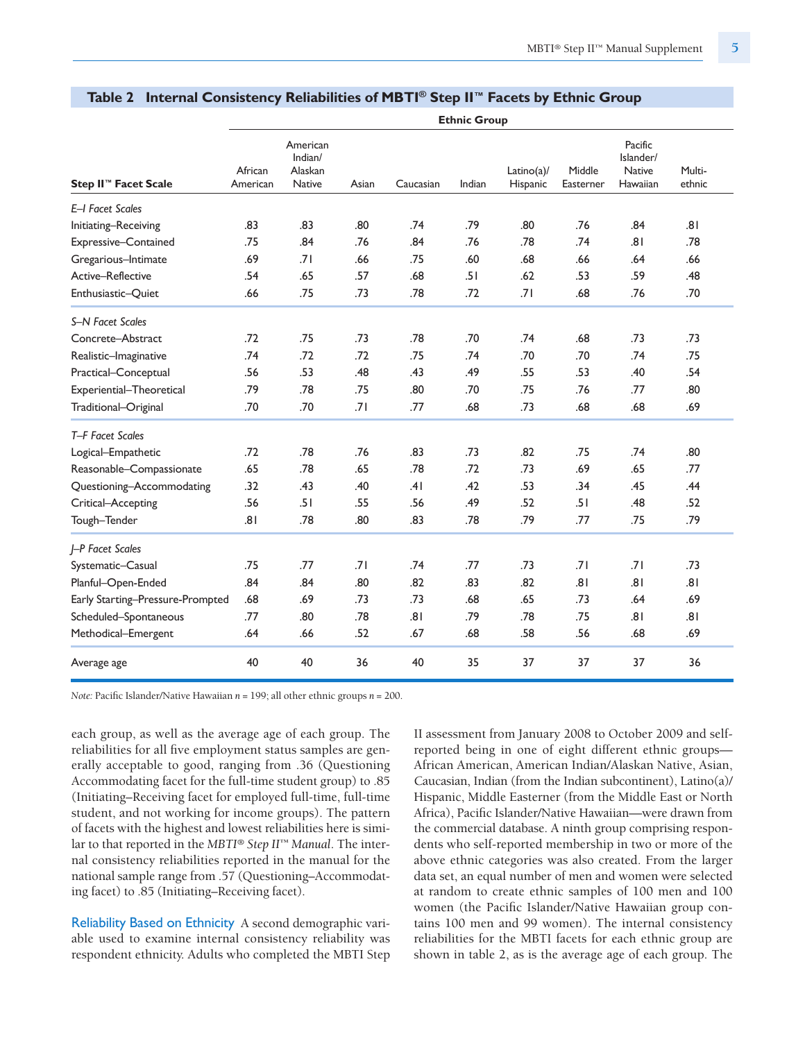**Table 2 Internal Consistency Reliabilities of MBTI® Step II™ Facets by Ethnic Group**

| | Ethnic Group | | | | | | | | |
|---|---|---|---|---|---|---|---|---|---|
| **Step II™ Facet Scale** | African American | American Indian/ Alaskan Native | Asian | Caucasian | Indian | Latino(a)/ Hispanic | Middle Easterner | Pacific Islander/ Native Hawaiian | Multi-ethnic |
| *E–I Facet Scales* | | | | | | | | | |
| Initiating–Receiving | .83 | .83 | .80 | .74 | .79 | .80 | .76 | .84 | .81 |
| Expressive–Contained | .75 | .84 | .76 | .84 | .76 | .78 | .74 | .81 | .78 |
| Gregarious–Intimate | .69 | .71 | .66 | .75 | .60 | .68 | .66 | .64 | .66 |
| Active–Reflective | .54 | .65 | .57 | .68 | .51 | .62 | .53 | .59 | .48 |
| Enthusiastic–Quiet | .66 | .75 | .73 | .78 | .72 | .71 | .68 | .76 | .70 |
| *S–N Facet Scales* | | | | | | | | | |
| Concrete–Abstract | .72 | .75 | .73 | .78 | .70 | .74 | .68 | .73 | .73 |
| Realistic–Imaginative | .74 | .72 | .72 | .75 | .74 | .70 | .70 | .74 | .75 |
| Practical–Conceptual | .56 | .53 | .48 | .43 | .49 | .55 | .53 | .40 | .54 |
| Experiential–Theoretical | .79 | .78 | .75 | .80 | .70 | .75 | .76 | .77 | .80 |
| Traditional–Original | .70 | .70 | .71 | .77 | .68 | .73 | .68 | .68 | .69 |
| *T–F Facet Scales* | | | | | | | | | |
| Logical–Empathetic | .72 | .78 | .76 | .83 | .73 | .82 | .75 | .74 | .80 |
| Reasonable–Compassionate | .65 | .78 | .65 | .78 | .72 | .73 | .69 | .65 | .77 |
| Questioning–Accommodating | .32 | .43 | .40 | .41 | .42 | .53 | .34 | .45 | .44 |
| Critical–Accepting | .56 | .51 | .55 | .56 | .49 | .52 | .51 | .48 | .52 |
| Tough–Tender | .81 | .78 | .80 | .83 | .78 | .79 | .77 | .75 | .79 |
| *J–P Facet Scales* | | | | | | | | | |
| Systematic–Casual | .75 | .77 | .71 | .74 | .77 | .73 | .71 | .71 | .73 |
| Planful–Open-Ended | .84 | .84 | .80 | .82 | .83 | .82 | .81 | .81 | .81 |
| Early Starting–Pressure-Prompted | .68 | .69 | .73 | .73 | .68 | .65 | .73 | .64 | .69 |
| Scheduled–Spontaneous | .77 | .80 | .78 | .81 | .79 | .78 | .75 | .81 | .81 |
| Methodical–Emergent | .64 | .66 | .52 | .67 | .68 | .58 | .56 | .68 | .69 |
| Average age | 40 | 40 | 36 | 40 | 35 | 37 | 37 | 37 | 36 |

*Note:* Pacific Islander/Native Hawaiian *n* = 199; all other ethnic groups *n* = 200.

each group, as well as the average age of each group. The reliabilities for all five employment status samples are generally acceptable to good, ranging from .36 (Questioning Accommodating facet for the full-time student group) to .85 (Initiating–Receiving facet for employed full-time, full-time student, and not working for income groups). The pattern of facets with the highest and lowest reliabilities here is similar to that reported in the *MBTI® Step II™ Manual*. The internal consistency reliabilities reported in the manual for the national sample range from .57 (Questioning–Accommodating facet) to .85 (Initiating–Receiving facet).

**Reliability Based on Ethnicity** A second demographic variable used to examine internal consistency reliability was respondent ethnicity. Adults who completed the MBTI Step II assessment from January 2008 to October 2009 and self-reported being in one of eight different ethnic groups—African American, American Indian/Alaskan Native, Asian, Caucasian, Indian (from the Indian subcontinent), Latino(a)/Hispanic, Middle Easterner (from the Middle East or North Africa), Pacific Islander/Native Hawaiian—were drawn from the commercial database. A ninth group comprising respondents who self-reported membership in two or more of the above ethnic categories was also created. From the larger data set, an equal number of men and women were selected at random to create ethnic samples of 100 men and 100 women (the Pacific Islander/Native Hawaiian group contains 100 men and 99 women). The internal consistency reliabilities for the MBTI facets for each ethnic group are shown in table 2, as is the average age of each group. The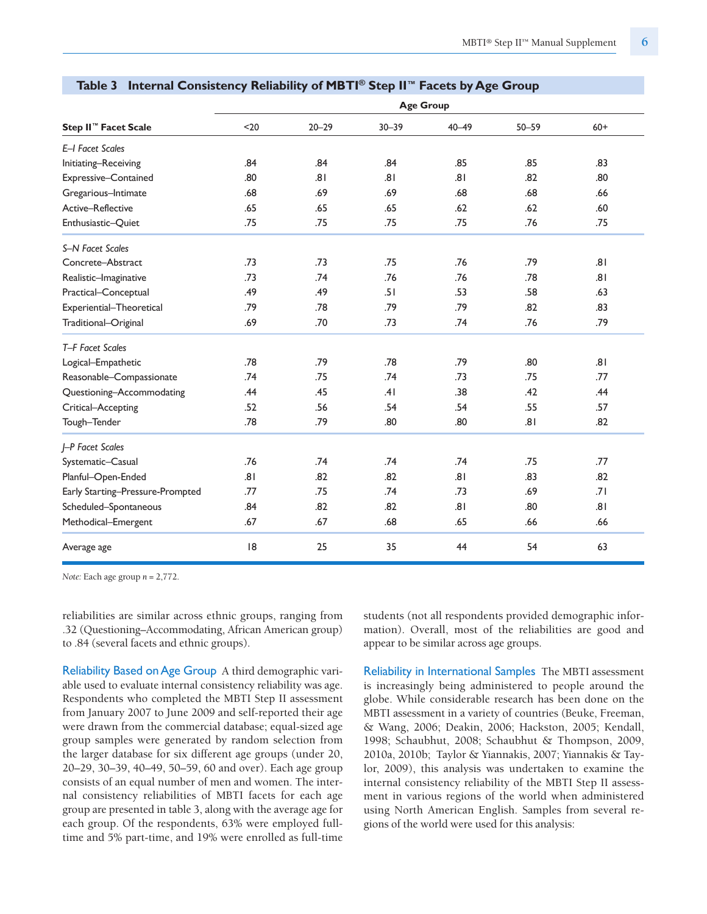**Table 3 Internal Consistency Reliability of MBTI® Step II™ Facets by Age Group**

| | Age Group | | | | | |
|---|---|---|---|---|---|---|
| **Step II™ Facet Scale** | <20 | 20–29 | 30–39 | 40–49 | 50–59 | 60+ |
| *E–I Facet Scales* | | | | | | |
| Initiating–Receiving | .84 | .84 | .84 | .85 | .85 | .83 |
| Expressive–Contained | .80 | .81 | .81 | .81 | .82 | .80 |
| Gregarious–Intimate | .68 | .69 | .69 | .68 | .68 | .66 |
| Active–Reflective | .65 | .65 | .65 | .62 | .62 | .60 |
| Enthusiastic–Quiet | .75 | .75 | .75 | .75 | .76 | .75 |
| *S–N Facet Scales* | | | | | | |
| Concrete–Abstract | .73 | .73 | .75 | .76 | .79 | .81 |
| Realistic–Imaginative | .73 | .74 | .76 | .76 | .78 | .81 |
| Practical–Conceptual | .49 | .49 | .51 | .53 | .58 | .63 |
| Experiential–Theoretical | .79 | .78 | .79 | .79 | .82 | .83 |
| Traditional–Original | .69 | .70 | .73 | .74 | .76 | .79 |
| *T–F Facet Scales* | | | | | | |
| Logical–Empathetic | .78 | .79 | .78 | .79 | .80 | .81 |
| Reasonable–Compassionate | .74 | .75 | .74 | .73 | .75 | .77 |
| Questioning–Accommodating | .44 | .45 | .41 | .38 | .42 | .44 |
| Critical–Accepting | .52 | .56 | .54 | .54 | .55 | .57 |
| Tough–Tender | .78 | .79 | .80 | .80 | .81 | .82 |
| *J–P Facet Scales* | | | | | | |
| Systematic–Casual | .76 | .74 | .74 | .74 | .75 | .77 |
| Planful–Open-Ended | .81 | .82 | .82 | .81 | .83 | .82 |
| Early Starting–Pressure-Prompted | .77 | .75 | .74 | .73 | .69 | .71 |
| Scheduled–Spontaneous | .84 | .82 | .82 | .81 | .80 | .81 |
| Methodical–Emergent | .67 | .67 | .68 | .65 | .66 | .66 |
| Average age | 18 | 25 | 35 | 44 | 54 | 63 |

*Note:* Each age group *n* = 2,772.

reliabilities are similar across ethnic groups, ranging from .32 (Questioning–Accommodating, African American group) to .84 (several facets and ethnic groups).

**Reliability Based on Age Group** A third demographic variable used to evaluate internal consistency reliability was age. Respondents who completed the MBTI Step II assessment from January 2007 to June 2009 and self-reported their age were drawn from the commercial database; equal-sized age group samples were generated by random selection from the larger database for six different age groups (under 20, 20–29, 30–39, 40–49, 50–59, 60 and over). Each age group consists of an equal number of men and women. The internal consistency reliabilities of MBTI facets for each age group are presented in table 3, along with the average age for each group. Of the respondents, 63% were employed full-time and 5% part-time, and 19% were enrolled as full-time students (not all respondents provided demographic information). Overall, most of the reliabilities are good and appear to be similar across age groups.

**Reliability in International Samples** The MBTI assessment is increasingly being administered to people around the globe. While considerable research has been done on the MBTI assessment in a variety of countries (Beuke, Freeman, & Wang, 2006; Deakin, 2006; Hackston, 2005; Kendall, 1998; Schaubhut, 2008; Schaubhut & Thompson, 2009, 2010a, 2010b; Taylor & Yiannakis, 2007; Yiannakis & Taylor, 2009), this analysis was undertaken to examine the internal consistency reliability of the MBTI Step II assessment in various regions of the world when administered using North American English. Samples from several regions of the world were used for this analysis: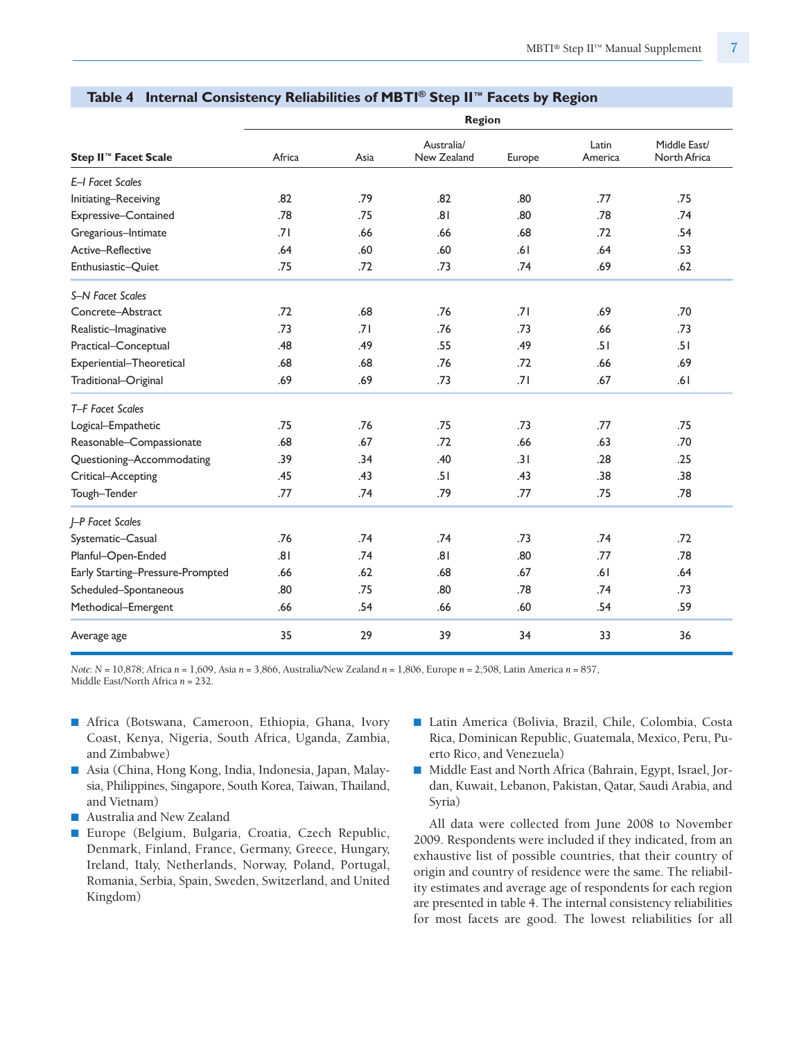## Table 4 Internal Consistency Reliabilities of MBTI® Step II™ Facets by Region

| | Region | | | | | |
|---|---|---|---|---|---|---|
| **Step II™ Facet Scale** | Africa | Asia | Australia/ New Zealand | Europe | Latin America | Middle East/ North Africa |
| *E–I Facet Scales* | | | | | | |
| Initiating–Receiving | .82 | .79 | .82 | .80 | .77 | .75 |
| Expressive–Contained | .78 | .75 | .81 | .80 | .78 | .74 |
| Gregarious–Intimate | .71 | .66 | .66 | .68 | .72 | .54 |
| Active–Reflective | .64 | .60 | .60 | .61 | .64 | .53 |
| Enthusiastic–Quiet | .75 | .72 | .73 | .74 | .69 | .62 |
| *S–N Facet Scales* | | | | | | |
| Concrete–Abstract | .72 | .68 | .76 | .71 | .69 | .70 |
| Realistic–Imaginative | .73 | .71 | .76 | .73 | .66 | .73 |
| Practical–Conceptual | .48 | .49 | .55 | .49 | .51 | .51 |
| Experiential–Theoretical | .68 | .68 | .76 | .72 | .66 | .69 |
| Traditional–Original | .69 | .69 | .73 | .71 | .67 | .61 |
| *T–F Facet Scales* | | | | | | |
| Logical–Empathetic | .75 | .76 | .75 | .73 | .77 | .75 |
| Reasonable–Compassionate | .68 | .67 | .72 | .66 | .63 | .70 |
| Questioning–Accommodating | .39 | .34 | .40 | .31 | .28 | .25 |
| Critical–Accepting | .45 | .43 | .51 | .43 | .38 | .38 |
| Tough–Tender | .77 | .74 | .79 | .77 | .75 | .78 |
| *J–P Facet Scales* | | | | | | |
| Systematic–Casual | .76 | .74 | .74 | .73 | .74 | .72 |
| Planful–Open-Ended | .81 | .74 | .81 | .80 | .77 | .78 |
| Early Starting–Pressure-Prompted | .66 | .62 | .68 | .67 | .61 | .64 |
| Scheduled–Spontaneous | .80 | .75 | .80 | .78 | .74 | .73 |
| Methodical–Emergent | .66 | .54 | .66 | .60 | .54 | .59 |
| Average age | 35 | 29 | 39 | 34 | 33 | 36 |

*Note:* N = 10,878; Africa *n* = 1,609, Asia *n* = 3,866, Australia/New Zealand *n* = 1,806, Europe *n* = 2,508, Latin America *n* = 857, Middle East/North Africa *n* = 232.

- Africa (Botswana, Cameroon, Ethiopia, Ghana, Ivory Coast, Kenya, Nigeria, South Africa, Uganda, Zambia, and Zimbabwe)
- Asia (China, Hong Kong, India, Indonesia, Japan, Malaysia, Philippines, Singapore, South Korea, Taiwan, Thailand, and Vietnam)
- Australia and New Zealand
- Europe (Belgium, Bulgaria, Croatia, Czech Republic, Denmark, Finland, France, Germany, Greece, Hungary, Ireland, Italy, Netherlands, Norway, Poland, Portugal, Romania, Serbia, Spain, Sweden, Switzerland, and United Kingdom)
- Latin America (Bolivia, Brazil, Chile, Colombia, Costa Rica, Dominican Republic, Guatemala, Mexico, Peru, Puerto Rico, and Venezuela)
- Middle East and North Africa (Bahrain, Egypt, Israel, Jordan, Kuwait, Lebanon, Pakistan, Qatar, Saudi Arabia, and Syria)

All data were collected from June 2008 to November 2009. Respondents were included if they indicated, from an exhaustive list of possible countries, that their country of origin and country of residence were the same. The reliability estimates and average age of respondents for each region are presented in table 4. The internal consistency reliabilities for most facets are good. The lowest reliabilities for all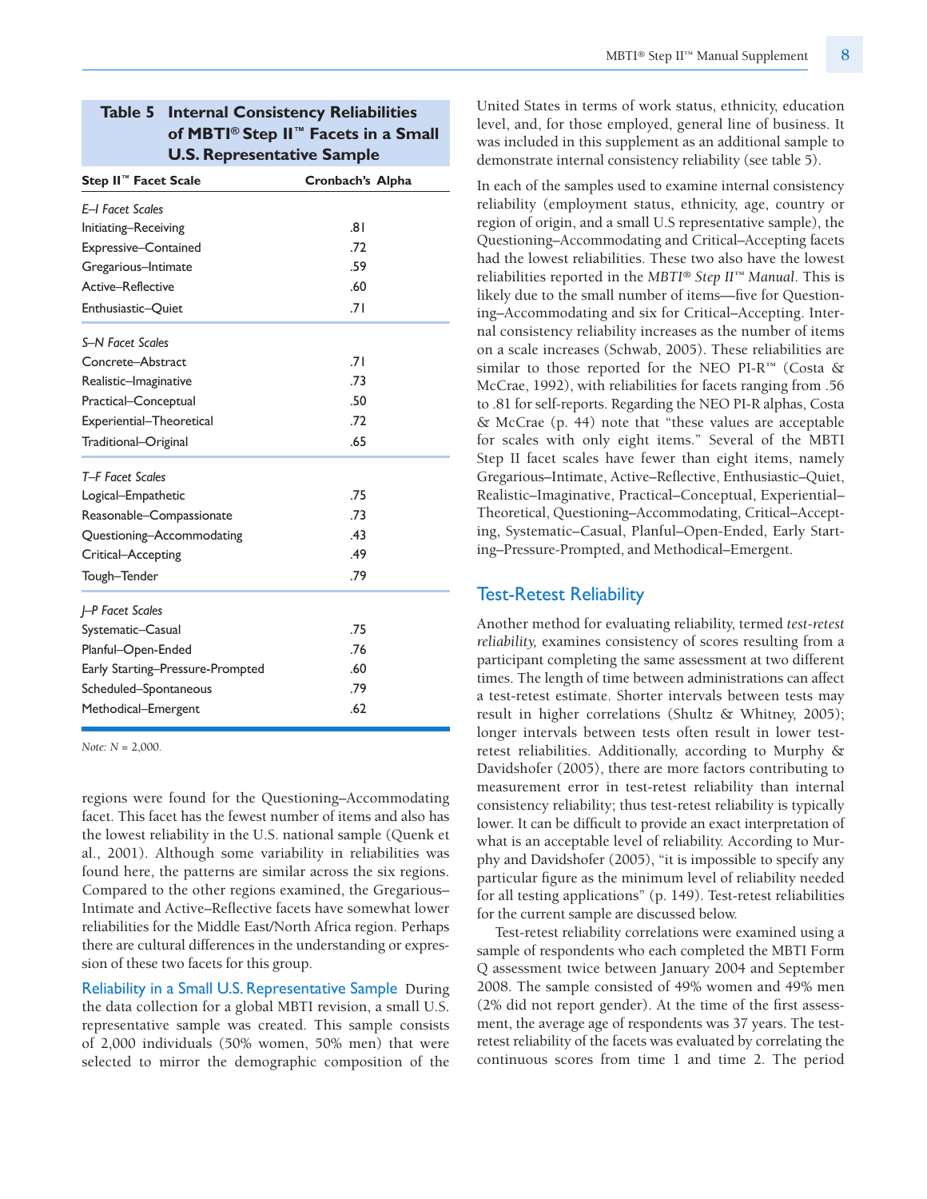**Table 5 Internal Consistency Reliabilities of MBTI® Step II™ Facets in a Small U.S. Representative Sample**

| Step II™ Facet Scale | Cronbach's Alpha |
|---|---|
| *E–I Facet Scales* | |
| Initiating–Receiving | .81 |
| Expressive–Contained | .72 |
| Gregarious–Intimate | .59 |
| Active–Reflective | .60 |
| Enthusiastic–Quiet | .71 |
| *S–N Facet Scales* | |
| Concrete–Abstract | .71 |
| Realistic–Imaginative | .73 |
| Practical–Conceptual | .50 |
| Experiential–Theoretical | .72 |
| Traditional–Original | .65 |
| *T–F Facet Scales* | |
| Logical–Empathetic | .75 |
| Reasonable–Compassionate | .73 |
| Questioning–Accommodating | .43 |
| Critical–Accepting | .49 |
| Tough–Tender | .79 |
| *J–P Facet Scales* | |
| Systematic–Casual | .75 |
| Planful–Open-Ended | .76 |
| Early Starting–Pressure-Prompted | .60 |
| Scheduled–Spontaneous | .79 |
| Methodical–Emergent | .62 |

*Note: N* = 2,000.

regions were found for the Questioning–Accommodating facet. This facet has the fewest number of items and also has the lowest reliability in the U.S. national sample (Quenk et al., 2001). Although some variability in reliabilities was found here, the patterns are similar across the six regions. Compared to the other regions examined, the Gregarious–Intimate and Active–Reflective facets have somewhat lower reliabilities for the Middle East/North Africa region. Perhaps there are cultural differences in the understanding or expression of these two facets for this group.

**Reliability in a Small U.S. Representative Sample** During the data collection for a global MBTI revision, a small U.S. representative sample was created. This sample consists of 2,000 individuals (50% women, 50% men) that were selected to mirror the demographic composition of the United States in terms of work status, ethnicity, education level, and, for those employed, general line of business. It was included in this supplement as an additional sample to demonstrate internal consistency reliability (see table 5).

In each of the samples used to examine internal consistency reliability (employment status, ethnicity, age, country or region of origin, and a small U.S representative sample), the Questioning–Accommodating and Critical–Accepting facets had the lowest reliabilities. These two also have the lowest reliabilities reported in the *MBTI® Step II™ Manual*. This is likely due to the small number of items—five for Questioning–Accommodating and six for Critical–Accepting. Internal consistency reliability increases as the number of items on a scale increases (Schwab, 2005). These reliabilities are similar to those reported for the NEO PI-R™ (Costa & McCrae, 1992), with reliabilities for facets ranging from .56 to .81 for self-reports. Regarding the NEO PI-R alphas, Costa & McCrae (p. 44) note that "these values are acceptable for scales with only eight items." Several of the MBTI Step II facet scales have fewer than eight items, namely Gregarious–Intimate, Active–Reflective, Enthusiastic–Quiet, Realistic–Imaginative, Practical–Conceptual, Experiential–Theoretical, Questioning–Accommodating, Critical–Accepting, Systematic–Casual, Planful–Open-Ended, Early Starting–Pressure-Prompted, and Methodical–Emergent.

## Test-Retest Reliability

Another method for evaluating reliability, termed *test-retest reliability,* examines consistency of scores resulting from a participant completing the same assessment at two different times. The length of time between administrations can affect a test-retest estimate. Shorter intervals between tests may result in higher correlations (Shultz & Whitney, 2005); longer intervals between tests often result in lower test-retest reliabilities. Additionally, according to Murphy & Davidshofer (2005), there are more factors contributing to measurement error in test-retest reliability than internal consistency reliability; thus test-retest reliability is typically lower. It can be difficult to provide an exact interpretation of what is an acceptable level of reliability. According to Murphy and Davidshofer (2005), "it is impossible to specify any particular figure as the minimum level of reliability needed for all testing applications" (p. 149). Test-retest reliabilities for the current sample are discussed below.

Test-retest reliability correlations were examined using a sample of respondents who each completed the MBTI Form Q assessment twice between January 2004 and September 2008. The sample consisted of 49% women and 49% men (2% did not report gender). At the time of the first assessment, the average age of respondents was 37 years. The test-retest reliability of the facets was evaluated by correlating the continuous scores from time 1 and time 2. The period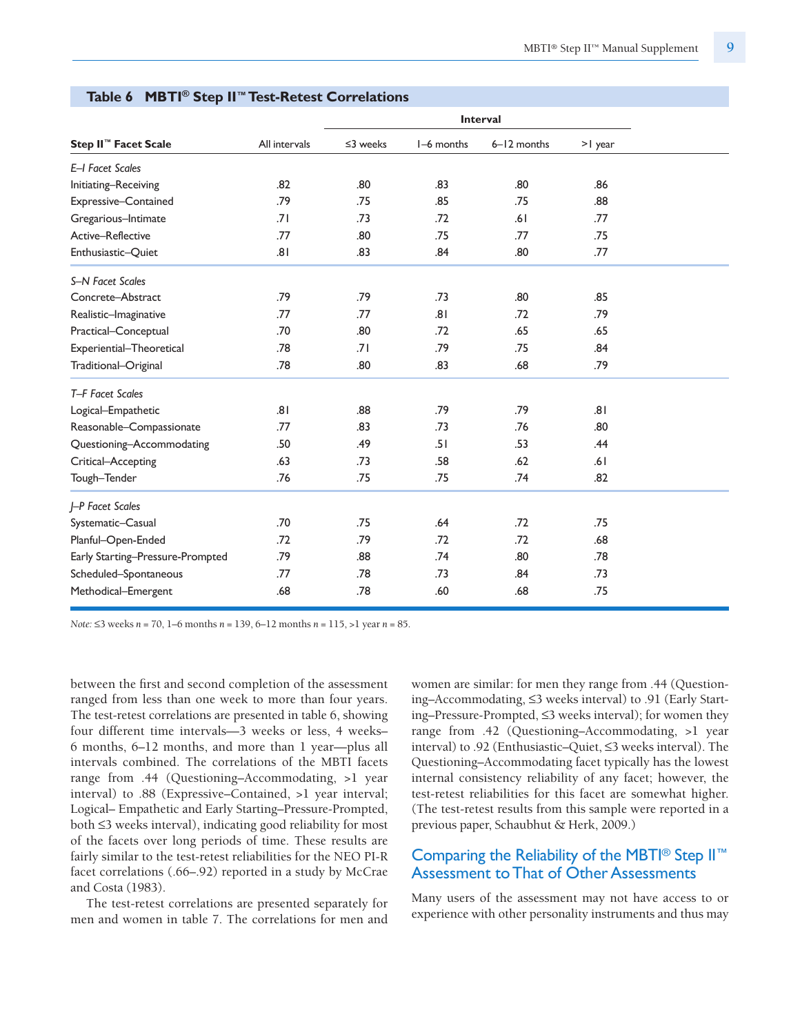**Table 6 MBTI® Step II™ Test-Retest Correlations**

| Step II™ Facet Scale | All intervals | Interval | | | |
|---|---|---|---|---|---|
| | | ≤3 weeks | 1–6 months | 6–12 months | >1 year |
| *E–I Facet Scales* | | | | | |
| Initiating–Receiving | .82 | .80 | .83 | .80 | .86 |
| Expressive–Contained | .79 | .75 | .85 | .75 | .88 |
| Gregarious–Intimate | .71 | .73 | .72 | .61 | .77 |
| Active–Reflective | .77 | .80 | .75 | .77 | .75 |
| Enthusiastic–Quiet | .81 | .83 | .84 | .80 | .77 |
| *S–N Facet Scales* | | | | | |
| Concrete–Abstract | .79 | .79 | .73 | .80 | .85 |
| Realistic–Imaginative | .77 | .77 | .81 | .72 | .79 |
| Practical–Conceptual | .70 | .80 | .72 | .65 | .65 |
| Experiential–Theoretical | .78 | .71 | .79 | .75 | .84 |
| Traditional–Original | .78 | .80 | .83 | .68 | .79 |
| *T–F Facet Scales* | | | | | |
| Logical–Empathetic | .81 | .88 | .79 | .79 | .81 |
| Reasonable–Compassionate | .77 | .83 | .73 | .76 | .80 |
| Questioning–Accommodating | .50 | .49 | .51 | .53 | .44 |
| Critical–Accepting | .63 | .73 | .58 | .62 | .61 |
| Tough–Tender | .76 | .75 | .75 | .74 | .82 |
| *J–P Facet Scales* | | | | | |
| Systematic–Casual | .70 | .75 | .64 | .72 | .75 |
| Planful–Open-Ended | .72 | .79 | .72 | .72 | .68 |
| Early Starting–Pressure-Prompted | .79 | .88 | .74 | .80 | .78 |
| Scheduled–Spontaneous | .77 | .78 | .73 | .84 | .73 |
| Methodical–Emergent | .68 | .78 | .60 | .68 | .75 |

*Note:* ≤3 weeks *n* = 70, 1–6 months *n* = 139, 6–12 months *n* = 115, >1 year *n* = 85.

between the first and second completion of the assessment ranged from less than one week to more than four years. The test-retest correlations are presented in table 6, showing four different time intervals—3 weeks or less, 4 weeks–6 months, 6–12 months, and more than 1 year—plus all intervals combined. The correlations of the MBTI facets range from .44 (Questioning–Accommodating, >1 year interval) to .88 (Expressive–Contained, >1 year interval; Logical– Empathetic and Early Starting–Pressure-Prompted, both ≤3 weeks interval), indicating good reliability for most of the facets over long periods of time. These results are fairly similar to the test-retest reliabilities for the NEO PI-R facet correlations (.66–.92) reported in a study by McCrae and Costa (1983).

The test-retest correlations are presented separately for men and women in table 7. The correlations for men and women are similar: for men they range from .44 (Questioning–Accommodating, ≤3 weeks interval) to .91 (Early Starting–Pressure-Prompted, ≤3 weeks interval); for women they range from .42 (Questioning–Accommodating, >1 year interval) to .92 (Enthusiastic–Quiet, ≤3 weeks interval). The Questioning–Accommodating facet typically has the lowest internal consistency reliability of any facet; however, the test-retest reliabilities for this facet are somewhat higher. (The test-retest results from this sample were reported in a previous paper, Schaubhut & Herk, 2009.)

## Comparing the Reliability of the MBTI® Step II™ Assessment to That of Other Assessments

Many users of the assessment may not have access to or experience with other personality instruments and thus may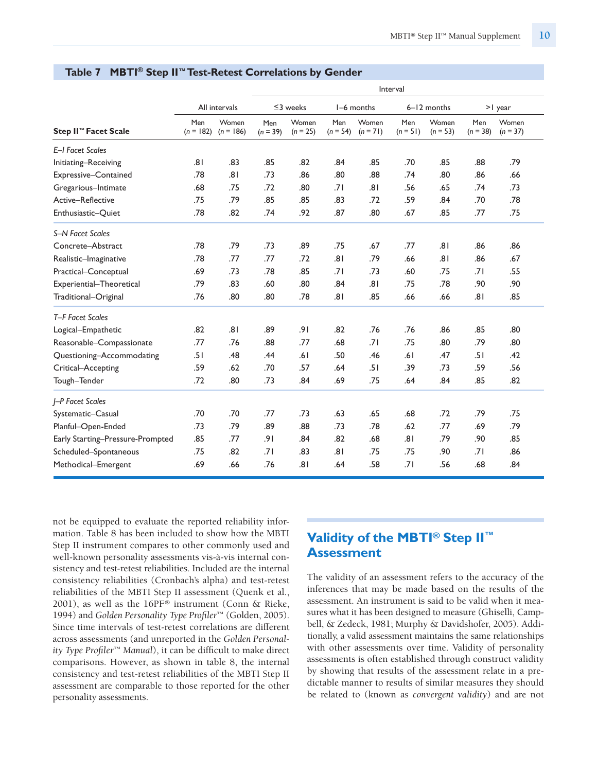### Table 7 MBTI® Step II™ Test-Retest Correlations by Gender

| | All intervals | | Interval | | | | | | | |
|---|---|---|---|---|---|---|---|---|---|---|
| | | | ≤3 weeks | | 1–6 months | | 6–12 months | | >1 year | |
| **Step II™ Facet Scale** | Men (*n* = 182) | Women (*n* = 186) | Men (*n* = 39) | Women (*n* = 25) | Men (*n* = 54) | Women (*n* = 71) | Men (*n* = 51) | Women (*n* = 53) | Men (*n* = 38) | Women (*n* = 37) |
| *E–I Facet Scales* | | | | | | | | | | |
| Initiating–Receiving | .81 | .83 | .85 | .82 | .84 | .85 | .70 | .85 | .88 | .79 |
| Expressive–Contained | .78 | .81 | .73 | .86 | .80 | .88 | .74 | .80 | .86 | .66 |
| Gregarious–Intimate | .68 | .75 | .72 | .80 | .71 | .81 | .56 | .65 | .74 | .73 |
| Active–Reflective | .75 | .79 | .85 | .85 | .83 | .72 | .59 | .84 | .70 | .78 |
| Enthusiastic–Quiet | .78 | .82 | .74 | .92 | .87 | .80 | .67 | .85 | .77 | .75 |
| *S–N Facet Scales* | | | | | | | | | | |
| Concrete–Abstract | .78 | .79 | .73 | .89 | .75 | .67 | .77 | .81 | .86 | .86 |
| Realistic–Imaginative | .78 | .77 | .77 | .72 | .81 | .79 | .66 | .81 | .86 | .67 |
| Practical–Conceptual | .69 | .73 | .78 | .85 | .71 | .73 | .60 | .75 | .71 | .55 |
| Experiential–Theoretical | .79 | .83 | .60 | .80 | .84 | .81 | .75 | .78 | .90 | .90 |
| Traditional–Original | .76 | .80 | .80 | .78 | .81 | .85 | .66 | .66 | .81 | .85 |
| *T–F Facet Scales* | | | | | | | | | | |
| Logical–Empathetic | .82 | .81 | .89 | .91 | .82 | .76 | .76 | .86 | .85 | .80 |
| Reasonable–Compassionate | .77 | .76 | .88 | .77 | .68 | .71 | .75 | .80 | .79 | .80 |
| Questioning–Accommodating | .51 | .48 | .44 | .61 | .50 | .46 | .61 | .47 | .51 | .42 |
| Critical–Accepting | .59 | .62 | .70 | .57 | .64 | .51 | .39 | .73 | .59 | .56 |
| Tough–Tender | .72 | .80 | .73 | .84 | .69 | .75 | .64 | .84 | .85 | .82 |
| *J–P Facet Scales* | | | | | | | | | | |
| Systematic–Casual | .70 | .70 | .77 | .73 | .63 | .65 | .68 | .72 | .79 | .75 |
| Planful–Open-Ended | .73 | .79 | .89 | .88 | .73 | .78 | .62 | .77 | .69 | .79 |
| Early Starting–Pressure-Prompted | .85 | .77 | .91 | .84 | .82 | .68 | .81 | .79 | .90 | .85 |
| Scheduled–Spontaneous | .75 | .82 | .71 | .83 | .81 | .75 | .75 | .90 | .71 | .86 |
| Methodical–Emergent | .69 | .66 | .76 | .81 | .64 | .58 | .71 | .56 | .68 | .84 |

not be equipped to evaluate the reported reliability information. Table 8 has been included to show how the MBTI Step II instrument compares to other commonly used and well-known personality assessments vis-à-vis internal consistency and test-retest reliabilities. Included are the internal consistency reliabilities (Cronbach's alpha) and test-retest reliabilities of the MBTI Step II assessment (Quenk et al., 2001), as well as the 16PF® instrument (Conn & Rieke, 1994) and *Golden Personality Type Profiler*™ (Golden, 2005). Since time intervals of test-retest correlations are different across assessments (and unreported in the *Golden Personality Type Profiler*™ *Manual*), it can be difficult to make direct comparisons. However, as shown in table 8, the internal consistency and test-retest reliabilities of the MBTI Step II assessment are comparable to those reported for the other personality assessments.

## Validity of the MBTI® Step II™ Assessment

The validity of an assessment refers to the accuracy of the inferences that may be made based on the results of the assessment. An instrument is said to be valid when it measures what it has been designed to measure (Ghiselli, Campbell, & Zedeck, 1981; Murphy & Davidshofer, 2005). Additionally, a valid assessment maintains the same relationships with other assessments over time. Validity of personality assessments is often established through construct validity by showing that results of the assessment relate in a predictable manner to results of similar measures they should be related to (known as *convergent validity*) and are not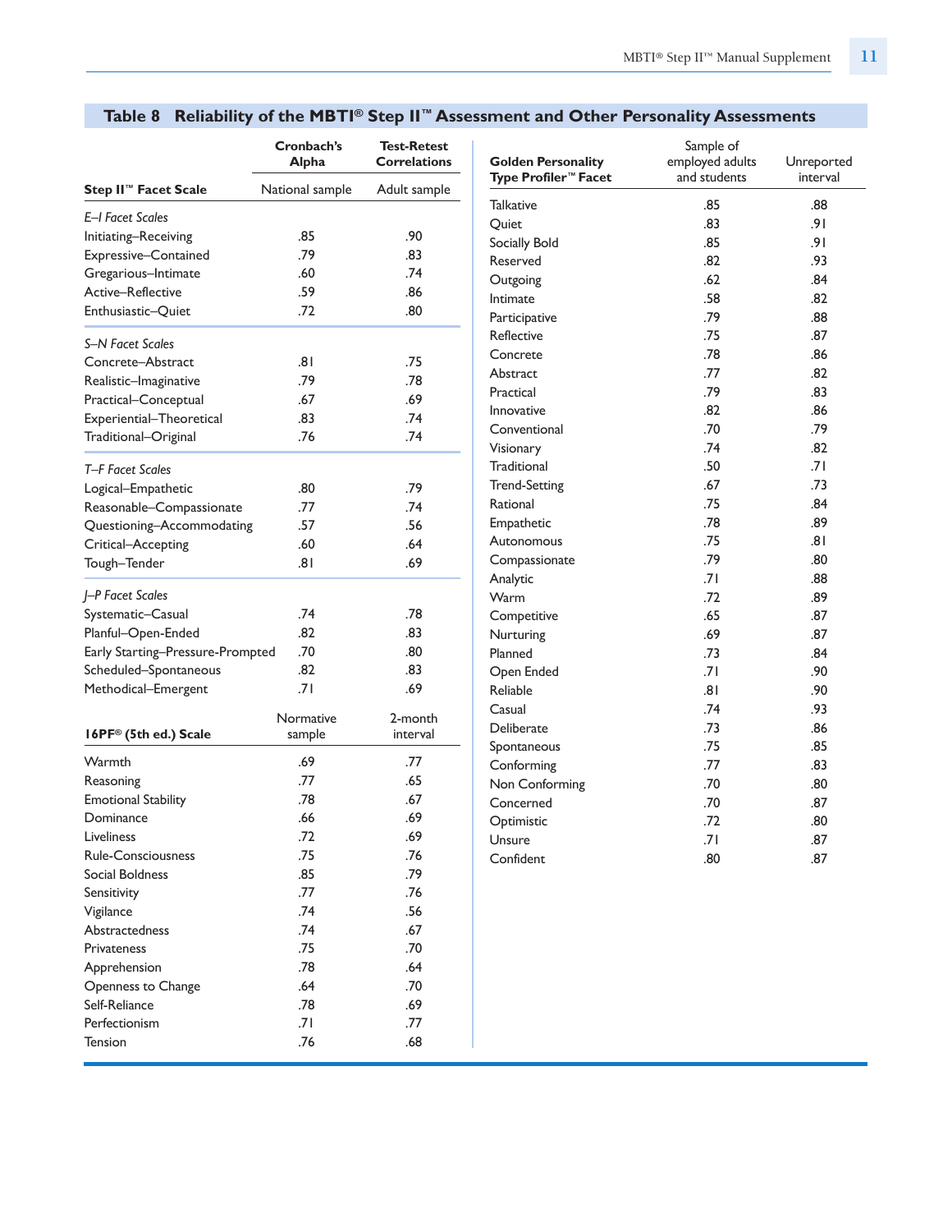## Table 8 Reliability of the MBTI® Step II™ Assessment and Other Personality Assessments

| Step II™ Facet Scale | Cronbach's Alpha<br>National sample | Test-Retest Correlations<br>Adult sample |
|---|---|---|
| *E–I Facet Scales* | | |
| Initiating–Receiving | .85 | .90 |
| Expressive–Contained | .79 | .83 |
| Gregarious–Intimate | .60 | .74 |
| Active–Reflective | .59 | .86 |
| Enthusiastic–Quiet | .72 | .80 |
| *S–N Facet Scales* | | |
| Concrete–Abstract | .81 | .75 |
| Realistic–Imaginative | .79 | .78 |
| Practical–Conceptual | .67 | .69 |
| Experiential–Theoretical | .83 | .74 |
| Traditional–Original | .76 | .74 |
| *T–F Facet Scales* | | |
| Logical–Empathetic | .80 | .79 |
| Reasonable–Compassionate | .77 | .74 |
| Questioning–Accommodating | .57 | .56 |
| Critical–Accepting | .60 | .64 |
| Tough–Tender | .81 | .69 |
| *J–P Facet Scales* | | |
| Systematic–Casual | .74 | .78 |
| Planful–Open-Ended | .82 | .83 |
| Early Starting–Pressure-Prompted | .70 | .80 |
| Scheduled–Spontaneous | .82 | .83 |
| Methodical–Emergent | .71 | .69 |

| 16PF® (5th ed.) Scale | Normative sample | 2-month interval |
|---|---|---|
| Warmth | .69 | .77 |
| Reasoning | .77 | .65 |
| Emotional Stability | .78 | .67 |
| Dominance | .66 | .69 |
| Liveliness | .72 | .69 |
| Rule-Consciousness | .75 | .76 |
| Social Boldness | .85 | .79 |
| Sensitivity | .77 | .76 |
| Vigilance | .74 | .56 |
| Abstractedness | .74 | .67 |
| Privateness | .75 | .70 |
| Apprehension | .78 | .64 |
| Openness to Change | .64 | .70 |
| Self-Reliance | .78 | .69 |
| Perfectionism | .71 | .77 |
| Tension | .76 | .68 |

| Golden Personality Type Profiler™ Facet | Sample of employed adults and students | Unreported interval |
|---|---|---|
| Talkative | .85 | .88 |
| Quiet | .83 | .91 |
| Socially Bold | .85 | .91 |
| Reserved | .82 | .93 |
| Outgoing | .62 | .84 |
| Intimate | .58 | .82 |
| Participative | .79 | .88 |
| Reflective | .75 | .87 |
| Concrete | .78 | .86 |
| Abstract | .77 | .82 |
| Practical | .79 | .83 |
| Innovative | .82 | .86 |
| Conventional | .70 | .79 |
| Visionary | .74 | .82 |
| Traditional | .50 | .71 |
| Trend-Setting | .67 | .73 |
| Rational | .75 | .84 |
| Empathetic | .78 | .89 |
| Autonomous | .75 | .81 |
| Compassionate | .79 | .80 |
| Analytic | .71 | .88 |
| Warm | .72 | .89 |
| Competitive | .65 | .87 |
| Nurturing | .69 | .87 |
| Planned | .73 | .84 |
| Open Ended | .71 | .90 |
| Reliable | .81 | .90 |
| Casual | .74 | .93 |
| Deliberate | .73 | .86 |
| Spontaneous | .75 | .85 |
| Conforming | .77 | .83 |
| Non Conforming | .70 | .80 |
| Concerned | .70 | .87 |
| Optimistic | .72 | .80 |
| Unsure | .71 | .87 |
| Confident | .80 | .87 |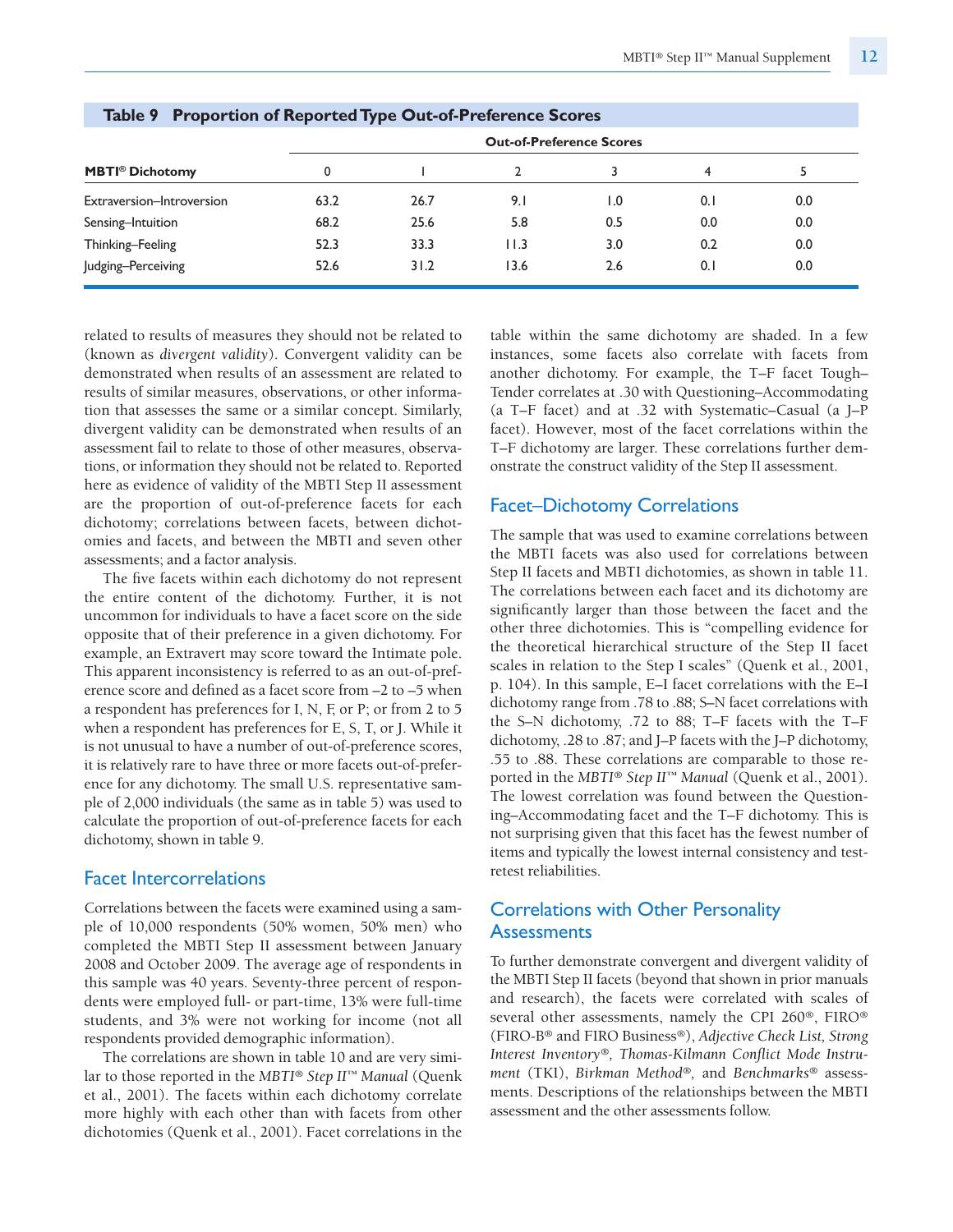**Table 9 Proportion of Reported Type Out-of-Preference Scores**

| MBTI® Dichotomy | Out-of-Preference Scores | | | | | |
|---|---|---|---|---|---|---|
| | 0 | 1 | 2 | 3 | 4 | 5 |
| Extraversion–Introversion | 63.2 | 26.7 | 9.1 | 1.0 | 0.1 | 0.0 |
| Sensing–Intuition | 68.2 | 25.6 | 5.8 | 0.5 | 0.0 | 0.0 |
| Thinking–Feeling | 52.3 | 33.3 | 11.3 | 3.0 | 0.2 | 0.0 |
| Judging–Perceiving | 52.6 | 31.2 | 13.6 | 2.6 | 0.1 | 0.0 |

related to results of measures they should not be related to (known as *divergent validity*). Convergent validity can be demonstrated when results of an assessment are related to results of similar measures, observations, or other information that assesses the same or a similar concept. Similarly, divergent validity can be demonstrated when results of an assessment fail to relate to those of other measures, observations, or information they should not be related to. Reported here as evidence of validity of the MBTI Step II assessment are the proportion of out-of-preference facets for each dichotomy; correlations between facets, between dichotomies and facets, and between the MBTI and seven other assessments; and a factor analysis.

The five facets within each dichotomy do not represent the entire content of the dichotomy. Further, it is not uncommon for individuals to have a facet score on the side opposite that of their preference in a given dichotomy. For example, an Extravert may score toward the Intimate pole. This apparent inconsistency is referred to as an out-of-preference score and defined as a facet score from –2 to –5 when a respondent has preferences for I, N, F, or P; or from 2 to 5 when a respondent has preferences for E, S, T, or J. While it is not unusual to have a number of out-of-preference scores, it is relatively rare to have three or more facets out-of-preference for any dichotomy. The small U.S. representative sample of 2,000 individuals (the same as in table 5) was used to calculate the proportion of out-of-preference facets for each dichotomy, shown in table 9.

## Facet Intercorrelations

Correlations between the facets were examined using a sample of 10,000 respondents (50% women, 50% men) who completed the MBTI Step II assessment between January 2008 and October 2009. The average age of respondents in this sample was 40 years. Seventy-three percent of respondents were employed full- or part-time, 13% were full-time students, and 3% were not working for income (not all respondents provided demographic information).

The correlations are shown in table 10 and are very similar to those reported in the *MBTI® Step II™ Manual* (Quenk et al., 2001). The facets within each dichotomy correlate more highly with each other than with facets from other dichotomies (Quenk et al., 2001). Facet correlations in the table within the same dichotomy are shaded. In a few instances, some facets also correlate with facets from another dichotomy. For example, the T–F facet Tough–Tender correlates at .30 with Questioning–Accommodating (a T–F facet) and at .32 with Systematic–Casual (a J–P facet). However, most of the facet correlations within the T–F dichotomy are larger. These correlations further demonstrate the construct validity of the Step II assessment.

## Facet–Dichotomy Correlations

The sample that was used to examine correlations between the MBTI facets was also used for correlations between Step II facets and MBTI dichotomies, as shown in table 11. The correlations between each facet and its dichotomy are significantly larger than those between the facet and the other three dichotomies. This is "compelling evidence for the theoretical hierarchical structure of the Step II facet scales in relation to the Step I scales" (Quenk et al., 2001, p. 104). In this sample, E–I facet correlations with the E–I dichotomy range from .78 to .88; S–N facet correlations with the S–N dichotomy, .72 to 88; T–F facets with the T–F dichotomy, .28 to .87; and J–P facets with the J–P dichotomy, .55 to .88. These correlations are comparable to those reported in the *MBTI® Step II™ Manual* (Quenk et al., 2001). The lowest correlation was found between the Questioning–Accommodating facet and the T–F dichotomy. This is not surprising given that this facet has the fewest number of items and typically the lowest internal consistency and test-retest reliabilities.

## Correlations with Other Personality Assessments

To further demonstrate convergent and divergent validity of the MBTI Step II facets (beyond that shown in prior manuals and research), the facets were correlated with scales of several other assessments, namely the CPI 260®, FIRO® (FIRO-B® and FIRO Business®), *Adjective Check List, Strong Interest Inventory®, Thomas-Kilmann Conflict Mode Instrument* (TKI), *Birkman Method®,* and *Benchmarks®* assessments. Descriptions of the relationships between the MBTI assessment and the other assessments follow.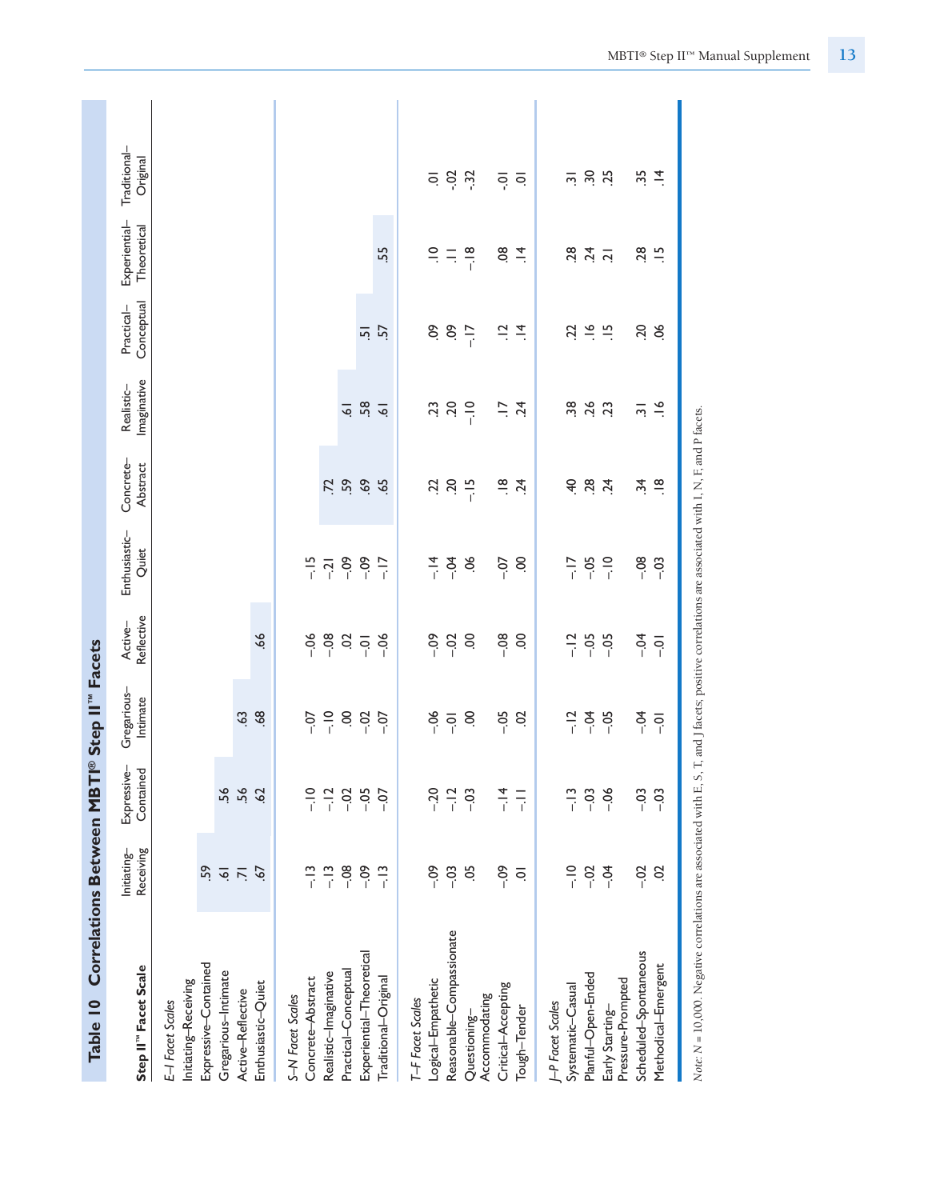## Table 10 Correlations Between MBTI® Step II™ Facets

| Step II™ Facet Scale | Initiating–Receiving | Expressive–Contained | Gregarious–Intimate | Active–Reflective | Enthusiastic–Quiet | Concrete–Abstract | Realistic–Imaginative | Practical–Conceptual | Experiential–Theoretical | Traditional–Original |
|---|---|---|---|---|---|---|---|---|---|---|
| *E–I Facet Scales* | | | | | | | | | | |
| Initiating–Receiving | | | | | | | | | | |
| Expressive–Contained | .59 | | | | | | | | | |
| Gregarious–Intimate | .61 | .56 | | | | | | | | |
| Active–Reflective | .71 | .56 | .63 | | | | | | | |
| Enthusiastic–Quiet | .67 | .62 | .68 | .66 | | | | | | |
| *S–N Facet Scales* | | | | | | | | | | |
| Concrete–Abstract | -.13 | -.10 | -.07 | -.06 | -.15 | | | | | |
| Realistic–Imaginative | -.13 | -.12 | -.10 | -.08 | -.21 | .72 | | | | |
| Practical–Conceptual | -.08 | -.02 | .00 | .02 | -.09 | .59 | .61 | | | |
| Experiential–Theoretical | -.09 | -.05 | -.02 | -.01 | -.09 | .69 | .58 | .51 | | |
| Traditional–Original | -.13 | -.07 | -.07 | -.06 | -.17 | .65 | .61 | .57 | .55 | |
| *T–F Facet Scales* | | | | | | | | | | |
| Logical–Empathetic | -.09 | -.20 | -.06 | -.09 | -.14 | .22 | .23 | .09 | .10 | .01 |
| Reasonable–Compassionate | -.03 | -.12 | -.01 | -.02 | -.04 | .20 | .20 | .09 | .11 | -.02 |
| Questioning–Accommodating | .05 | -.03 | .00 | .00 | .06 | -.15 | -.10 | -.17 | -.18 | -.32 |
| Critical–Accepting | -.09 | -.14 | -.05 | -.08 | -.07 | .18 | .17 | .12 | .08 | -.01 |
| Tough–Tender | .01 | -.11 | .02 | .00 | .00 | .24 | .24 | .14 | .14 | .01 |
| *J–P Facet Scales* | | | | | | | | | | |
| Systematic–Casual | -.10 | -.13 | -.12 | -.12 | -.17 | .40 | .38 | .22 | .28 | .31 |
| Planful–Open-Ended | -.02 | -.03 | -.04 | -.05 | -.05 | .28 | .26 | .16 | .24 | .30 |
| Early Starting–Pressure-Prompted | -.04 | -.06 | -.05 | -.05 | -.10 | .24 | .23 | .15 | .21 | .25 |
| Scheduled–Spontaneous | -.02 | -.03 | -.04 | -.04 | -.08 | .34 | .31 | .20 | .28 | .35 |
| Methodical–Emergent | .02 | -.03 | -.01 | -.01 | -.03 | .18 | .16 | .06 | .15 | .14 |

*Note: N* = 10,000. Negative correlations are associated with E, S, T, and J facets; positive correlations are associated with I, N, F, and P facets.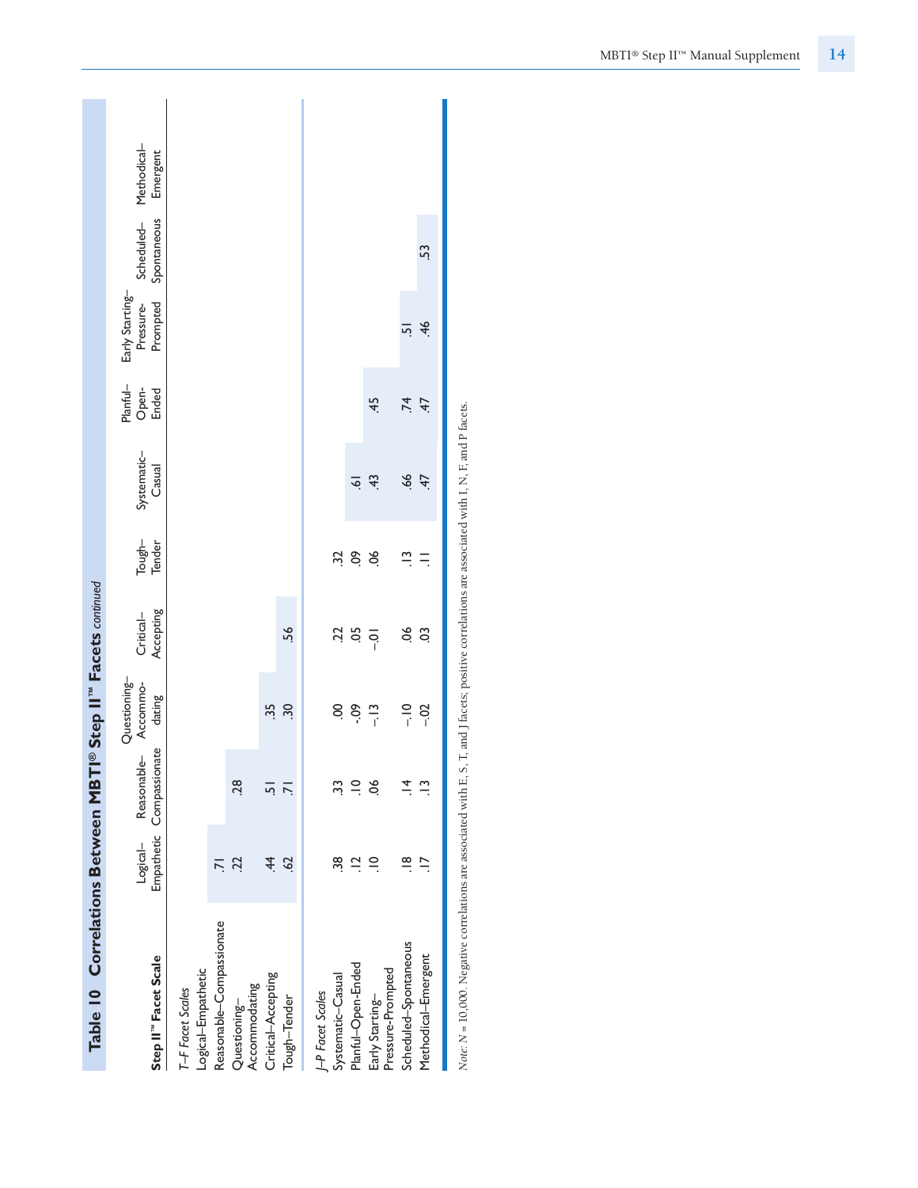## Table 10 Correlations Between MBTI® Step II™ Facets *continued*

| Step II™ Facet Scale | Logical–Empathetic | Reasonable–Compassionate | Questioning–Accommodating | Critical–Accepting | Tough–Tender | Systematic–Casual | Planful–Open-Ended | Early Starting–Pressure-Prompted | Scheduled–Spontaneous | Methodical–Emergent |
|---|---|---|---|---|---|---|---|---|---|---|
| *T–F Facet Scales* | | | | | | | | | | |
| Logical–Empathetic | | | | | | | | | | |
| Reasonable–Compassionate | .71 | | | | | | | | | |
| Questioning–Accommodating | .22 | .28 | | | | | | | | |
| Critical–Accepting | .44 | .51 | .35 | | | | | | | |
| Tough–Tender | .62 | .71 | .30 | .56 | | | | | | |
| *J–P Facet Scales* | | | | | | | | | | |
| Systematic–Casual | .38 | .33 | .00 | .22 | .32 | | | | | |
| Planful–Open-Ended | .12 | .10 | -.09 | .05 | .09 | .61 | | | | |
| Early Starting–Pressure-Prompted | .10 | .06 | –.13 | –.01 | .06 | .43 | .45 | | | |
| Scheduled–Spontaneous | .18 | .14 | –.10 | .06 | .13 | .66 | .74 | .51 | | |
| Methodical–Emergent | .17 | .13 | –.02 | .03 | .11 | .47 | .47 | .46 | .53 | |

*Note:* $N$ = 10,000. Negative correlations are associated with E, S, T, and J facets; positive correlations are associated with I, N, F, and P facets.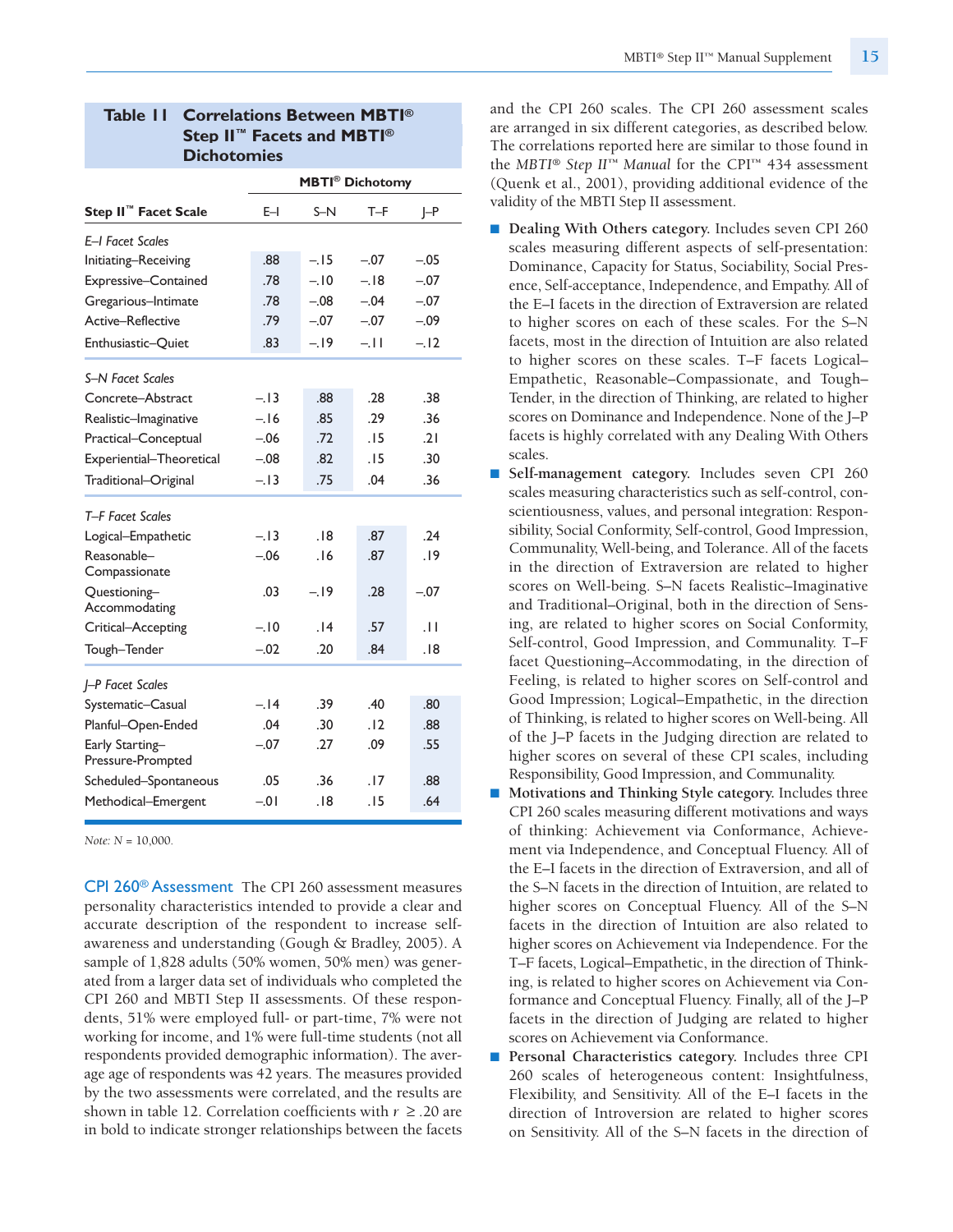**Table 11 Correlations Between MBTI® Step II™ Facets and MBTI® Dichotomies**

| Step II™ Facet Scale | MBTI® Dichotomy | | | |
|---|---|---|---|---|
| | E–I | S–N | T–F | J–P |
| *E–I Facet Scales* | | | | |
| Initiating–Receiving | .88 | –.15 | –.07 | –.05 |
| Expressive–Contained | .78 | –.10 | –.18 | –.07 |
| Gregarious–Intimate | .78 | –.08 | –.04 | –.07 |
| Active–Reflective | .79 | –.07 | –.07 | –.09 |
| Enthusiastic–Quiet | .83 | –.19 | –.11 | –.12 |
| *S–N Facet Scales* | | | | |
| Concrete–Abstract | –.13 | .88 | .28 | .38 |
| Realistic–Imaginative | –.16 | .85 | .29 | .36 |
| Practical–Conceptual | –.06 | .72 | .15 | .21 |
| Experiential–Theoretical | –.08 | .82 | .15 | .30 |
| Traditional–Original | –.13 | .75 | .04 | .36 |
| *T–F Facet Scales* | | | | |
| Logical–Empathetic | –.13 | .18 | .87 | .24 |
| Reasonable–Compassionate | –.06 | .16 | .87 | .19 |
| Questioning–Accommodating | .03 | –.19 | .28 | –.07 |
| Critical–Accepting | –.10 | .14 | .57 | .11 |
| Tough–Tender | –.02 | .20 | .84 | .18 |
| *J–P Facet Scales* | | | | |
| Systematic–Casual | –.14 | .39 | .40 | .80 |
| Planful–Open-Ended | .04 | .30 | .12 | .88 |
| Early Starting–Pressure-Prompted | –.07 | .27 | .09 | .55 |
| Scheduled–Spontaneous | .05 | .36 | .17 | .88 |
| Methodical–Emergent | –.01 | .18 | .15 | .64 |

*Note:* $N$ = 10,000.

**CPI 260® Assessment** The CPI 260 assessment measures personality characteristics intended to provide a clear and accurate description of the respondent to increase self-awareness and understanding (Gough & Bradley, 2005). A sample of 1,828 adults (50% women, 50% men) was generated from a larger data set of individuals who completed the CPI 260 and MBTI Step II assessments. Of these respondents, 51% were employed full- or part-time, 7% were not working for income, and 1% were full-time students (not all respondents provided demographic information). The average age of respondents was 42 years. The measures provided by the two assessments were correlated, and the results are shown in table 12. Correlation coefficients with $r \geq .20$ are in bold to indicate stronger relationships between the facets and the CPI 260 scales. The CPI 260 assessment scales are arranged in six different categories, as described below. The correlations reported here are similar to those found in the *MBTI® Step II™ Manual* for the CPI™ 434 assessment (Quenk et al., 2001), providing additional evidence of the validity of the MBTI Step II assessment.

- **Dealing With Others category.** Includes seven CPI 260 scales measuring different aspects of self-presentation: Dominance, Capacity for Status, Sociability, Social Presence, Self-acceptance, Independence, and Empathy. All of the E–I facets in the direction of Extraversion are related to higher scores on each of these scales. For the S–N facets, most in the direction of Intuition are also related to higher scores on these scales. T–F facets Logical–Empathetic, Reasonable–Compassionate, and Tough–Tender, in the direction of Thinking, are related to higher scores on Dominance and Independence. None of the J–P facets is highly correlated with any Dealing With Others scales.
- **Self-management category.** Includes seven CPI 260 scales measuring characteristics such as self-control, conscientiousness, values, and personal integration: Responsibility, Social Conformity, Self-control, Good Impression, Communality, Well-being, and Tolerance. All of the facets in the direction of Extraversion are related to higher scores on Well-being. S–N facets Realistic–Imaginative and Traditional–Original, both in the direction of Sensing, are related to higher scores on Social Conformity, Self-control, Good Impression, and Communality. T–F facet Questioning–Accommodating, in the direction of Feeling, is related to higher scores on Self-control and Good Impression; Logical–Empathetic, in the direction of Thinking, is related to higher scores on Well-being. All of the J–P facets in the Judging direction are related to higher scores on several of these CPI scales, including Responsibility, Good Impression, and Communality.
- **Motivations and Thinking Style category.** Includes three CPI 260 scales measuring different motivations and ways of thinking: Achievement via Conformance, Achievement via Independence, and Conceptual Fluency. All of the E–I facets in the direction of Extraversion, and all of the S–N facets in the direction of Intuition, are related to higher scores on Conceptual Fluency. All of the S–N facets in the direction of Intuition are also related to higher scores on Achievement via Independence. For the T–F facets, Logical–Empathetic, in the direction of Thinking, is related to higher scores on Achievement via Conformance and Conceptual Fluency. Finally, all of the J–P facets in the direction of Judging are related to higher scores on Achievement via Conformance.
- **Personal Characteristics category.** Includes three CPI 260 scales of heterogeneous content: Insightfulness, Flexibility, and Sensitivity. All of the E–I facets in the direction of Introversion are related to higher scores on Sensitivity. All of the S–N facets in the direction of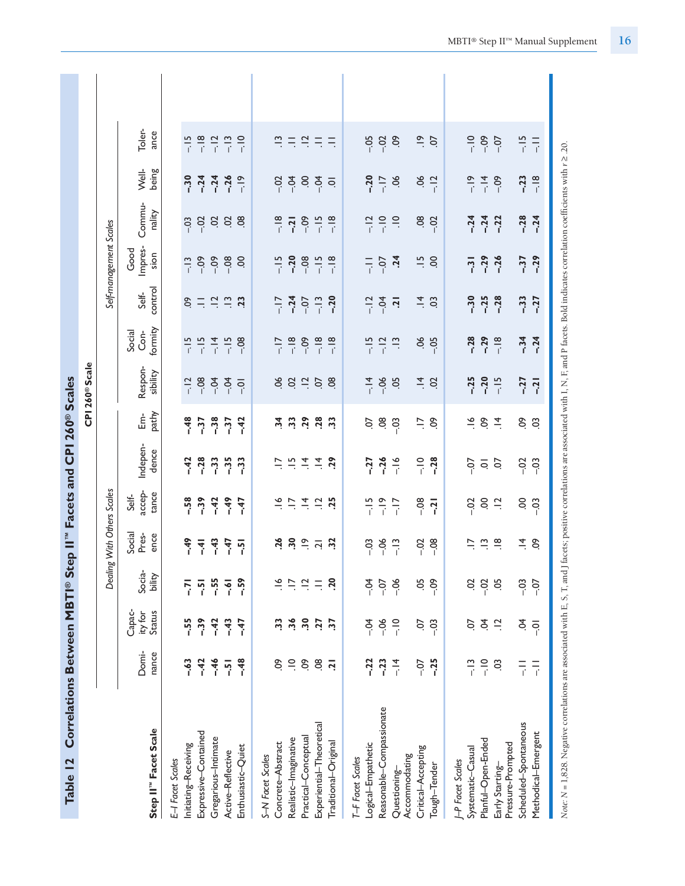## Table 12 Correlations Between MBTI® Step II™ Facets and CPI 260® Scales

| | CPI 260® Scale | | | | | | | | | | | | | | | |
|---|---|---|---|---|---|---|---|---|---|---|---|---|---|---|---|---|
| | *Dealing With Others Scales* | | | | | | | | *Self-management Scales* | | | | | | | |
| **Step II™ Facet Scale** | Dominance | Capacity for Status | Sociability | Social Presence | Self-acceptance | Independence | Empathy | Responsibility | Social Conformity | Self-control | Good Impression | Communality | Well-being | Tolerance |
| *E–I Facet Scales* | | | | | | | | | | | | | | |
| Initiating–Receiving | **–.63** | **–.55** | **–.71** | **–.49** | **–.58** | **–.42** | **–.48** | –.12 | –.15 | .09 | –.13 | –.03 | **–.30** | –.15 |
| Expressive–Contained | **–.42** | **–.39** | **–.51** | **–.41** | **–.39** | **–.28** | **–.37** | –.08 | –.15 | .11 | –.09 | –.02 | **–.24** | –.18 |
| Gregarious–Intimate | **–.46** | **–.42** | **–.55** | **–.43** | **–.42** | **–.33** | **–.38** | –.04 | –.14 | .12 | –.09 | .02 | **–.24** | –.12 |
| Active–Reflective | **–.51** | **–.43** | **–.61** | **–.47** | **–.49** | **–.35** | **–.37** | –.04 | –.15 | .13 | –.08 | .02 | **–.26** | –.13 |
| Enthusiastic–Quiet | **–.48** | **–.47** | **–.59** | **–.51** | **–.47** | **–.33** | **–.42** | –.01 | –.08 | **.23** | .00 | .08 | –.19 | –.10 |
| *S–N Facet Scales* | | | | | | | | | | | | | | |
| Concrete–Abstract | .09 | **.33** | .16 | **.26** | .16 | .17 | **.34** | .06 | –.17 | –.17 | –.15 | –.18 | –.02 | .13 |
| Realistic–Imaginative | .10 | **.36** | .17 | **.30** | .17 | .15 | **.33** | .02 | –.18 | **–.24** | **–.20** | **–.21** | –.04 | .11 |
| Practical–Conceptual | .09 | **.30** | .12 | .19 | .14 | .14 | **.29** | .12 | –.09 | –.07 | –.08 | –.09 | .00 | .12 |
| Experiential–Theoretical | .08 | **.27** | .11 | **.21** | .12 | .14 | **.28** | .07 | –.18 | –.13 | –.15 | –.15 | –.04 | .11 |
| Traditional–Original | **.21** | **.37** | **.20** | **.32** | **.25** | **.29** | **.33** | .08 | –.18 | **–.20** | –.18 | –.18 | .01 | .11 |
| *T–F Facet Scales* | | | | | | | | | | | | | | |
| Logical–Empathetic | **–.22** | –.04 | –.04 | –.03 | –.15 | **–.27** | .07 | –.14 | –.15 | –.12 | –.11 | –.12 | **–.20** | –.05 |
| Reasonable–Compassionate | **–.23** | –.06 | –.07 | –.06 | –.19 | **–.26** | .08 | –.06 | –.12 | –.04 | –.07 | –.10 | –.17 | –.02 |
| Questioning–Accommodating | –.14 | –.10 | –.06 | –.13 | –.17 | –.16 | –.03 | .05 | .13 | **.21** | **.24** | .10 | .06 | .09 |
| Critical–Accepting | –.07 | .07 | .05 | –.02 | –.08 | –.10 | .17 | .14 | .06 | .14 | .15 | .08 | .06 | .19 |
| Tough–Tender | **–.25** | –.03 | –.09 | –.08 | **–.21** | **–.28** | .09 | .02 | –.05 | .03 | .00 | –.02 | –.12 | .07 |
| *J–P Facet Scales* | | | | | | | | | | | | | | |
| Systematic–Casual | –.13 | .07 | .02 | .17 | –.02 | –.07 | .16 | **–.25** | **–.28** | **–.30** | **–.31** | **–.24** | –.19 | –.10 |
| Planful–Open-Ended | –.10 | .04 | –.02 | .13 | .00 | .01 | .09 | **–.20** | **–.29** | **–.25** | **–.29** | **–.24** | –.14 | –.09 |
| Early Starting–Pressure-Prompted | .03 | .12 | .05 | .18 | .12 | .07 | .14 | –.15 | –.18 | **–.28** | **–.26** | **–.22** | –.09 | –.07 |
| Scheduled–Spontaneous | –.11 | .04 | –.03 | .14 | .00 | –.02 | .09 | **–.27** | **–.34** | **–.33** | **–.37** | **–.28** | **–.23** | –.15 |
| Methodical–Emergent | –.11 | –.01 | –.07 | .09 | –.03 | –.03 | .03 | **–.21** | **–.24** | **–.27** | **–.29** | **–.24** | –.18 | –.11 |

*Note:* $N = 1{,}828$. Negative correlations are associated with E, S, T, and J facets; positive correlations are associated with I, N, F, and P facets. Bold indicates correlation coefficients with $r \geq .20$.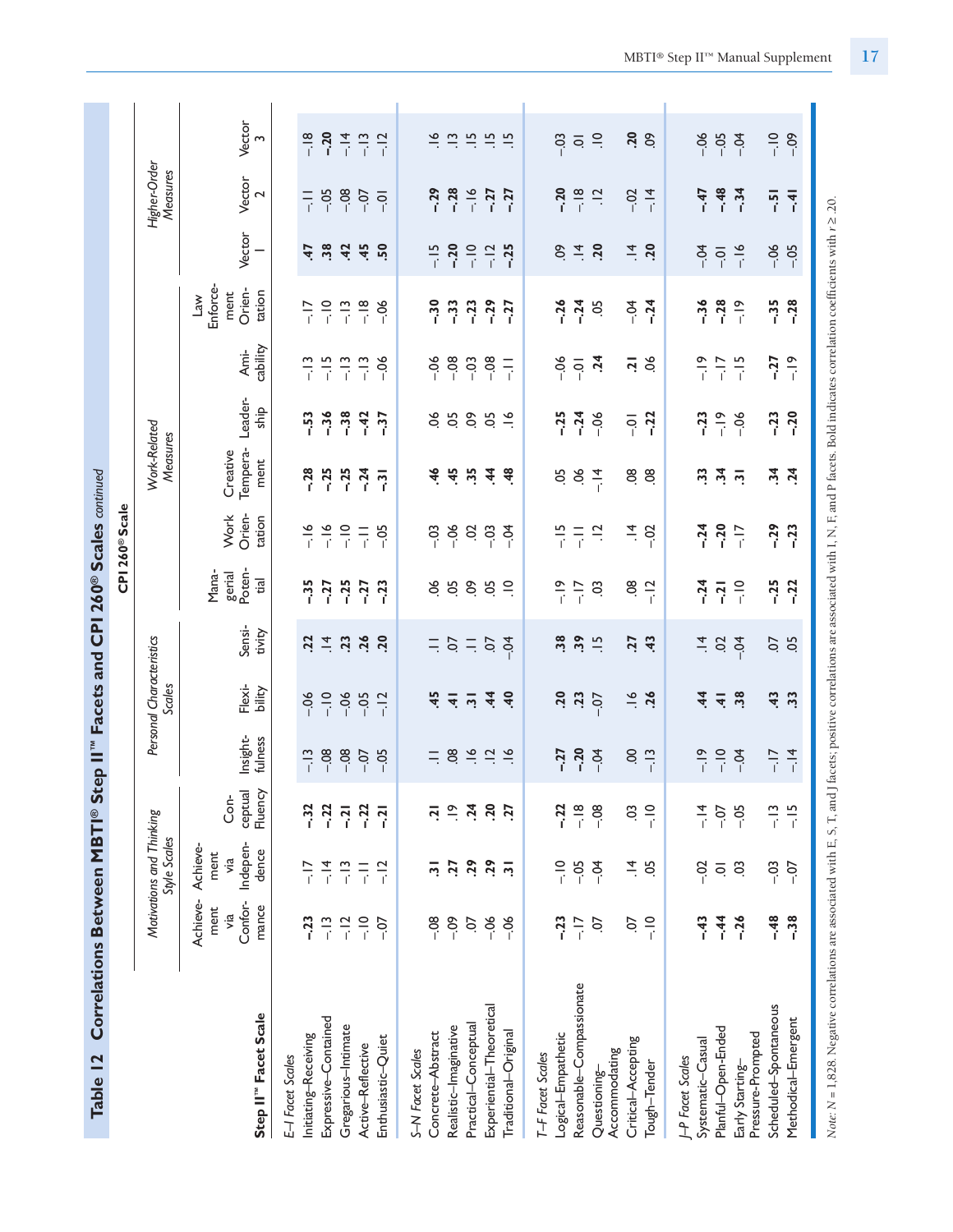## Table 12 Correlations Between MBTI® Step II™ Facets and CPI 260® Scales *continued*

| | CPI 260® Scale | | | | | | | | | | | | | | |
|---|---|---|---|---|---|---|---|---|---|---|---|---|---|---|---|
| | *Motivations and Thinking Style Scales* | | | *Personal Characteristics Scales* | | | *Work-Related Measures* | | | | | | *Higher-Order Measures* | | |
| **Step II™ Facet Scale** | Achievement via Conformance | Achievement via Independence | Conceptual Fluency | Insightfulness | Flexibility | Sensitivity | Managerial Potential | Work Orientation | Creative Temperament | Leadership | Amicability | Law Enforcement Orientation | Vector 1 | Vector 2 | Vector 3 |
| *E–I Facet Scales* | | | | | | | | | | | | | | | |
| Initiating–Receiving | **–.23** | –.17 | **–.32** | –.13 | –.06 | **.22** | **–.35** | –.16 | **–.28** | **–.53** | –.13 | –.17 | **.47** | –.11 | –.18 |
| Expressive–Contained | –.13 | –.14 | **–.22** | –.08 | –.10 | .14 | **–.27** | –.16 | **–.25** | **–.36** | –.15 | –.10 | **.38** | –.05 | **–.20** |
| Gregarious–Intimate | –.12 | –.13 | **–.21** | –.08 | –.06 | **.23** | **–.25** | –.10 | **–.25** | **–.38** | –.13 | –.13 | **.42** | –.08 | –.14 |
| Active–Reflective | –.10 | –.11 | **–.22** | –.07 | –.05 | **.26** | **–.27** | –.11 | **–.24** | **–.42** | –.13 | –.18 | **.45** | –.07 | –.13 |
| Enthusiastic–Quiet | –.07 | –.12 | **–.21** | –.05 | –.12 | **.20** | **–.23** | –.05 | **–.31** | **–.37** | –.06 | –.06 | **.50** | –.01 | –.12 |
| *S–N Facet Scales* | | | | | | | | | | | | | | | |
| Concrete–Abstract | –.08 | **.31** | **.21** | .11 | **.45** | .11 | .06 | –.03 | **.46** | .06 | –.06 | **–.30** | –.15 | **–.29** | .16 |
| Realistic–Imaginative | –.09 | **.27** | .19 | .08 | **.41** | .07 | .05 | –.06 | **.45** | .05 | –.08 | **–.33** | **–.20** | **–.28** | .13 |
| Practical–Conceptual | .07 | **.29** | **.24** | .16 | **.31** | .11 | .09 | .02 | **.35** | .09 | –.03 | **–.23** | –.10 | –.16 | .15 |
| Experiential–Theoretical | –.06 | **.29** | **.20** | .12 | **.44** | .07 | .05 | –.03 | **.44** | .05 | –.08 | **–.29** | –.12 | **–.27** | .15 |
| Traditional–Original | –.06 | **.31** | **.27** | .16 | **.40** | –.04 | .10 | –.04 | **.48** | .16 | –.11 | **–.27** | **–.25** | **–.27** | .15 |
| *T–F Facet Scales* | | | | | | | | | | | | | | | |
| Logical–Empathetic | **–.23** | –.10 | **–.22** | **–.27** | **.20** | **.38** | –.19 | –.15 | .05 | **–.25** | –.06 | **–.26** | .09 | **–.20** | –.03 |
| Reasonable–Compassionate | –.17 | –.05 | –.18 | **–.20** | **.23** | **.39** | –.17 | –.11 | .06 | **–.24** | –.01 | **–.24** | .14 | –.18 | .01 |
| Questioning–Accommodating | .07 | –.04 | –.08 | –.04 | –.07 | .15 | .03 | .12 | –.14 | –.06 | **.24** | .05 | **.20** | .12 | .10 |
| Critical–Accepting | .07 | .14 | .03 | .00 | .16 | **.27** | .08 | .14 | .08 | –.01 | **.21** | –.04 | .14 | –.02 | **.20** |
| Tough–Tender | –.10 | .05 | –.10 | –.13 | **.26** | **.43** | –.12 | –.02 | .08 | **–.22** | .06 | **–.24** | **.20** | –.14 | .09 |
| *J–P Facet Scales* | | | | | | | | | | | | | | | |
| Systematic–Casual | **–.43** | –.02 | –.14 | –.19 | **.44** | .14 | **–.24** | **–.24** | **.33** | **–.23** | –.19 | **–.36** | –.04 | **–.47** | –.06 |
| Planful–Open-Ended | **–.44** | .01 | –.07 | –.10 | **.41** | .02 | **–.21** | **–.20** | **.34** | –.19 | –.17 | **–.28** | –.01 | **–.48** | –.05 |
| Early Starting–Pressure-Prompted | **–.26** | .03 | –.05 | –.04 | **.38** | –.04 | –.10 | –.17 | **.31** | –.06 | –.15 | –.19 | –.16 | **–.34** | –.04 |
| Scheduled–Spontaneous | **–.48** | –.03 | –.13 | –.17 | **.43** | .07 | **–.25** | **–.29** | **.34** | **–.23** | **–.27** | **–.35** | –.06 | **–.51** | –.10 |
| Methodical–Emergent | **–.38** | –.07 | –.15 | –.14 | **.33** | .05 | **–.22** | **–.23** | **.24** | **–.20** | –.19 | **–.28** | –.05 | **–.41** | –.09 |

*Note:* $N$ = 1,828. Negative correlations are associated with E, S, T, and J facets; positive correlations are associated with I, N, F, and P facets. Bold indicates correlation coefficients with $r \geq .20$.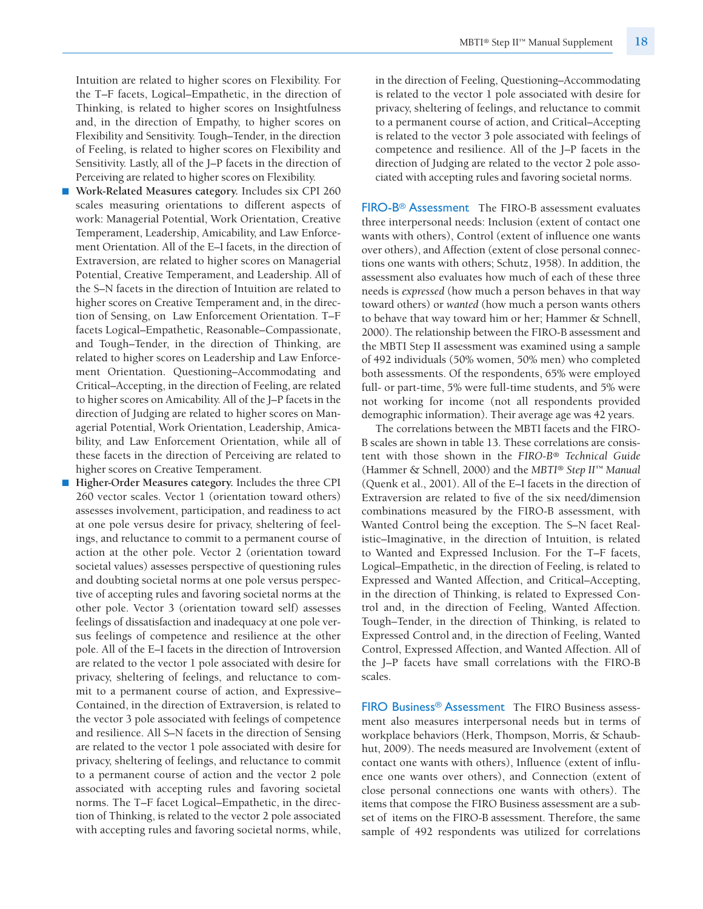Intuition are related to higher scores on Flexibility. For the T–F facets, Logical–Empathetic, in the direction of Thinking, is related to higher scores on Insightfulness and, in the direction of Empathy, to higher scores on Flexibility and Sensitivity. Tough–Tender, in the direction of Feeling, is related to higher scores on Flexibility and Sensitivity. Lastly, all of the J–P facets in the direction of Perceiving are related to higher scores on Flexibility.

- **Work-Related Measures category.** Includes six CPI 260 scales measuring orientations to different aspects of work: Managerial Potential, Work Orientation, Creative Temperament, Leadership, Amicability, and Law Enforcement Orientation. All of the E–I facets, in the direction of Extraversion, are related to higher scores on Managerial Potential, Creative Temperament, and Leadership. All of the S–N facets in the direction of Intuition are related to higher scores on Creative Temperament and, in the direction of Sensing, on Law Enforcement Orientation. T–F facets Logical–Empathetic, Reasonable–Compassionate, and Tough–Tender, in the direction of Thinking, are related to higher scores on Leadership and Law Enforcement Orientation. Questioning–Accommodating and Critical–Accepting, in the direction of Feeling, are related to higher scores on Amicability. All of the J–P facets in the direction of Judging are related to higher scores on Managerial Potential, Work Orientation, Leadership, Amicability, and Law Enforcement Orientation, while all of these facets in the direction of Perceiving are related to higher scores on Creative Temperament.
- **Higher-Order Measures category.** Includes the three CPI 260 vector scales. Vector 1 (orientation toward others) assesses involvement, participation, and readiness to act at one pole versus desire for privacy, sheltering of feelings, and reluctance to commit to a permanent course of action at the other pole. Vector 2 (orientation toward societal values) assesses perspective of questioning rules and doubting societal norms at one pole versus perspective of accepting rules and favoring societal norms at the other pole. Vector 3 (orientation toward self) assesses feelings of dissatisfaction and inadequacy at one pole versus feelings of competence and resilience at the other pole. All of the E–I facets in the direction of Introversion are related to the vector 1 pole associated with desire for privacy, sheltering of feelings, and reluctance to commit to a permanent course of action, and Expressive–Contained, in the direction of Extraversion, is related to the vector 3 pole associated with feelings of competence and resilience. All S–N facets in the direction of Sensing are related to the vector 1 pole associated with desire for privacy, sheltering of feelings, and reluctance to commit to a permanent course of action and the vector 2 pole associated with accepting rules and favoring societal norms. The T–F facet Logical–Empathetic, in the direction of Thinking, is related to the vector 2 pole associated with accepting rules and favoring societal norms, while, in the direction of Feeling, Questioning–Accommodating is related to the vector 1 pole associated with desire for privacy, sheltering of feelings, and reluctance to commit to a permanent course of action, and Critical–Accepting is related to the vector 3 pole associated with feelings of competence and resilience. All of the J–P facets in the direction of Judging are related to the vector 2 pole associated with accepting rules and favoring societal norms.

**FIRO-B® Assessment** The FIRO-B assessment evaluates three interpersonal needs: Inclusion (extent of contact one wants with others), Control (extent of influence one wants over others), and Affection (extent of close personal connections one wants with others; Schutz, 1958). In addition, the assessment also evaluates how much of each of these three needs is *expressed* (how much a person behaves in that way toward others) or *wanted* (how much a person wants others to behave that way toward him or her; Hammer & Schnell, 2000). The relationship between the FIRO-B assessment and the MBTI Step II assessment was examined using a sample of 492 individuals (50% women, 50% men) who completed both assessments. Of the respondents, 65% were employed full- or part-time, 5% were full-time students, and 5% were not working for income (not all respondents provided demographic information). Their average age was 42 years.

The correlations between the MBTI facets and the FIRO-B scales are shown in table 13. These correlations are consistent with those shown in the *FIRO-B® Technical Guide* (Hammer & Schnell, 2000) and the *MBTI® Step II™ Manual* (Quenk et al., 2001). All of the E–I facets in the direction of Extraversion are related to five of the six need/dimension combinations measured by the FIRO-B assessment, with Wanted Control being the exception. The S–N facet Realistic–Imaginative, in the direction of Intuition, is related to Wanted and Expressed Inclusion. For the T–F facets, Logical–Empathetic, in the direction of Feeling, is related to Expressed and Wanted Affection, and Critical–Accepting, in the direction of Thinking, is related to Expressed Control and, in the direction of Feeling, Wanted Affection. Tough–Tender, in the direction of Thinking, is related to Expressed Control and, in the direction of Feeling, Wanted Control, Expressed Affection, and Wanted Affection. All of the J–P facets have small correlations with the FIRO-B scales.

**FIRO Business® Assessment** The FIRO Business assessment also measures interpersonal needs but in terms of workplace behaviors (Herk, Thompson, Morris, & Schaubhut, 2009). The needs measured are Involvement (extent of contact one wants with others), Influence (extent of influence one wants over others), and Connection (extent of close personal connections one wants with others). The items that compose the FIRO Business assessment are a subset of items on the FIRO-B assessment. Therefore, the same sample of 492 respondents was utilized for correlations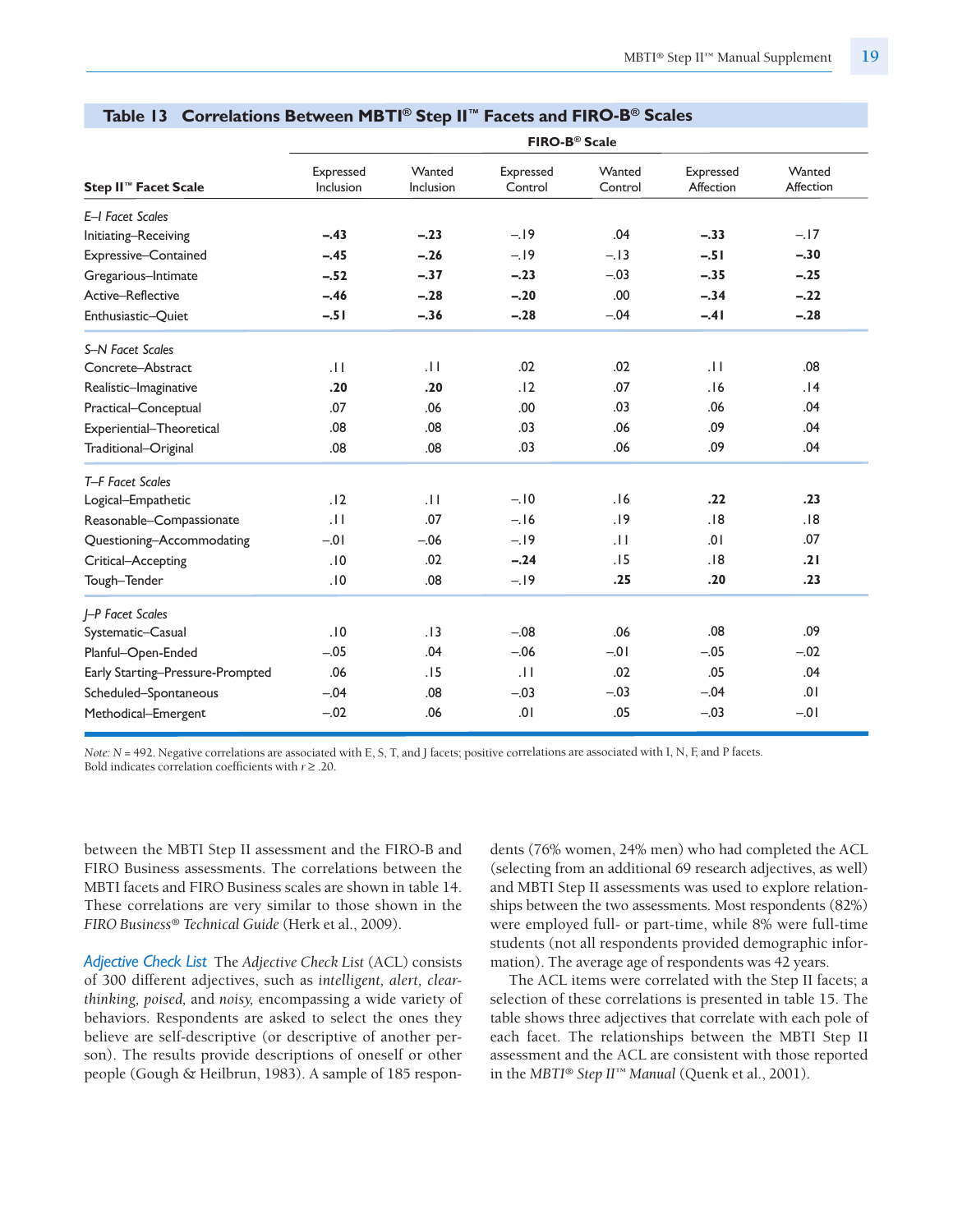**Table 13 Correlations Between MBTI® Step II™ Facets and FIRO-B® Scales**

| | FIRO-B® Scale | | | | | |
|---|---|---|---|---|---|---|
| **Step II™ Facet Scale** | Expressed Inclusion | Wanted Inclusion | Expressed Control | Wanted Control | Expressed Affection | Wanted Affection |
| *E–I Facet Scales* | | | | | | |
| Initiating–Receiving | **–.43** | **–.23** | –.19 | .04 | **–.33** | –.17 |
| Expressive–Contained | **–.45** | **–.26** | –.19 | –.13 | **–.51** | **–.30** |
| Gregarious–Intimate | **–.52** | **–.37** | **–.23** | –.03 | **–.35** | **–.25** |
| Active–Reflective | **–.46** | **–.28** | **–.20** | .00 | **–.34** | **–.22** |
| Enthusiastic–Quiet | **–.51** | **–.36** | **–.28** | –.04 | **–.41** | **–.28** |
| *S–N Facet Scales* | | | | | | |
| Concrete–Abstract | .11 | .11 | .02 | .02 | .11 | .08 |
| Realistic–Imaginative | **.20** | **.20** | .12 | .07 | .16 | .14 |
| Practical–Conceptual | .07 | .06 | .00 | .03 | .06 | .04 |
| Experiential–Theoretical | .08 | .08 | .03 | .06 | .09 | .04 |
| Traditional–Original | .08 | .08 | .03 | .06 | .09 | .04 |
| *T–F Facet Scales* | | | | | | |
| Logical–Empathetic | .12 | .11 | –.10 | .16 | **.22** | **.23** |
| Reasonable–Compassionate | .11 | .07 | –.16 | .19 | .18 | .18 |
| Questioning–Accommodating | –.01 | –.06 | –.19 | .11 | .01 | .07 |
| Critical–Accepting | .10 | .02 | **–.24** | .15 | .18 | **.21** |
| Tough–Tender | .10 | .08 | –.19 | **.25** | **.20** | **.23** |
| *J–P Facet Scales* | | | | | | |
| Systematic–Casual | .10 | .13 | –.08 | .06 | .08 | .09 |
| Planful–Open-Ended | –.05 | .04 | –.06 | –.01 | –.05 | –.02 |
| Early Starting–Pressure-Prompted | .06 | .15 | .11 | .02 | .05 | .04 |
| Scheduled–Spontaneous | –.04 | .08 | –.03 | –.03 | –.04 | .01 |
| Methodical–Emergent | –.02 | .06 | .01 | .05 | –.03 | –.01 |

*Note: N* = 492. Negative correlations are associated with E, S, T, and J facets; positive correlations are associated with I, N, F, and P facets. Bold indicates correlation coefficients with $r \geq .20$.

between the MBTI Step II assessment and the FIRO-B and FIRO Business assessments. The correlations between the MBTI facets and FIRO Business scales are shown in table 14. These correlations are very similar to those shown in the *FIRO Business® Technical Guide* (Herk et al., 2009).

*Adjective Check List* The *Adjective Check List* (ACL) consists of 300 different adjectives, such as *intelligent, alert, clear-thinking, poised,* and *noisy,* encompassing a wide variety of behaviors. Respondents are asked to select the ones they believe are self-descriptive (or descriptive of another person). The results provide descriptions of oneself or other people (Gough & Heilbrun, 1983). A sample of 185 respondents (76% women, 24% men) who had completed the ACL (selecting from an additional 69 research adjectives, as well) and MBTI Step II assessments was used to explore relationships between the two assessments. Most respondents (82%) were employed full- or part-time, while 8% were full-time students (not all respondents provided demographic information). The average age of respondents was 42 years.

The ACL items were correlated with the Step II facets; a selection of these correlations is presented in table 15. The table shows three adjectives that correlate with each pole of each facet. The relationships between the MBTI Step II assessment and the ACL are consistent with those reported in the *MBTI® Step II™ Manual* (Quenk et al., 2001).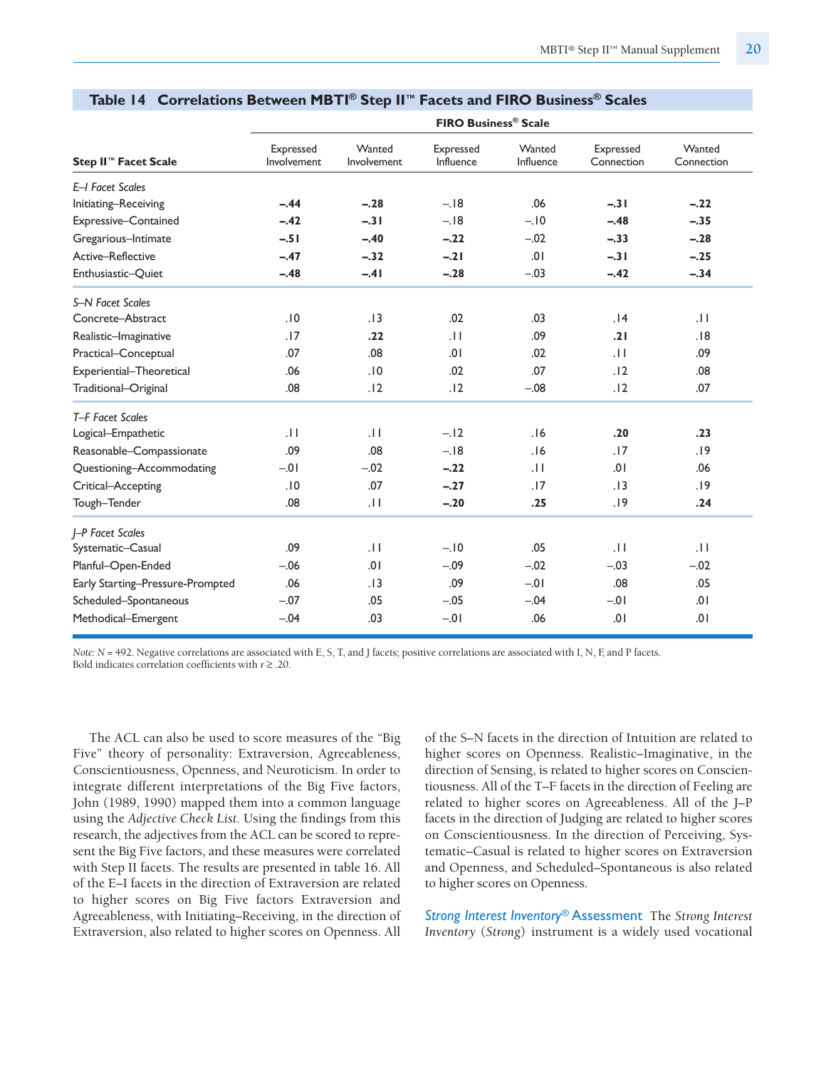**Table 14 Correlations Between MBTI® Step II™ Facets and FIRO Business® Scales**

| | FIRO Business® Scale | | | | | |
|---|---|---|---|---|---|---|
| **Step II™ Facet Scale** | Expressed Involvement | Wanted Involvement | Expressed Influence | Wanted Influence | Expressed Connection | Wanted Connection |
| *E–I Facet Scales* | | | | | | |
| Initiating–Receiving | **–.44** | **–.28** | –.18 | .06 | **–.31** | **–.22** |
| Expressive–Contained | **–.42** | **–.31** | –.18 | –.10 | **–.48** | **–.35** |
| Gregarious–Intimate | **–.51** | **–.40** | **–.22** | –.02 | **–.33** | **–.28** |
| Active–Reflective | **–.47** | **–.32** | **–.21** | .01 | **–.31** | **–.25** |
| Enthusiastic–Quiet | **–.48** | **–.41** | **–.28** | –.03 | **–.42** | **–.34** |
| *S–N Facet Scales* | | | | | | |
| Concrete–Abstract | .10 | .13 | .02 | .03 | .14 | .11 |
| Realistic–Imaginative | .17 | **.22** | .11 | .09 | **.21** | .18 |
| Practical–Conceptual | .07 | .08 | .01 | .02 | .11 | .09 |
| Experiential–Theoretical | .06 | .10 | .02 | .07 | .12 | .08 |
| Traditional–Original | .08 | .12 | .12 | –.08 | .12 | .07 |
| *T–F Facet Scales* | | | | | | |
| Logical–Empathetic | .11 | .11 | –.12 | .16 | **.20** | **.23** |
| Reasonable–Compassionate | .09 | .08 | –.18 | .16 | .17 | .19 |
| Questioning–Accommodating | –.01 | –.02 | **–.22** | .11 | .01 | .06 |
| Critical–Accepting | .10 | .07 | **–.27** | .17 | .13 | .19 |
| Tough–Tender | .08 | .11 | **–.20** | **.25** | .19 | **.24** |
| *J–P Facet Scales* | | | | | | |
| Systematic–Casual | .09 | .11 | –.10 | .05 | .11 | .11 |
| Planful–Open-Ended | –.06 | .01 | –.09 | –.02 | –.03 | –.02 |
| Early Starting–Pressure-Prompted | .06 | .13 | .09 | –.01 | .08 | .05 |
| Scheduled–Spontaneous | –.07 | .05 | –.05 | –.04 | –.01 | .01 |
| Methodical–Emergent | –.04 | .03 | –.01 | .06 | .01 | .01 |

*Note:* $N = 492$. Negative correlations are associated with E, S, T, and J facets; positive correlations are associated with I, N, F, and P facets. Bold indicates correlation coefficients with $r \geq .20$.

The ACL can also be used to score measures of the "Big Five" theory of personality: Extraversion, Agreeableness, Conscientiousness, Openness, and Neuroticism. In order to integrate different interpretations of the Big Five factors, John (1989, 1990) mapped them into a common language using the *Adjective Check List*. Using the findings from this research, the adjectives from the ACL can be scored to represent the Big Five factors, and these measures were correlated with Step II facets. The results are presented in table 16. All of the E–I facets in the direction of Extraversion are related to higher scores on Big Five factors Extraversion and Agreeableness, with Initiating–Receiving, in the direction of Extraversion, also related to higher scores on Openness. All of the S–N facets in the direction of Intuition are related to higher scores on Openness. Realistic–Imaginative, in the direction of Sensing, is related to higher scores on Conscientiousness. All of the T–F facets in the direction of Feeling are related to higher scores on Agreeableness. All of the J–P facets in the direction of Judging are related to higher scores on Conscientiousness. In the direction of Perceiving, Systematic–Casual is related to higher scores on Extraversion and Openness, and Scheduled–Spontaneous is also related to higher scores on Openness.

**Strong Interest Inventory® Assessment** The *Strong Interest Inventory* (*Strong*) instrument is a widely used vocational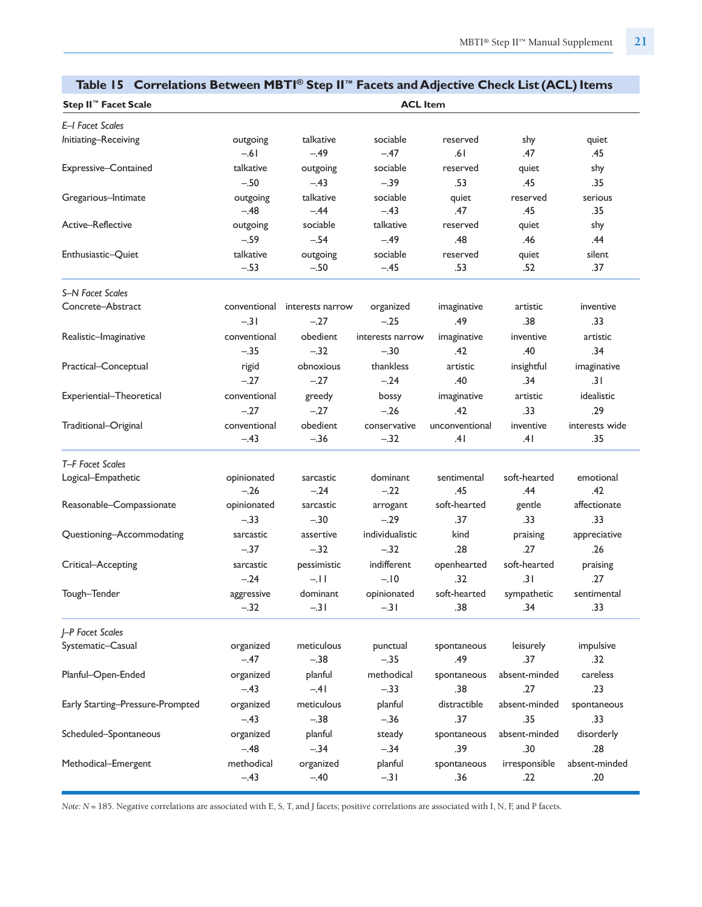## Table 15 Correlations Between MBTI® Step II™ Facets and Adjective Check List (ACL) Items

| Step II™ Facet Scale | ACL Item | | | | | |
|---|---|---|---|---|---|---|
| *E–I Facet Scales* | | | | | | |
| Initiating–Receiving | outgoing −.61 | talkative −.49 | sociable −.47 | reserved .61 | shy .47 | quiet .45 |
| Expressive–Contained | talkative −.50 | outgoing −.43 | sociable −.39 | reserved .53 | quiet .45 | shy .35 |
| Gregarious–Intimate | outgoing −.48 | talkative −.44 | sociable −.43 | quiet .47 | reserved .45 | serious .35 |
| Active–Reflective | outgoing −.59 | sociable −.54 | talkative −.49 | reserved .48 | quiet .46 | shy .44 |
| Enthusiastic–Quiet | talkative −.53 | outgoing −.50 | sociable −.45 | reserved .53 | quiet .52 | silent .37 |
| *S–N Facet Scales* | | | | | | |
| Concrete–Abstract | conventional −.31 | interests narrow −.27 | organized −.25 | imaginative .49 | artistic .38 | inventive .33 |
| Realistic–Imaginative | conventional −.35 | obedient −.32 | interests narrow −.30 | imaginative .42 | inventive .40 | artistic .34 |
| Practical–Conceptual | rigid −.27 | obnoxious −.27 | thankless −.24 | artistic .40 | insightful .34 | imaginative .31 |
| Experiential–Theoretical | conventional −.27 | greedy −.27 | bossy −.26 | imaginative .42 | artistic .33 | idealistic .29 |
| Traditional–Original | conventional −.43 | obedient −.36 | conservative −.32 | unconventional .41 | inventive .41 | interests wide .35 |
| *T–F Facet Scales* | | | | | | |
| Logical–Empathetic | opinionated −.26 | sarcastic −.24 | dominant −.22 | sentimental .45 | soft-hearted .44 | emotional .42 |
| Reasonable–Compassionate | opinionated −.33 | sarcastic −.30 | arrogant −.29 | soft-hearted .37 | gentle .33 | affectionate .33 |
| Questioning–Accommodating | sarcastic −.37 | assertive −.32 | individualistic −.32 | kind .28 | praising .27 | appreciative .26 |
| Critical–Accepting | sarcastic −.24 | pessimistic −.11 | indifferent −.10 | openhearted .32 | soft-hearted .31 | praising .27 |
| Tough–Tender | aggressive −.32 | dominant −.31 | opinionated −.31 | soft-hearted .38 | sympathetic .34 | sentimental .33 |
| *J–P Facet Scales* | | | | | | |
| Systematic–Casual | organized −.47 | meticulous −.38 | punctual −.35 | spontaneous .49 | leisurely .37 | impulsive .32 |
| Planful–Open-Ended | organized −.43 | planful −.41 | methodical −.33 | spontaneous .38 | absent-minded .27 | careless .23 |
| Early Starting–Pressure-Prompted | organized −.43 | meticulous −.38 | planful −.36 | distractible .37 | absent-minded .35 | spontaneous .33 |
| Scheduled–Spontaneous | organized −.48 | planful −.34 | steady −.34 | spontaneous .39 | absent-minded .30 | disorderly .28 |
| Methodical–Emergent | methodical −.43 | organized −.40 | planful −.31 | spontaneous .36 | irresponsible .22 | absent-minded .20 |

*Note:* N = 185. Negative correlations are associated with E, S, T, and J facets; positive correlations are associated with I, N, F, and P facets.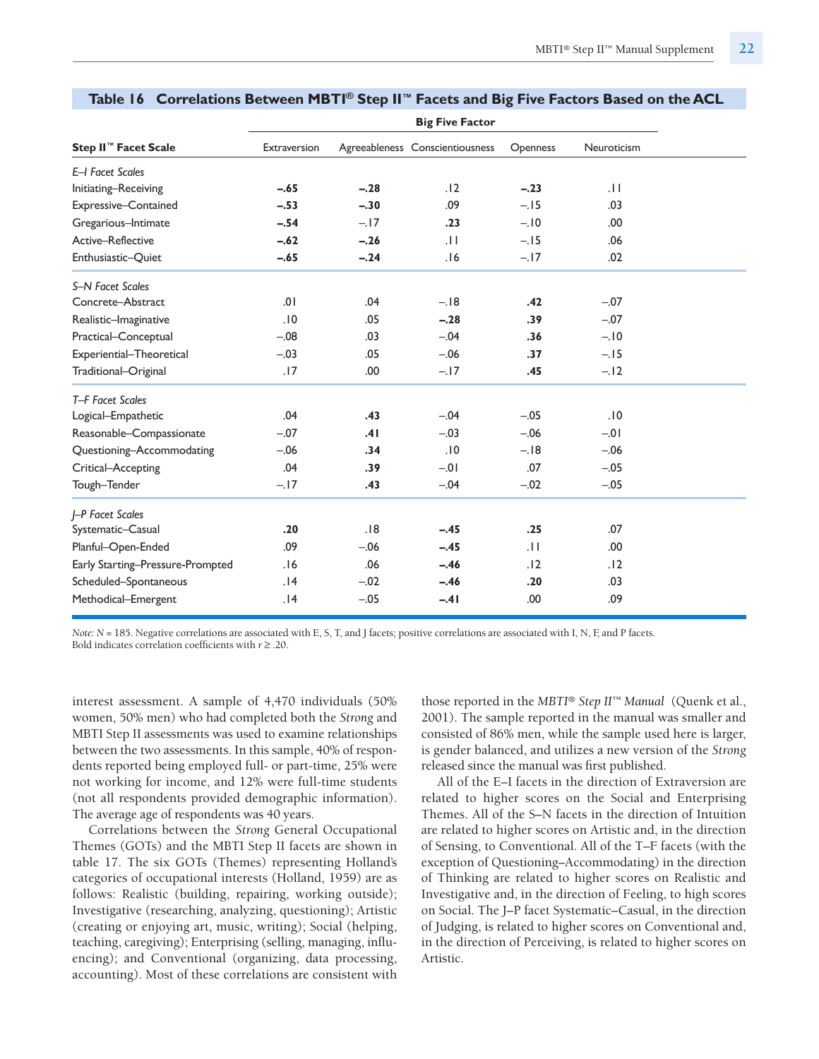**Table 16 Correlations Between MBTI® Step II™ Facets and Big Five Factors Based on the ACL**

| Step II™ Facet Scale | Big Five Factor | | | | |
|---|---|---|---|---|---|
| | Extraversion | Agreeableness | Conscientiousness | Openness | Neuroticism |
| *E–I Facet Scales* | | | | | |
| Initiating–Receiving | **–.65** | **–.28** | .12 | **–.23** | .11 |
| Expressive–Contained | **–.53** | **–.30** | .09 | –.15 | .03 |
| Gregarious–Intimate | **–.54** | –.17 | **.23** | –.10 | .00 |
| Active–Reflective | **–.62** | **–.26** | .11 | –.15 | .06 |
| Enthusiastic–Quiet | **–.65** | **–.24** | .16 | –.17 | .02 |
| *S–N Facet Scales* | | | | | |
| Concrete–Abstract | .01 | .04 | –.18 | **.42** | –.07 |
| Realistic–Imaginative | .10 | .05 | **–.28** | **.39** | –.07 |
| Practical–Conceptual | –.08 | .03 | –.04 | **.36** | –.10 |
| Experiential–Theoretical | –.03 | .05 | –.06 | **.37** | –.15 |
| Traditional–Original | .17 | .00 | –.17 | **.45** | –.12 |
| *T–F Facet Scales* | | | | | |
| Logical–Empathetic | .04 | **.43** | –.04 | –.05 | .10 |
| Reasonable–Compassionate | –.07 | **.41** | –.03 | –.06 | –.01 |
| Questioning–Accommodating | –.06 | **.34** | .10 | –.18 | –.06 |
| Critical–Accepting | .04 | **.39** | –.01 | .07 | –.05 |
| Tough–Tender | –.17 | **.43** | –.04 | –.02 | –.05 |
| *J–P Facet Scales* | | | | | |
| Systematic–Casual | **.20** | .18 | **–.45** | **.25** | .07 |
| Planful–Open-Ended | .09 | –.06 | **–.45** | .11 | .00 |
| Early Starting–Pressure-Prompted | .16 | .06 | **–.46** | .12 | .12 |
| Scheduled–Spontaneous | .14 | –.02 | **–.46** | **.20** | .03 |
| Methodical–Emergent | .14 | –.05 | **–.41** | .00 | .09 |

*Note:* $N = 185$. Negative correlations are associated with E, S, T, and J facets; positive correlations are associated with I, N, F, and P facets. Bold indicates correlation coefficients with $r \geq .20$.

interest assessment. A sample of 4,470 individuals (50% women, 50% men) who had completed both the *Strong* and MBTI Step II assessments was used to examine relationships between the two assessments. In this sample, 40% of respondents reported being employed full- or part-time, 25% were not working for income, and 12% were full-time students (not all respondents provided demographic information). The average age of respondents was 40 years.

Correlations between the *Strong* General Occupational Themes (GOTs) and the MBTI Step II facets are shown in table 17. The six GOTs (Themes) representing Holland's categories of occupational interests (Holland, 1959) are as follows: Realistic (building, repairing, working outside); Investigative (researching, analyzing, questioning); Artistic (creating or enjoying art, music, writing); Social (helping, teaching, caregiving); Enterprising (selling, managing, influencing); and Conventional (organizing, data processing, accounting). Most of these correlations are consistent with those reported in the *MBTI® Step II™ Manual* (Quenk et al., 2001). The sample reported in the manual was smaller and consisted of 86% men, while the sample used here is larger, is gender balanced, and utilizes a new version of the *Strong* released since the manual was first published.

All of the E–I facets in the direction of Extraversion are related to higher scores on the Social and Enterprising Themes. All of the S–N facets in the direction of Intuition are related to higher scores on Artistic and, in the direction of Sensing, to Conventional. All of the T–F facets (with the exception of Questioning–Accommodating) in the direction of Thinking are related to higher scores on Realistic and Investigative and, in the direction of Feeling, to high scores on Social. The J–P facet Systematic–Casual, in the direction of Judging, is related to higher scores on Conventional and, in the direction of Perceiving, is related to higher scores on Artistic.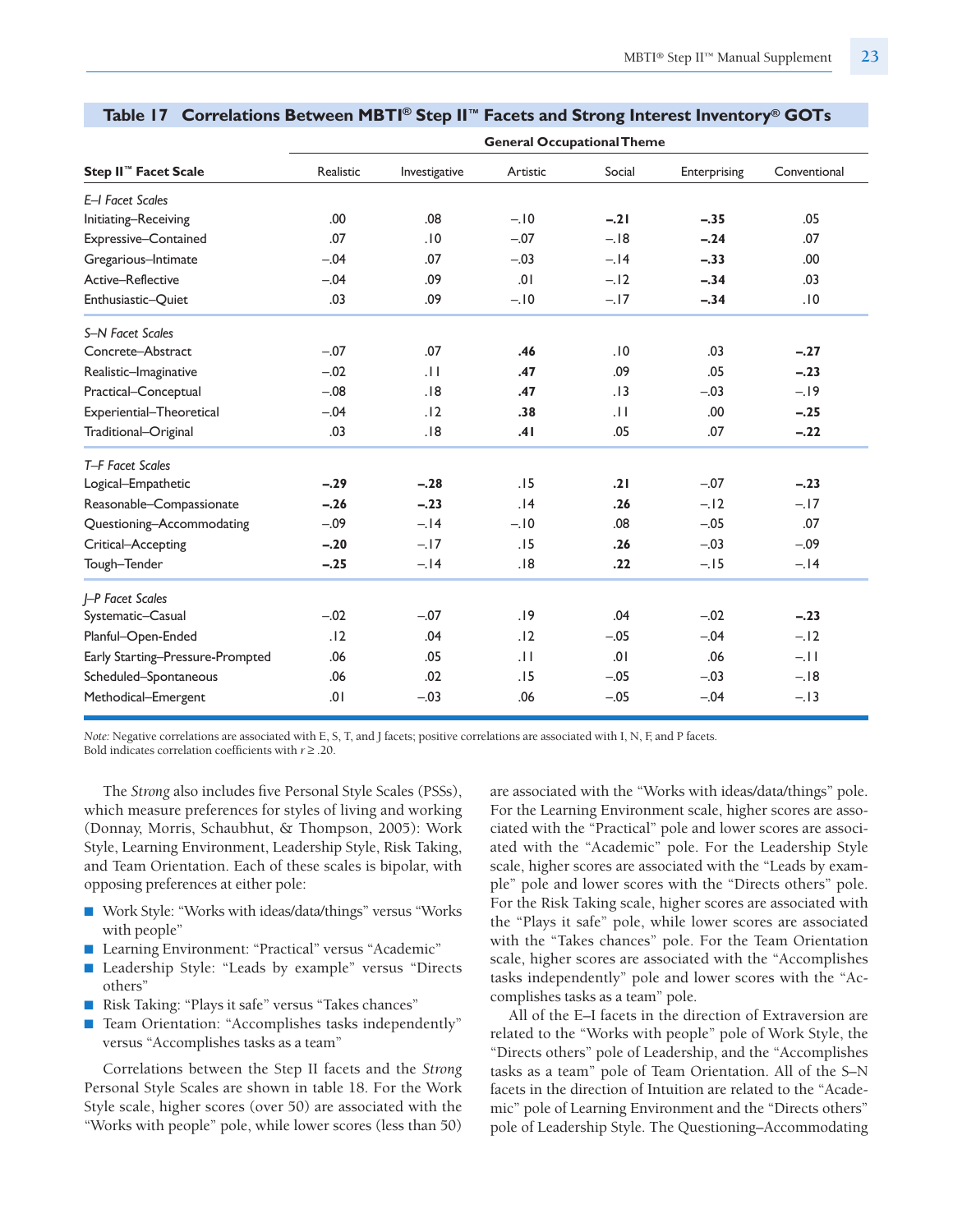**Table 17 Correlations Between MBTI® Step II™ Facets and Strong Interest Inventory® GOTs**

| Step II™ Facet Scale | General Occupational Theme | | | | | |
|---|---|---|---|---|---|---|
| | Realistic | Investigative | Artistic | Social | Enterprising | Conventional |
| *E–I Facet Scales* | | | | | | |
| Initiating–Receiving | .00 | .08 | –.10 | **–.21** | **–.35** | .05 |
| Expressive–Contained | .07 | .10 | –.07 | –.18 | **–.24** | .07 |
| Gregarious–Intimate | –.04 | .07 | –.03 | –.14 | **–.33** | .00 |
| Active–Reflective | –.04 | .09 | .01 | –.12 | **–.34** | .03 |
| Enthusiastic–Quiet | .03 | .09 | –.10 | –.17 | **–.34** | .10 |
| *S–N Facet Scales* | | | | | | |
| Concrete–Abstract | –.07 | .07 | **.46** | .10 | .03 | **–.27** |
| Realistic–Imaginative | –.02 | .11 | **.47** | .09 | .05 | **–.23** |
| Practical–Conceptual | –.08 | .18 | **.47** | .13 | –.03 | –.19 |
| Experiential–Theoretical | –.04 | .12 | **.38** | .11 | .00 | **–.25** |
| Traditional–Original | .03 | .18 | **.41** | .05 | .07 | **–.22** |
| *T–F Facet Scales* | | | | | | |
| Logical–Empathetic | **–.29** | **–.28** | .15 | **.21** | –.07 | **–.23** |
| Reasonable–Compassionate | **–.26** | **–.23** | .14 | **.26** | –.12 | –.17 |
| Questioning–Accommodating | –.09 | –.14 | –.10 | .08 | –.05 | .07 |
| Critical–Accepting | **–.20** | –.17 | .15 | **.26** | –.03 | –.09 |
| Tough–Tender | **–.25** | –.14 | .18 | **.22** | –.15 | –.14 |
| *J–P Facet Scales* | | | | | | |
| Systematic–Casual | –.02 | –.07 | .19 | .04 | –.02 | **–.23** |
| Planful–Open-Ended | .12 | .04 | .12 | –.05 | –.04 | –.12 |
| Early Starting–Pressure-Prompted | .06 | .05 | .11 | .01 | .06 | –.11 |
| Scheduled–Spontaneous | .06 | .02 | .15 | –.05 | –.03 | –.18 |
| Methodical–Emergent | .01 | –.03 | .06 | –.05 | –.04 | –.13 |

*Note:* Negative correlations are associated with E, S, T, and J facets; positive correlations are associated with I, N, F, and P facets.
Bold indicates correlation coefficients with $r \geq .20$.

The *Strong* also includes five Personal Style Scales (PSSs), which measure preferences for styles of living and working (Donnay, Morris, Schaubhut, & Thompson, 2005): Work Style, Learning Environment, Leadership Style, Risk Taking, and Team Orientation. Each of these scales is bipolar, with opposing preferences at either pole:

- Work Style: "Works with ideas/data/things" versus "Works with people"
- Learning Environment: "Practical" versus "Academic"
- Leadership Style: "Leads by example" versus "Directs others"
- Risk Taking: "Plays it safe" versus "Takes chances"
- Team Orientation: "Accomplishes tasks independently" versus "Accomplishes tasks as a team"

Correlations between the Step II facets and the *Strong* Personal Style Scales are shown in table 18. For the Work Style scale, higher scores (over 50) are associated with the "Works with people" pole, while lower scores (less than 50) are associated with the "Works with ideas/data/things" pole. For the Learning Environment scale, higher scores are associated with the "Practical" pole and lower scores are associated with the "Academic" pole. For the Leadership Style scale, higher scores are associated with the "Leads by example" pole and lower scores with the "Directs others" pole. For the Risk Taking scale, higher scores are associated with the "Plays it safe" pole, while lower scores are associated with the "Takes chances" pole. For the Team Orientation scale, higher scores are associated with the "Accomplishes tasks independently" pole and lower scores with the "Accomplishes tasks as a team" pole.

All of the E–I facets in the direction of Extraversion are related to the "Works with people" pole of Work Style, the "Directs others" pole of Leadership, and the "Accomplishes tasks as a team" pole of Team Orientation. All of the S–N facets in the direction of Intuition are related to the "Academic" pole of Learning Environment and the "Directs others" pole of Leadership Style. The Questioning–Accommodating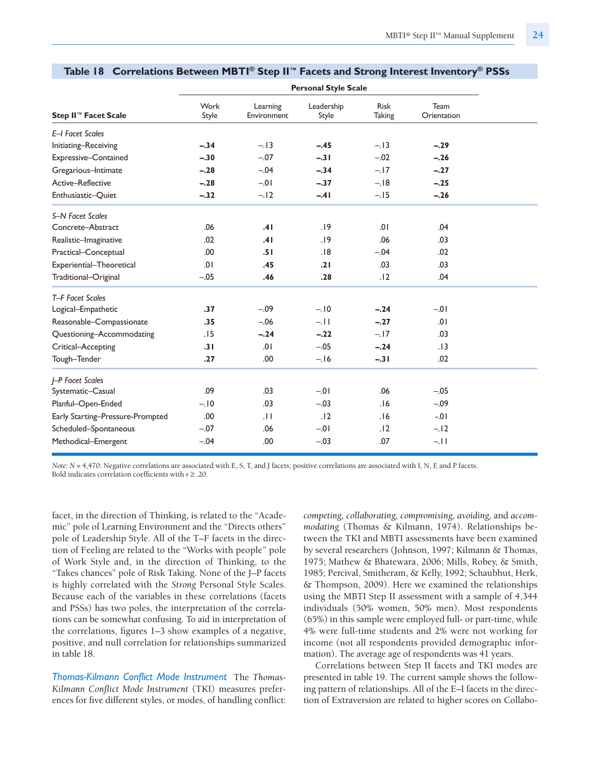**Table 18 Correlations Between MBTI® Step II™ Facets and Strong Interest Inventory® PSSs**

| Step II™ Facet Scale | Personal Style Scale | | | | |
|---|---|---|---|---|---|
| | Work Style | Learning Environment | Leadership Style | Risk Taking | Team Orientation |
| *E–I Facet Scales* | | | | | |
| Initiating–Receiving | **–.34** | –.13 | **–.45** | –.13 | **–.29** |
| Expressive–Contained | **–.30** | –.07 | **–.31** | –.02 | **–.26** |
| Gregarious–Intimate | **–.28** | –.04 | **–.34** | –.17 | **–.27** |
| Active–Reflective | **–.28** | –.01 | **–.37** | –.18 | **–.25** |
| Enthusiastic–Quiet | **–.32** | –.12 | **–.41** | –.15 | **–.26** |
| *S–N Facet Scales* | | | | | |
| Concrete–Abstract | .06 | **.41** | .19 | .01 | .04 |
| Realistic–Imaginative | .02 | **.41** | .19 | .06 | .03 |
| Practical–Conceptual | .00 | **.51** | .18 | –.04 | .02 |
| Experiential–Theoretical | .01 | **.45** | **.21** | .03 | .03 |
| Traditional–Original | –.05 | **.46** | **.28** | .12 | .04 |
| *T–F Facet Scales* | | | | | |
| Logical–Empathetic | **.37** | –.09 | –.10 | **–.24** | –.01 |
| Reasonable–Compassionate | **.35** | –.06 | –.11 | **–.27** | .01 |
| Questioning–Accommodating | .15 | **–.24** | **–.22** | –.17 | .03 |
| Critical–Accepting | **.31** | .01 | –.05 | **–.24** | .13 |
| Tough–Tender | **.27** | .00 | –.16 | **–.31** | .02 |
| *J–P Facet Scales* | | | | | |
| Systematic–Casual | .09 | .03 | –.01 | .06 | –.05 |
| Planful–Open-Ended | –.10 | .03 | –.03 | .16 | –.09 |
| Early Starting–Pressure-Prompted | .00 | .11 | .12 | .16 | -.01 |
| Scheduled–Spontaneous | –.07 | .06 | –.01 | .12 | –.12 |
| Methodical–Emergent | –.04 | .00 | –.03 | .07 | –.11 |

*Note:* $N$ = 4,470. Negative correlations are associated with E, S, T, and J facets; positive correlations are associated with I, N, F, and P facets. Bold indicates correlation coefficients with $r \geq .20$.

facet, in the direction of Thinking, is related to the "Academic" pole of Learning Environment and the "Directs others" pole of Leadership Style. All of the T–F facets in the direction of Feeling are related to the "Works with people" pole of Work Style and, in the direction of Thinking, to the "Takes chances" pole of Risk Taking. None of the J–P facets is highly correlated with the *Strong* Personal Style Scales. Because each of the variables in these correlations (facets and PSSs) has two poles, the interpretation of the correlations can be somewhat confusing. To aid in interpretation of the correlations, figures 1–3 show examples of a negative, positive, and null correlation for relationships summarized in table 18.

*Thomas-Kilmann Conflict Mode Instrument* The *Thomas-Kilmann Conflict Mode Instrument* (TKI) measures preferences for five different styles, or modes, of handling conflict: *competing, collaborating, compromising, avoiding,* and *accommodating* (Thomas & Kilmann, 1974). Relationships between the TKI and MBTI assessments have been examined by several researchers (Johnson, 1997; Kilmann & Thomas, 1975; Mathew & Bhatewara, 2006; Mills, Robey, & Smith, 1985; Percival, Smitheram, & Kelly, 1992; Schaubhut, Herk, & Thompson, 2009). Here we examined the relationships using the MBTI Step II assessment with a sample of 4,344 individuals (50% women, 50% men). Most respondents (65%) in this sample were employed full- or part-time, while 4% were full-time students and 2% were not working for income (not all respondents provided demographic information). The average age of respondents was 41 years.

Correlations between Step II facets and TKI modes are presented in table 19. The current sample shows the following pattern of relationships. All of the E–I facets in the direction of Extraversion are related to higher scores on Collabo-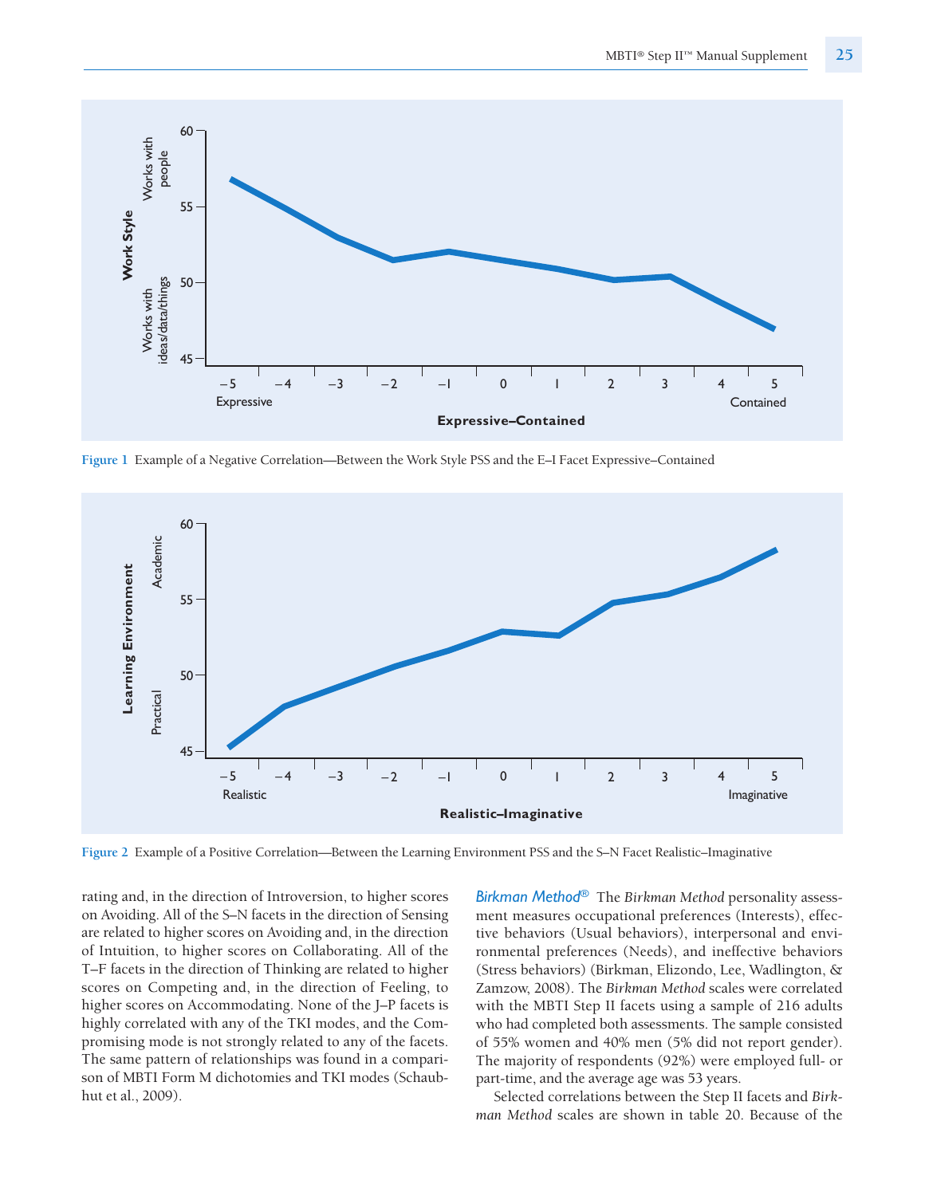Figure 1 Example of a Negative Correlation—Between the Work Style PSS and the E–I Facet Expressive–Contained

Figure 2 Example of a Positive Correlation—Between the Learning Environment PSS and the S–N Facet Realistic–Imaginative

rating and, in the direction of Introversion, to higher scores on Avoiding. All of the S–N facets in the direction of Sensing are related to higher scores on Avoiding and, in the direction of Intuition, to higher scores on Collaborating. All of the T–F facets in the direction of Thinking are related to higher scores on Competing and, in the direction of Feeling, to higher scores on Accommodating. None of the J–P facets is highly correlated with any of the TKI modes, and the Compromising mode is not strongly related to any of the facets. The same pattern of relationships was found in a comparison of MBTI Form M dichotomies and TKI modes (Schaubhut et al., 2009).

***Birkman Method®*** The *Birkman Method* personality assessment measures occupational preferences (Interests), effective behaviors (Usual behaviors), interpersonal and environmental preferences (Needs), and ineffective behaviors (Stress behaviors) (Birkman, Elizondo, Lee, Wadlington, & Zamzow, 2008). The *Birkman Method* scales were correlated with the MBTI Step II facets using a sample of 216 adults who had completed both assessments. The sample consisted of 55% women and 40% men (5% did not report gender). The majority of respondents (92%) were employed full- or part-time, and the average age was 53 years.

Selected correlations between the Step II facets and *Birkman Method* scales are shown in table 20. Because of the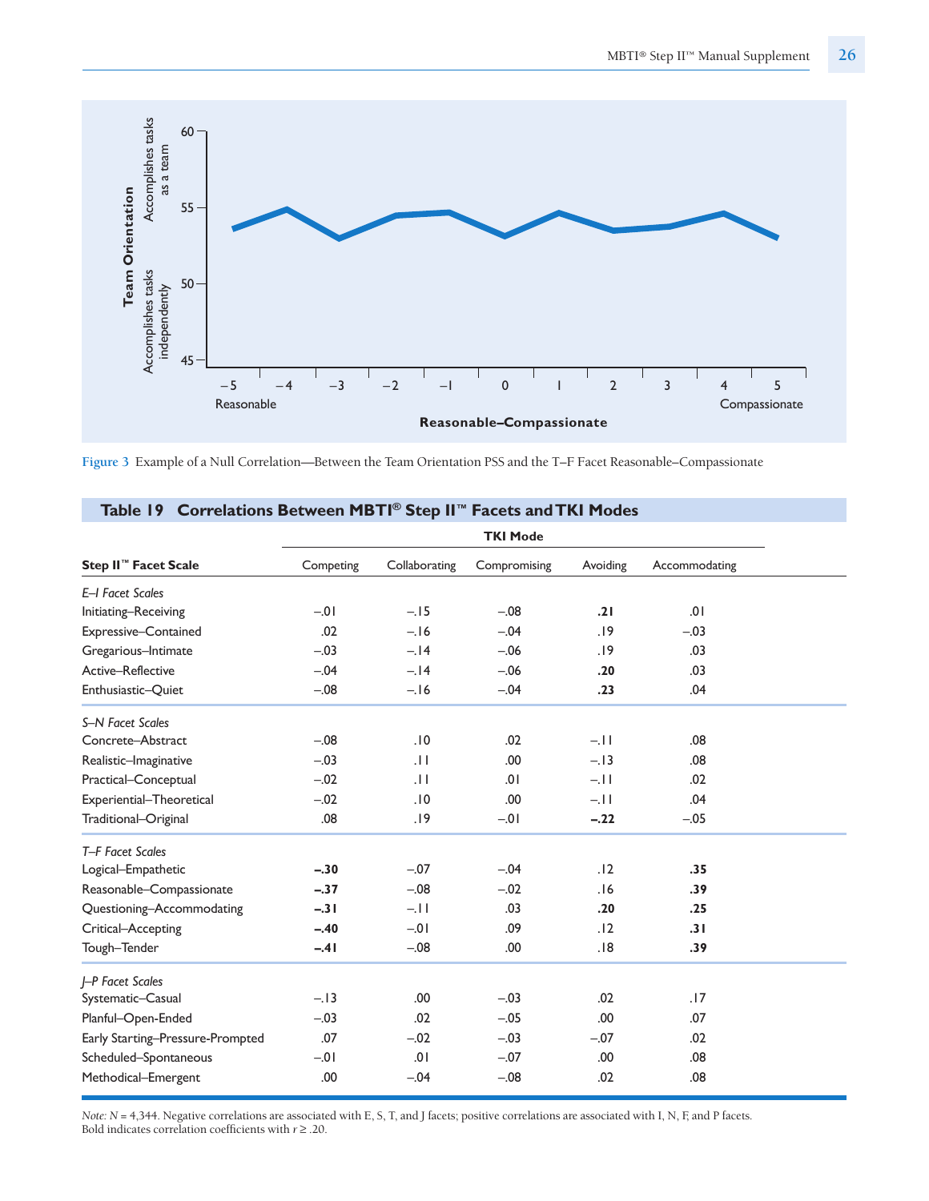Figure 3 Example of a Null Correlation—Between the Team Orientation PSS and the T–F Facet Reasonable–Compassionate

**Table 19 Correlations Between MBTI® Step II™ Facets and TKI Modes**

| | TKI Mode | | | | |
|---|---|---|---|---|---|
| **Step II™ Facet Scale** | Competing | Collaborating | Compromising | Avoiding | Accommodating |
| *E–I Facet Scales* | | | | | |
| Initiating–Receiving | –.01 | –.15 | –.08 | **.21** | .01 |
| Expressive–Contained | .02 | –.16 | –.04 | .19 | –.03 |
| Gregarious–Intimate | –.03 | –.14 | –.06 | .19 | .03 |
| Active–Reflective | –.04 | –.14 | –.06 | **.20** | .03 |
| Enthusiastic–Quiet | –.08 | –.16 | –.04 | **.23** | .04 |
| *S–N Facet Scales* | | | | | |
| Concrete–Abstract | –.08 | .10 | .02 | –.11 | .08 |
| Realistic–Imaginative | –.03 | .11 | .00 | –.13 | .08 |
| Practical–Conceptual | –.02 | .11 | .01 | –.11 | .02 |
| Experiential–Theoretical | –.02 | .10 | .00 | –.11 | .04 |
| Traditional–Original | .08 | .19 | –.01 | **–.22** | –.05 |
| *T–F Facet Scales* | | | | | |
| Logical–Empathetic | **–.30** | –.07 | –.04 | .12 | **.35** |
| Reasonable–Compassionate | **–.37** | –.08 | –.02 | .16 | **.39** |
| Questioning–Accommodating | **–.31** | –.11 | .03 | **.20** | **.25** |
| Critical–Accepting | **–.40** | –.01 | .09 | .12 | **.31** |
| Tough–Tender | **–.41** | –.08 | .00 | .18 | **.39** |
| *J–P Facet Scales* | | | | | |
| Systematic–Casual | –.13 | .00 | –.03 | .02 | .17 |
| Planful–Open-Ended | –.03 | .02 | –.05 | .00 | .07 |
| Early Starting–Pressure-Prompted | .07 | –.02 | –.03 | –.07 | .02 |
| Scheduled–Spontaneous | –.01 | .01 | –.07 | .00 | .08 |
| Methodical–Emergent | .00 | –.04 | –.08 | .02 | .08 |

*Note:* $N$ = 4,344. Negative correlations are associated with E, S, T, and J facets; positive correlations are associated with I, N, F, and P facets. Bold indicates correlation coefficients with $r \geq .20$.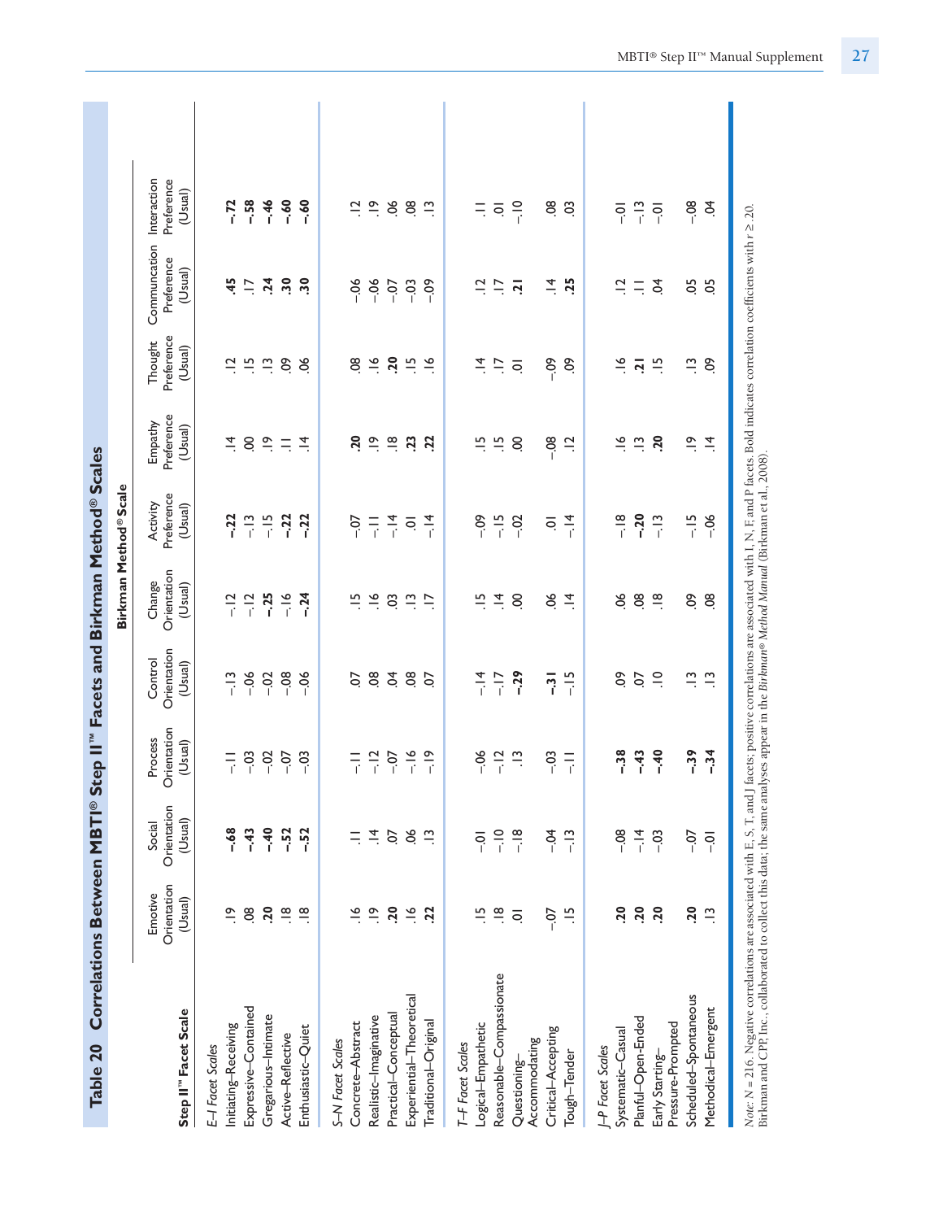## Table 20 Correlations Between MBTI® Step II™ Facets and Birkman Method® Scales

| Step II™ Facet Scale | Birkman Method® Scale | | | | | | | | | |
|---|---|---|---|---|---|---|---|---|---|---|
| | Emotive Orientation (Usual) | Social Orientation (Usual) | Process Orientation (Usual) | Control Orientation (Usual) | Change Orientation (Usual) | Activity Preference (Usual) | Empathy Preference (Usual) | Thought Preference (Usual) | Communication Preference (Usual) | Interaction Preference (Usual) |
| *E–I Facet Scales* | | | | | | | | | | |
| Initiating–Receiving | .19 | **–.68** | –.11 | –.13 | –.12 | **–.22** | .14 | .12 | **.45** | **–.72** |
| Expressive–Contained | .08 | **–.43** | –.03 | –.06 | –.12 | –.13 | .00 | .15 | .17 | **–.58** |
| Gregarious–Intimate | **.20** | **–.40** | –.02 | –.02 | **–.25** | –.15 | .19 | .13 | **.24** | **–.46** |
| Active–Reflective | .18 | **–.52** | –.07 | –.08 | –.16 | **–.22** | .11 | .09 | **.30** | **–.60** |
| Enthusiastic–Quiet | .18 | **–.52** | –.03 | –.06 | **–.24** | **–.22** | .14 | .06 | **.30** | **–.60** |
| *S–N Facet Scales* | | | | | | | | | | |
| Concrete–Abstract | .16 | .11 | –.11 | .07 | .15 | –.07 | **.20** | .08 | –.06 | .12 |
| Realistic–Imaginative | .19 | .14 | –.12 | .08 | .16 | –.11 | .19 | .16 | –.06 | .19 |
| Practical–Conceptual | **.20** | .07 | –.07 | .04 | .03 | –.14 | .18 | **.20** | –.07 | .06 |
| Experiential–Theoretical | .16 | .06 | –.16 | .08 | .13 | .01 | **.23** | .15 | –.03 | .08 |
| Traditional–Original | **.22** | .13 | –.19 | .07 | .17 | –.14 | **.22** | .16 | –.09 | .13 |
| *T–F Facet Scales* | | | | | | | | | | |
| Logical–Empathetic | .15 | –.01 | –.06 | –.14 | .15 | –.09 | .15 | .14 | .12 | .11 |
| Reasonable–Compassionate | .18 | –.10 | –.12 | –.17 | .14 | –.15 | .15 | .17 | .17 | .01 |
| Questioning–Accommodating | .01 | –.18 | .13 | **–.29** | .00 | –.02 | .00 | .01 | **.21** | –.10 |
| Critical–Accepting | –.07 | –.04 | –.03 | **–.31** | .06 | .01 | –.08 | –.09 | .14 | .08 |
| Tough–Tender | .15 | –.13 | –.11 | –.15 | .14 | –.14 | .12 | .09 | **.25** | .03 |
| *J–P Facet Scales* | | | | | | | | | | |
| Systematic–Casual | **.20** | –.08 | **–.38** | .09 | .06 | –.18 | .16 | .16 | .12 | –.01 |
| Planful–Open-Ended | **.20** | –.14 | **–.43** | .07 | .08 | **–.20** | .13 | **.21** | .11 | –.13 |
| Early Starting–Pressure-Prompted | **.20** | –.03 | **–.40** | .10 | .18 | –.13 | **.20** | .15 | .04 | –.01 |
| Scheduled–Spontaneous | **.20** | –.07 | **–.39** | .13 | .09 | –.15 | .19 | .13 | .05 | –.08 |
| Methodical–Emergent | .13 | –.01 | **–.34** | .13 | .08 | –.06 | .14 | .09 | .05 | .04 |

*Note:* $N = 216$. Negative correlations are associated with E, S, T, and J facets; positive correlations are associated with I, N, F, and P facets. Bold indicates correlation coefficients with $r \geq .20$. Birkman and CPP, Inc., collaborated to collect this data; the same analyses appear in the *Birkman® Method Manual* (Birkman et al., 2008).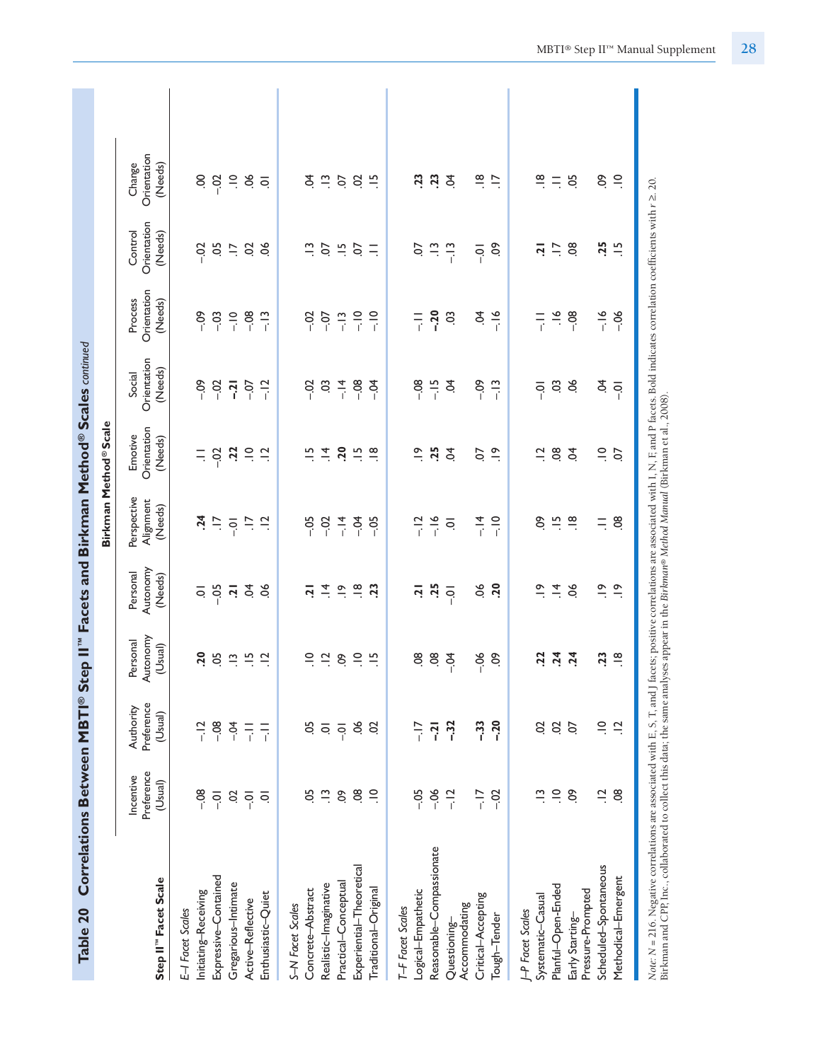## Table 20 Correlations Between MBTI® Step II™ Facets and Birkman Method® Scales *continued*

| Step II™ Facet Scale | Incentive Preference (Usual) | Authority Preference (Usual) | Personal Autonomy (Usual) | Personal Autonomy (Needs) | Perspective Alignment (Needs) | Emotive Orientation (Needs) | Social Orientation (Needs) | Process Orientation (Needs) | Control Orientation (Needs) | Change Orientation (Needs) |
|---|---|---|---|---|---|---|---|---|---|---|
| *E–I Facet Scales* | | | | | | | | | | |
| Initiating–Receiving | –.08 | –.12 | **.20** | .01 | **.24** | .11 | –.09 | –.09 | –.02 | .00 |
| Expressive–Contained | –.01 | –.08 | .05 | –.05 | .17 | –.02 | –.02 | –.03 | .05 | –.02 |
| Gregarious–Intimate | .02 | –.04 | .13 | **.21** | –.01 | **.22** | **–.21** | –.10 | .17 | .10 |
| Active–Reflective | –.01 | –.11 | .15 | .04 | .17 | .10 | –.07 | –.08 | .02 | .06 |
| Enthusiastic–Quiet | .01 | –.11 | .12 | .06 | .12 | .12 | –.12 | –.13 | .06 | .01 |
| *S–N Facet Scales* | | | | | | | | | | |
| Concrete–Abstract | .05 | .05 | .10 | **.21** | –.05 | .15 | –.02 | –.02 | .13 | .04 |
| Realistic–Imaginative | .13 | .01 | .12 | .14 | –.02 | .14 | .03 | –.07 | .07 | .13 |
| Practical–Conceptual | .09 | –.01 | .09 | .19 | –.14 | **.20** | –.14 | –.13 | .15 | .07 |
| Experiential–Theoretical | .08 | .06 | .10 | .18 | –.04 | .15 | –.08 | –.10 | .07 | .02 |
| Traditional–Original | .10 | .02 | .15 | **.23** | –.05 | .18 | –.04 | –.10 | .11 | .15 |
| *T–F Facet Scales* | | | | | | | | | | |
| Logical–Empathetic | –.05 | –.17 | .08 | **.21** | –.12 | .19 | –.08 | –.11 | .07 | **.23** |
| Reasonable–Compassionate | –.06 | **–.21** | .08 | **.25** | –.16 | **.25** | –.15 | **–.20** | .13 | **.23** |
| Questioning–Accommodating | –.12 | **–.32** | –.04 | –.01 | .01 | .04 | .04 | .03 | –.13 | .04 |
| Critical–Accepting | –.17 | **–.33** | –.06 | .06 | –.14 | .07 | –.09 | .04 | –.01 | .18 |
| Tough–Tender | –.02 | **–.20** | .09 | **.20** | –.10 | .19 | –.13 | –.16 | .09 | .17 |
| *J–P Facet Scales* | | | | | | | | | | |
| Systematic–Casual | .13 | .02 | **.22** | .19 | .09 | .12 | –.01 | –.11 | **.21** | .18 |
| Planful–Open-Ended | .10 | .02 | **.24** | .14 | .15 | .08 | .03 | .16 | .17 | .11 |
| Early Starting–Pressure-Prompted | .09 | .07 | **.24** | .06 | .18 | .04 | .06 | –.08 | .08 | .05 |
| Scheduled–Spontaneous | .12 | .10 | **.23** | .19 | .11 | .10 | .04 | –.16 | **.25** | .09 |
| Methodical–Emergent | .08 | .12 | .18 | .19 | .08 | .07 | –.01 | –.06 | .15 | .10 |

*Note: N* = 216. Negative correlations are associated with E, S, T, and J facets; positive correlations are associated with I, N, F, and P facets. Bold indicates correlation coefficients with $r \geq .20$. Birkman and CPP, Inc., collaborated to collect this data; the same analyses appear in the *Birkman® Method Manual* (Birkman et al., 2008).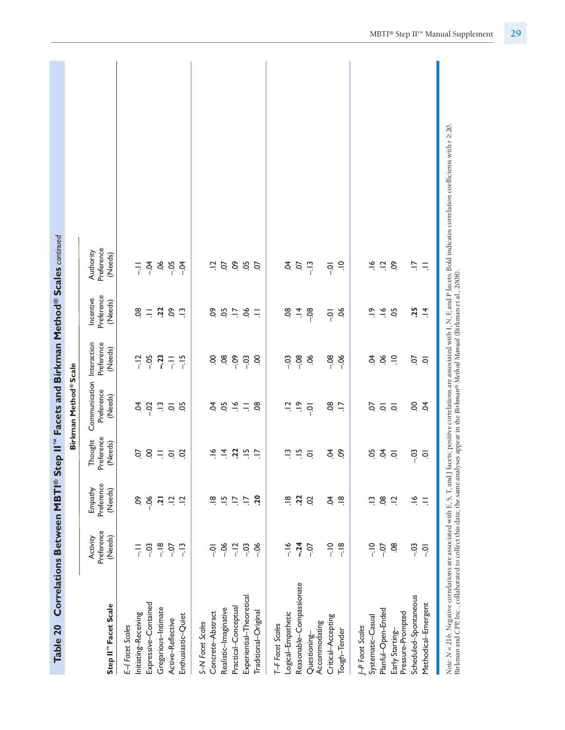## Table 20 Correlations Between MBTI® Step II™ Facets and Birkman Method® Scales *continued*

| Step II™ Facet Scale | Activity Preference (Needs) | Empathy Preference (Needs) | Thought Preference (Needs) | Communication Preference (Needs) | Interaction Preference (Needs) | Incentive Preference (Needs) | Authority Preference (Needs) |
|---|---|---|---|---|---|---|---|
| | Birkman Method® Scale | | | | | | |
| *E–I Facet Scales* | | | | | | | |
| Initiating–Receiving | –.11 | .09 | .07 | .04 | –.12 | .08 | –.11 |
| Expressive–Contained | –.03 | –.06 | .00 | –.02 | –.05 | .11 | –.04 |
| Gregarious–Intimate | –.18 | **.21** | .11 | .13 | **–.23** | **.22** | .06 |
| Active–Reflective | –.07 | .12 | .01 | .01 | –.11 | .09 | –.05 |
| Enthusiastic–Quiet | –.13 | .12 | .02 | .05 | –.15 | .13 | –.04 |
| *S–N Facet Scales* | | | | | | | |
| Concrete–Abstract | –.01 | .18 | .16 | .04 | .00 | .09 | .12 |
| Realistic–Imaginative | –.06 | .15 | .14 | .05 | .08 | .05 | .07 |
| Practical–Conceptual | –.12 | .17 | **.22** | .16 | –.09 | .17 | .09 |
| Experiential–Theoretical | –.03 | .17 | .15 | .11 | –.03 | .06 | .05 |
| Traditional–Original | –.06 | **.20** | .17 | .08 | .00 | .11 | .07 |
| *T–F Facet Scales* | | | | | | | |
| Logical–Empathetic | –.16 | .18 | .13 | .12 | –.03 | .08 | .04 |
| Reasonable–Compassionate | **–.24** | **.22** | .15 | .19 | –.08 | .14 | .07 |
| Questioning–Accommodating | –.07 | .02 | .01 | –.01 | .06 | –.08 | –.13 |
| Critical–Accepting | –.10 | .04 | .04 | .08 | –.08 | –.01 | –.01 |
| Tough–Tender | –.18 | .18 | .09 | .17 | –.06 | .06 | .10 |
| *J–P Facet Scales* | | | | | | | |
| Systematic–Casual | –.10 | .13 | .05 | .07 | .04 | .19 | .16 |
| Planful–Open-Ended | –.07 | .08 | .04 | .01 | .06 | .16 | .12 |
| Early Starting–Pressure-Prompted | .08 | .12 | .01 | .01 | .10 | .05 | .09 |
| Scheduled–Spontaneous | –.03 | .16 | –.03 | .00 | .07 | **.25** | .17 |
| Methodical–Emergent | –.01 | .11 | .01 | .04 | .01 | .14 | .11 |

*Note: N* = 216. Negative correlations are associated with E, S, T, and J facets; positive correlations are associated with I, N, F, and P facets. Bold indicates correlation coefficients with $r \geq .20$. Birkman and CPP, Inc., collaborated to collect this data; the same analyses appear in the *Birkman® Method Manual* (Birkman et al., 2008).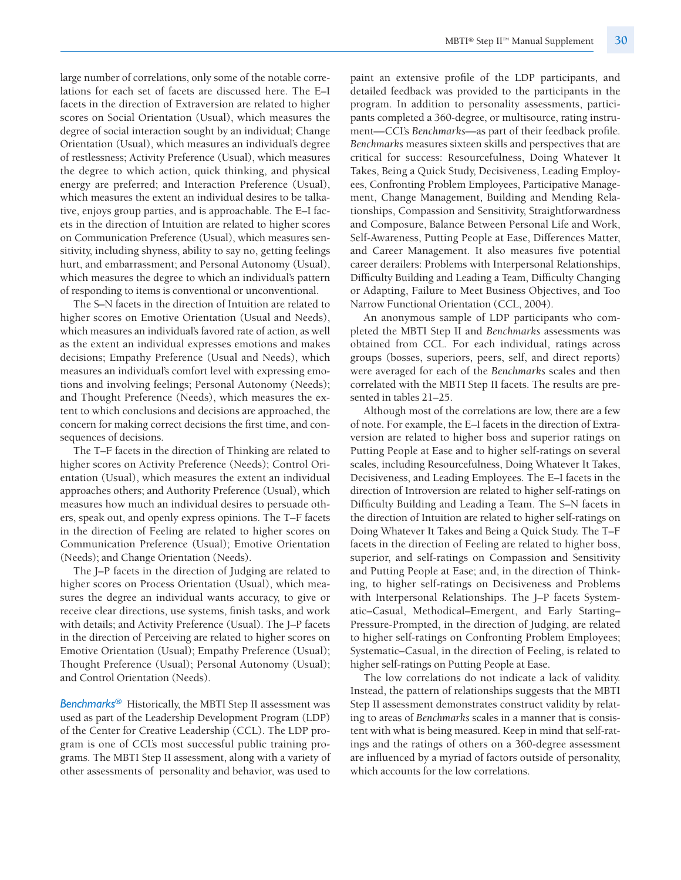large number of correlations, only some of the notable correlations for each set of facets are discussed here. The E–I facets in the direction of Extraversion are related to higher scores on Social Orientation (Usual), which measures the degree of social interaction sought by an individual; Change Orientation (Usual), which measures an individual's degree of restlessness; Activity Preference (Usual), which measures the degree to which action, quick thinking, and physical energy are preferred; and Interaction Preference (Usual), which measures the extent an individual desires to be talkative, enjoys group parties, and is approachable. The E–I facets in the direction of Intuition are related to higher scores on Communication Preference (Usual), which measures sensitivity, including shyness, ability to say no, getting feelings hurt, and embarrassment; and Personal Autonomy (Usual), which measures the degree to which an individual's pattern of responding to items is conventional or unconventional.

The S–N facets in the direction of Intuition are related to higher scores on Emotive Orientation (Usual and Needs), which measures an individual's favored rate of action, as well as the extent an individual expresses emotions and makes decisions; Empathy Preference (Usual and Needs), which measures an individual's comfort level with expressing emotions and involving feelings; Personal Autonomy (Needs); and Thought Preference (Needs), which measures the extent to which conclusions and decisions are approached, the concern for making correct decisions the first time, and consequences of decisions.

The T–F facets in the direction of Thinking are related to higher scores on Activity Preference (Needs); Control Orientation (Usual), which measures the extent an individual approaches others; and Authority Preference (Usual), which measures how much an individual desires to persuade others, speak out, and openly express opinions. The T–F facets in the direction of Feeling are related to higher scores on Communication Preference (Usual); Emotive Orientation (Needs); and Change Orientation (Needs).

The J–P facets in the direction of Judging are related to higher scores on Process Orientation (Usual), which measures the degree an individual wants accuracy, to give or receive clear directions, use systems, finish tasks, and work with details; and Activity Preference (Usual). The J–P facets in the direction of Perceiving are related to higher scores on Emotive Orientation (Usual); Empathy Preference (Usual); Thought Preference (Usual); Personal Autonomy (Usual); and Control Orientation (Needs).

***Benchmarks®*** Historically, the MBTI Step II assessment was used as part of the Leadership Development Program (LDP) of the Center for Creative Leadership (CCL). The LDP program is one of CCL's most successful public training programs. The MBTI Step II assessment, along with a variety of other assessments of personality and behavior, was used to paint an extensive profile of the LDP participants, and detailed feedback was provided to the participants in the program. In addition to personality assessments, participants completed a 360-degree, or multisource, rating instrument—CCL's *Benchmarks*—as part of their feedback profile. *Benchmarks* measures sixteen skills and perspectives that are critical for success: Resourcefulness, Doing Whatever It Takes, Being a Quick Study, Decisiveness, Leading Employees, Confronting Problem Employees, Participative Management, Change Management, Building and Mending Relationships, Compassion and Sensitivity, Straightforwardness and Composure, Balance Between Personal Life and Work, Self-Awareness, Putting People at Ease, Differences Matter, and Career Management. It also measures five potential career derailers: Problems with Interpersonal Relationships, Difficulty Building and Leading a Team, Difficulty Changing or Adapting, Failure to Meet Business Objectives, and Too Narrow Functional Orientation (CCL, 2004).

An anonymous sample of LDP participants who completed the MBTI Step II and *Benchmarks* assessments was obtained from CCL. For each individual, ratings across groups (bosses, superiors, peers, self, and direct reports) were averaged for each of the *Benchmarks* scales and then correlated with the MBTI Step II facets. The results are presented in tables 21–25.

Although most of the correlations are low, there are a few of note. For example, the E–I facets in the direction of Extraversion are related to higher boss and superior ratings on Putting People at Ease and to higher self-ratings on several scales, including Resourcefulness, Doing Whatever It Takes, Decisiveness, and Leading Employees. The E–I facets in the direction of Introversion are related to higher self-ratings on Difficulty Building and Leading a Team. The S–N facets in the direction of Intuition are related to higher self-ratings on Doing Whatever It Takes and Being a Quick Study. The T–F facets in the direction of Feeling are related to higher boss, superior, and self-ratings on Compassion and Sensitivity and Putting People at Ease; and, in the direction of Thinking, to higher self-ratings on Decisiveness and Problems with Interpersonal Relationships. The J–P facets Systematic–Casual, Methodical–Emergent, and Early Starting–Pressure-Prompted, in the direction of Judging, are related to higher self-ratings on Confronting Problem Employees; Systematic–Casual, in the direction of Feeling, is related to higher self-ratings on Putting People at Ease.

The low correlations do not indicate a lack of validity. Instead, the pattern of relationships suggests that the MBTI Step II assessment demonstrates construct validity by relating to areas of *Benchmarks* scales in a manner that is consistent with what is being measured. Keep in mind that self-ratings and the ratings of others on a 360-degree assessment are influenced by a myriad of factors outside of personality, which accounts for the low correlations.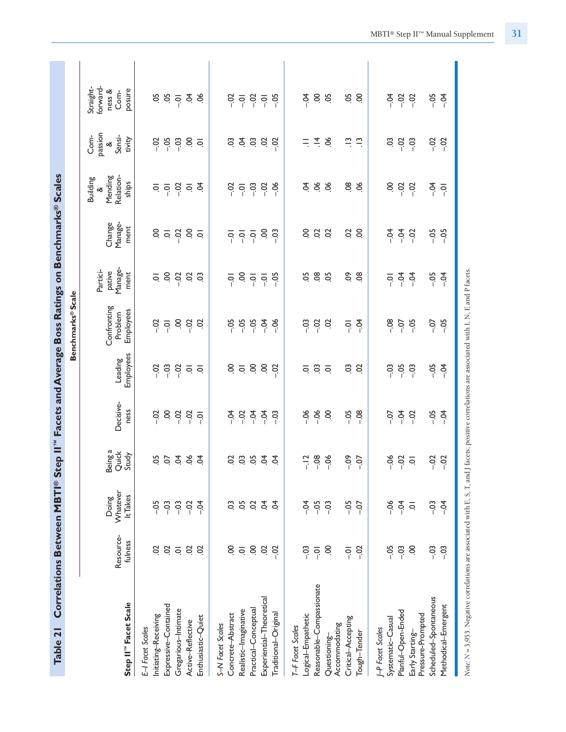## Table 21 Correlations Between MBTI® Step II™ Facets and Average Boss Ratings on Benchmarks® Scales

| Step II™ Facet Scale | Benchmarks® Scale | | | | | | | | | | |
|---|---|---|---|---|---|---|---|---|---|---|---|
| | Resourcefulness | Doing Whatever It Takes | Being a Quick Study | Decisiveness | Leading Employees | Confronting Problem Employees | Participative Management | Change Management | Building & Mending Relationships | Compassion & Sensitivity | Straightforwardness & Composure |
| *E–I Facet Scales* | | | | | | | | | | | |
| Initiating–Receiving | .02 | -.05 | .05 | -.02 | -.02 | -.02 | .01 | .00 | .01 | -.02 | .05 |
| Expressive–Contained | .02 | -.03 | .07 | .00 | -.03 | -.01 | .00 | .01 | -.01 | -.05 | .05 |
| Gregarious–Intimate | .01 | -.03 | .04 | -.02 | -.02 | .00 | -.02 | -.02 | -.02 | -.03 | -.01 |
| Active–Reflective | .02 | -.02 | .06 | -.02 | .01 | -.02 | .02 | .00 | .01 | .00 | .04 |
| Enthusiastic–Quiet | .02 | -.04 | .04 | -.01 | .01 | .02 | .03 | .01 | .04 | .01 | .06 |
| *S–N Facet Scales* | | | | | | | | | | | |
| Concrete–Abstract | .00 | .03 | .02 | -.04 | .00 | -.05 | -.01 | -.01 | -.02 | .03 | -.02 |
| Realistic–Imaginative | .01 | .05 | .03 | -.02 | .01 | -.05 | .00 | -.01 | -.01 | .04 | -.01 |
| Practical–Conceptual | .00 | .02 | .05 | -.04 | .00 | -.05 | -.01 | -.01 | -.03 | .03 | -.02 |
| Experiential–Theoretical | .02 | .04 | .04 | -.04 | .00 | -.04 | -.01 | .00 | -.02 | .02 | -.01 |
| Traditional–Original | -.02 | .04 | .04 | -.03 | -.02 | -.06 | -.05 | -.03 | -.06 | -.02 | -.05 |
| *T–F Facet Scales* | | | | | | | | | | | |
| Logical–Empathetic | -.03 | -.04 | -.12 | -.06 | .01 | -.03 | .05 | .00 | .04 | .11 | -.04 |
| Reasonable–Compassionate | -.01 | -.05 | -.08 | -.06 | .03 | -.02 | .08 | .02 | .06 | .14 | .00 |
| Questioning–Accommodating | .00 | -.03 | -.06 | .00 | .01 | .02 | .05 | .02 | .06 | .06 | .05 |
| Critical–Accepting | -.01 | -.05 | -.09 | -.05 | .03 | -.01 | .09 | .02 | .08 | .13 | .05 |
| Tough–Tender | -.02 | -.07 | -.07 | -.08 | .02 | -.04 | .08 | .00 | .06 | .13 | .00 |
| *J–P Facet Scales* | | | | | | | | | | | |
| Systematic–Casual | -.05 | -.06 | -.06 | -.07 | -.03 | -.08 | -.01 | -.04 | .00 | .03 | -.04 |
| Planful–Open-Ended | -.03 | -.04 | -.02 | -.04 | -.05 | -.07 | -.04 | -.04 | -.02 | -.02 | -.02 |
| Early Starting–Pressure-Prompted | .00 | .01 | .01 | -.02 | -.03 | -.05 | -.04 | -.02 | -.02 | -.03 | -.02 |
| Scheduled–Spontaneous | -.03 | -.03 | -.02 | -.05 | -.05 | -.07 | -.05 | -.05 | -.04 | -.02 | -.05 |
| Methodical–Emergent | -.03 | -.04 | -.02 | -.04 | -.04 | -.05 | -.04 | -.05 | -.01 | -.02 | -.04 |

*Note:* N = 3,953. Negative correlations are associated with E, S, T, and J facets; positive correlations are associated with I, N, F, and P facets.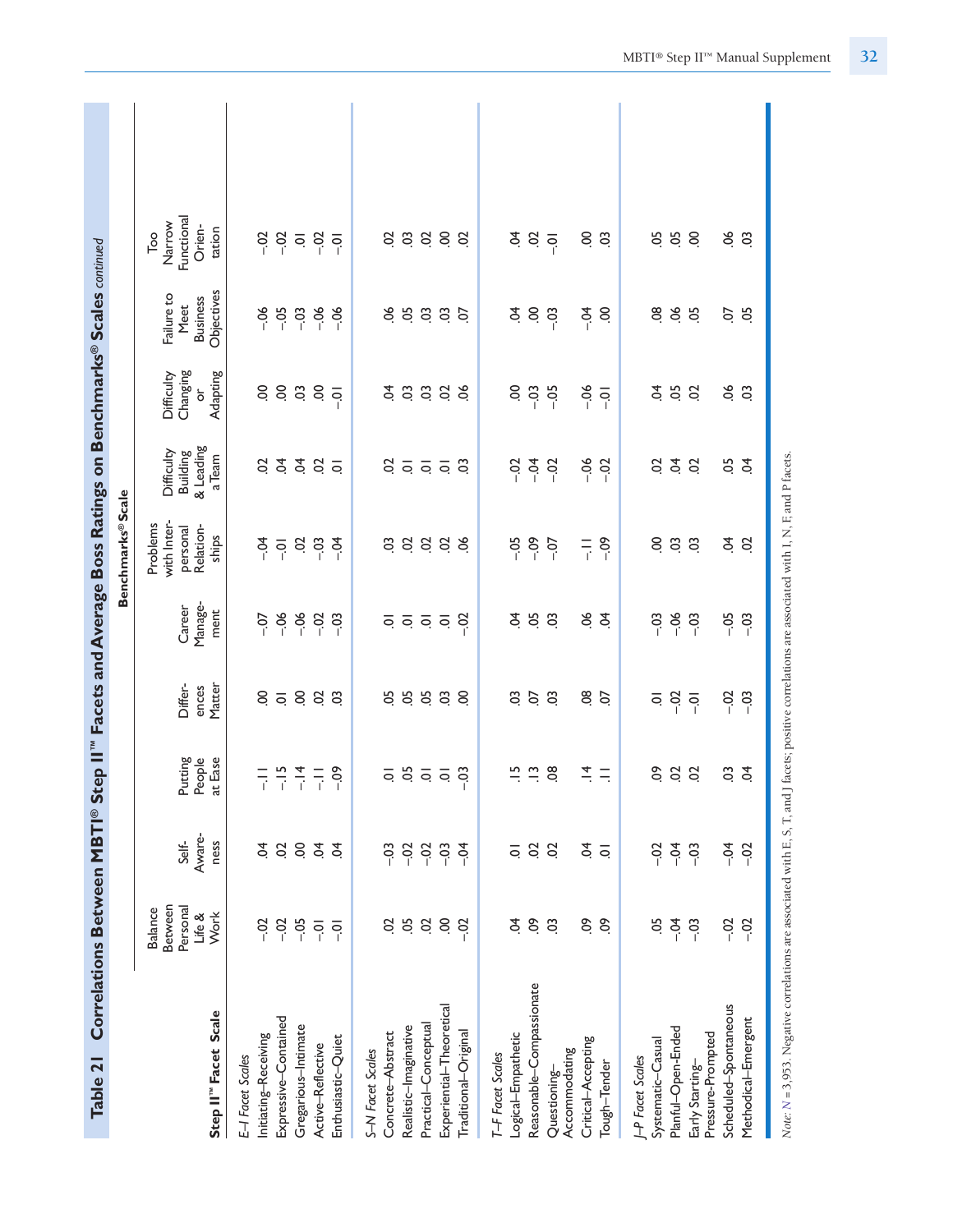## Table 21 Correlations Between MBTI® Step II™ Facets and Average Boss Ratings on Benchmarks® Scales *continued*

| Step II™ Facet Scale | Benchmarks® Scale | | | | | | | | | | |
|---|---|---|---|---|---|---|---|---|---|---|---|
| | Balance Between Personal Life & Work | Self-Awareness | Putting People at Ease | Differences Matter | Career Management | Problems with Interpersonal Relationships | Difficulty Building & Leading a Team | Difficulty Changing or Adapting | Failure to Meet Business Objectives | Too Narrow Functional Orientation |
| *E–I Facet Scales* | | | | | | | | | | |
| Initiating–Receiving | -.02 | .04 | -.11 | .00 | -.07 | -.04 | .02 | .00 | -.06 | -.02 |
| Expressive–Contained | -.02 | .02 | -.15 | .01 | -.06 | -.01 | .04 | .00 | -.05 | -.02 |
| Gregarious–Intimate | -.05 | .00 | -.14 | .00 | -.06 | .02 | .04 | .03 | -.03 | .01 |
| Active–Reflective | -.01 | .04 | -.11 | .02 | -.02 | -.03 | .02 | .00 | -.06 | -.02 |
| Enthusiastic–Quiet | -.01 | .04 | -.09 | .03 | -.03 | -.04 | .01 | -.01 | -.06 | -.01 |
| *S–N Facet Scales* | | | | | | | | | | |
| Concrete–Abstract | .02 | -.03 | .01 | .05 | .01 | .03 | .02 | .04 | .06 | .02 |
| Realistic–Imaginative | .05 | -.02 | .05 | .05 | .01 | .02 | .01 | .03 | .05 | .03 |
| Practical–Conceptual | .02 | -.02 | .01 | .05 | .01 | .02 | .01 | .03 | .03 | .02 |
| Experiential–Theoretical | .00 | -.03 | .01 | .03 | .01 | .02 | .01 | .02 | .03 | .00 |
| Traditional–Original | -.02 | -.04 | -.03 | .00 | -.02 | .06 | .03 | .06 | .07 | .02 |
| *T–F Facet Scales* | | | | | | | | | | |
| Logical–Empathetic | .04 | .01 | .15 | .03 | .04 | -.05 | -.02 | .00 | .04 | .04 |
| Reasonable–Compassionate | .09 | .02 | .13 | .07 | .05 | -.09 | -.04 | -.03 | .00 | .02 |
| Questioning–Accommodating | .03 | .02 | .08 | .03 | .03 | -.07 | -.02 | -.05 | -.03 | -.01 |
| Critical–Accepting | .09 | .04 | .14 | .08 | .06 | -.11 | -.06 | -.06 | -.04 | .00 |
| Tough–Tender | .09 | .01 | .11 | .07 | .04 | -.09 | -.02 | -.01 | .00 | .03 |
| *J–P Facet Scales* | | | | | | | | | | |
| Systematic–Casual | .05 | -.02 | .09 | .01 | -.03 | .00 | .02 | .04 | .08 | .05 |
| Planful–Open-Ended | -.04 | -.04 | .02 | -.02 | -.06 | .03 | .04 | .05 | .06 | .05 |
| Early Starting–Pressure-Prompted | -.03 | -.03 | .02 | -.01 | -.03 | .03 | .02 | .02 | .05 | .00 |
| Scheduled–Spontaneous | -.02 | -.04 | .03 | -.02 | -.05 | .04 | .05 | .06 | .07 | .06 |
| Methodical–Emergent | -.02 | -.02 | .04 | -.03 | -.03 | .02 | .04 | .03 | .05 | .03 |

*Note:* N = 3,953. Negative correlations are associated with E, S, T, and J facets; positive correlations are associated with I, N, F, and P facets.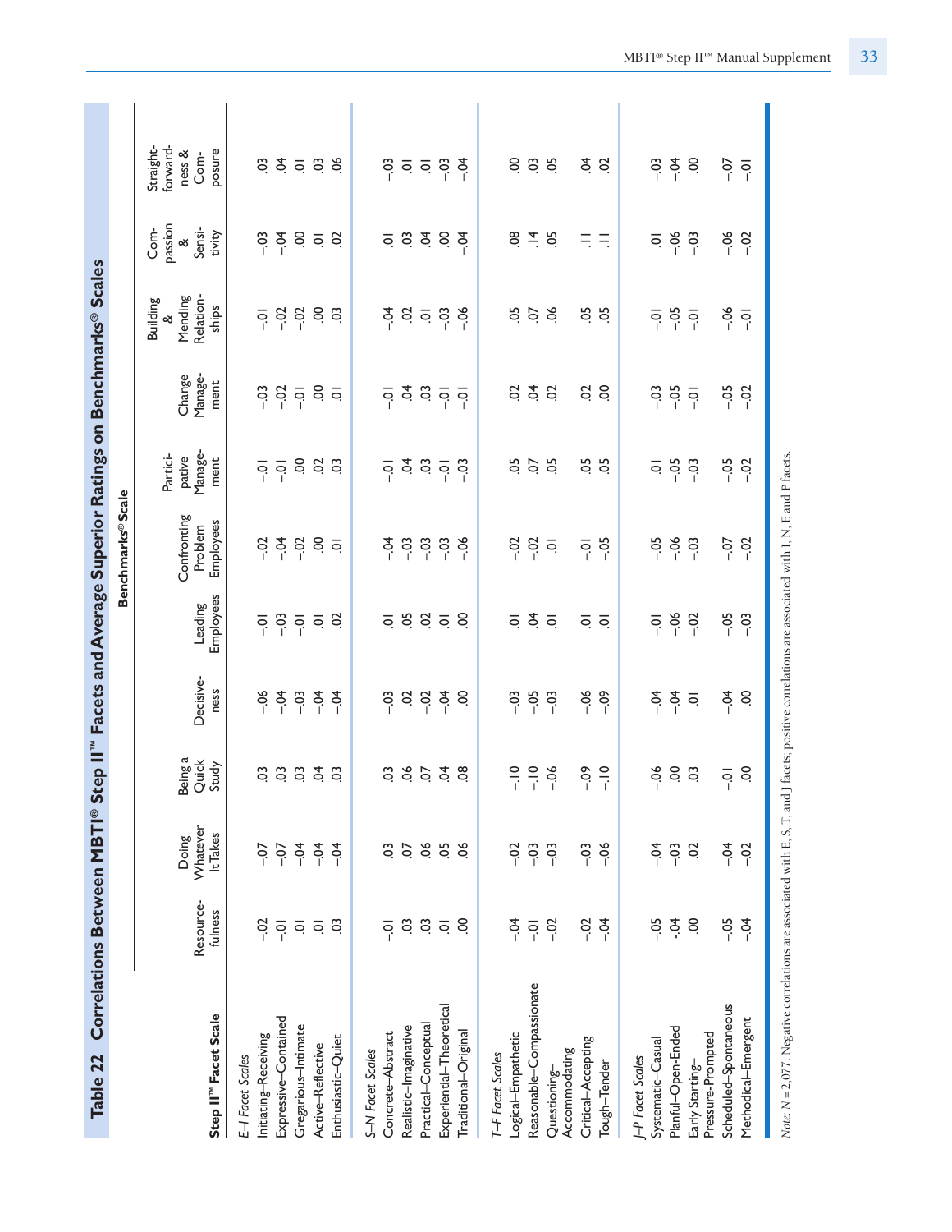## Table 22 Correlations Between MBTI® Step II™ Facets and Average Superior Ratings on Benchmarks® Scales

| Step II™ Facet Scale | Benchmarks® Scale | | | | | | | | | | |
|---|---|---|---|---|---|---|---|---|---|---|---|
| | Resource-fulness | Doing Whatever It Takes | Being a Quick Study | Decisive-ness | Leading Employees | Confronting Problem Employees | Partici-pative Manage-ment | Change Manage-ment | Building & Mending Relation-ships | Com-passion & Sensi-tivity | Straight-forward-ness & Com-posure |
| *E–I Facet Scales* | | | | | | | | | | | |
| Initiating–Receiving | –.02 | –.07 | .03 | –.06 | –.01 | –.02 | –.01 | –.03 | –.01 | –.03 | .03 |
| Expressive–Contained | –.01 | –.07 | .03 | –.04 | –.03 | –.04 | –.01 | –.02 | –.02 | –.04 | .04 |
| Gregarious–Intimate | .01 | –.04 | .03 | –.03 | –.01 | –.02 | .00 | –.01 | –.02 | .00 | .01 |
| Active–Reflective | .01 | –.04 | .04 | –.04 | .01 | .00 | .02 | .00 | .00 | .01 | .03 |
| Enthusiastic–Quiet | .03 | –.04 | .03 | –.04 | .02 | .01 | .03 | .01 | .03 | .02 | .06 |
| *S–N Facet Scales* | | | | | | | | | | | |
| Concrete–Abstract | –.01 | .03 | .03 | –.03 | .01 | –.04 | –.01 | –.01 | –.04 | .01 | –.03 |
| Realistic–Imaginative | .03 | .07 | .06 | .02 | .05 | –.03 | .04 | .04 | .02 | .03 | .01 |
| Practical–Conceptual | .03 | .06 | .07 | –.02 | .02 | –.03 | .03 | .03 | .01 | .04 | .01 |
| Experiential–Theoretical | .01 | .05 | .04 | –.04 | .01 | –.03 | –.01 | –.01 | –.03 | .00 | –.03 |
| Traditional–Original | .00 | .06 | .08 | .00 | .00 | –.06 | –.03 | –.01 | –.06 | –.04 | –.04 |
| *T–F Facet Scales* | | | | | | | | | | | |
| Logical–Empathetic | –.04 | –.02 | –.10 | –.03 | .01 | –.02 | .05 | .02 | .05 | .08 | .00 |
| Reasonable–Compassionate | –.01 | –.03 | –.10 | –.05 | .04 | –.02 | .07 | .04 | .07 | .14 | .03 |
| Questioning–Accommodating | –.02 | –.03 | –.06 | –.03 | .01 | .01 | .05 | .02 | .06 | .05 | .05 |
| Critical–Accepting | –.02 | –.03 | –.09 | –.06 | .01 | –.01 | .05 | .02 | .05 | .11 | .04 |
| Tough–Tender | –.04 | –.06 | –.10 | –.09 | .01 | –.05 | .05 | .00 | .05 | .11 | .02 |
| *J–P Facet Scales* | | | | | | | | | | | |
| Systematic–Casual | –.05 | –.04 | –.06 | –.04 | –.01 | –.05 | .01 | –.03 | –.01 | .01 | –.03 |
| Planful–Open-Ended | -.04 | –.03 | .00 | –.04 | –.06 | –.06 | –.05 | –.05 | –.05 | –.06 | –.04 |
| Early Starting–Pressure-Prompted | .00 | .02 | .03 | .01 | –.02 | –.03 | –.03 | –.01 | –.01 | –.03 | .00 |
| Scheduled–Spontaneous | –.05 | –.04 | –.01 | –.04 | –.05 | –.07 | –.05 | –.05 | –.06 | –.06 | –.07 |
| Methodical–Emergent | –.04 | –.02 | .00 | .00 | –.03 | –.02 | –.02 | –.02 | –.01 | –.02 | –.01 |

*Note: N* = 2,077. Negative correlations are associated with E, S, T, and J facets; positive correlations are associated with I, N, F, and P facets.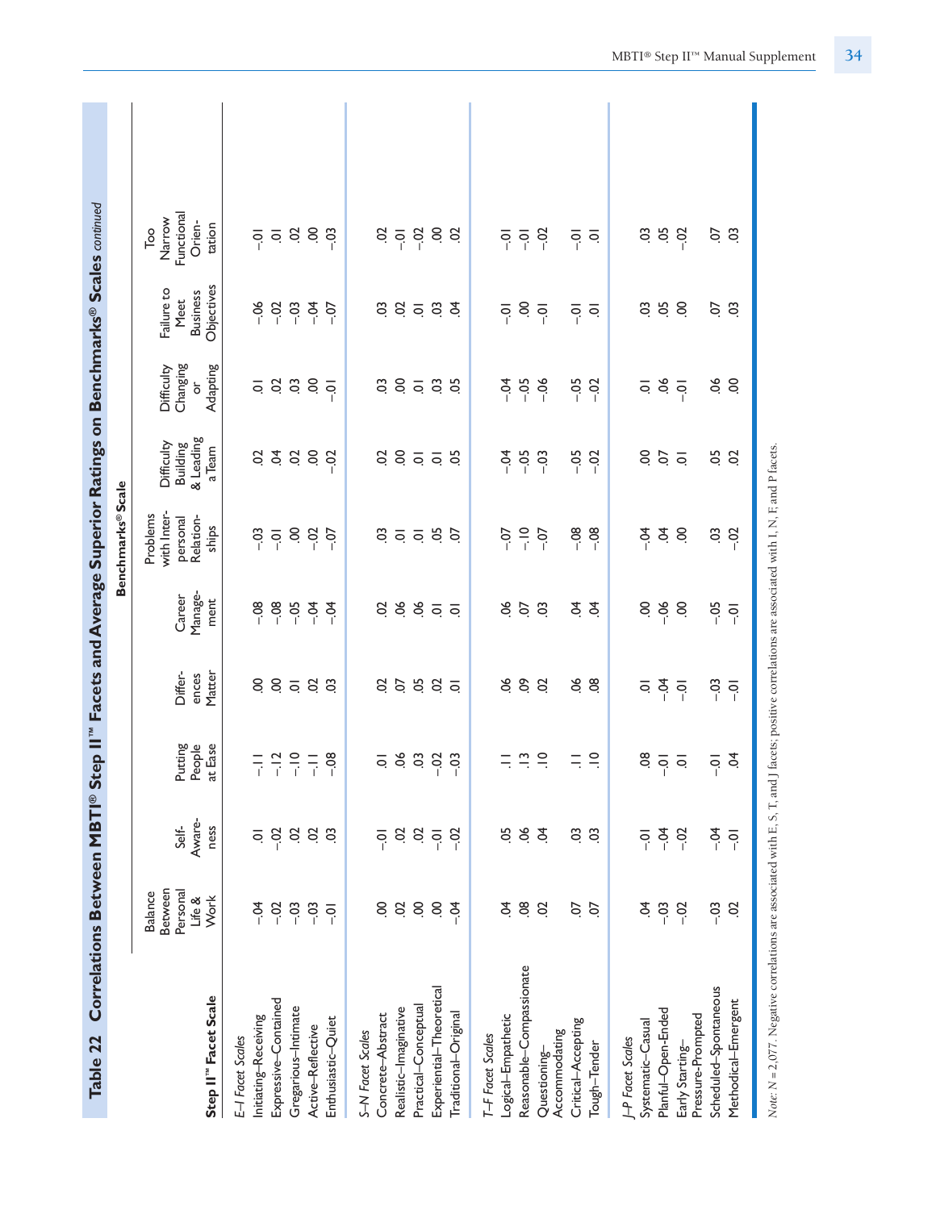## Table 22 Correlations Between MBTI® Step II™ Facets and Average Superior Ratings on Benchmarks® Scales *continued*

| Step II™ Facet Scale | Balance Between Personal Life & Work | Self-Awareness | Putting People at Ease | Differences Matter | Career Management | Problems with Interpersonal Relationships | Difficulty Building & Leading a Team | Difficulty Changing or Adapting | Failure to Meet Business Objectives | Too Narrow Functional Orientation |
|---|---|---|---|---|---|---|---|---|---|---|
| | **Benchmarks® Scale** | | | | | | | | | |
| *E–I Facet Scales* | | | | | | | | | | |
| Initiating–Receiving | -.04 | .01 | -.11 | .00 | -.08 | -.03 | .02 | .01 | -.06 | -.01 |
| Expressive–Contained | -.02 | -.02 | -.12 | .00 | -.08 | -.01 | .04 | .02 | -.02 | .01 |
| Gregarious–Intimate | -.03 | .02 | -.10 | .01 | -.05 | .00 | .02 | .03 | -.03 | .02 |
| Active–Reflective | -.03 | .02 | -.11 | .02 | -.04 | -.02 | .00 | .00 | -.04 | .00 |
| Enthusiastic–Quiet | -.01 | .03 | -.08 | .03 | -.04 | -.07 | -.02 | -.01 | -.07 | -.03 |
| *S–N Facet Scales* | | | | | | | | | | |
| Concrete–Abstract | .00 | -.01 | .01 | .02 | .02 | .03 | .02 | .03 | .03 | .02 |
| Realistic–Imaginative | .02 | .02 | .06 | .07 | .06 | .01 | .00 | .00 | .02 | -.01 |
| Practical–Conceptual | .00 | .02 | .03 | .05 | .06 | .01 | .01 | .01 | .01 | -.02 |
| Experiential–Theoretical | .00 | -.01 | -.02 | .02 | .01 | .05 | .01 | .03 | .03 | .00 |
| Traditional–Original | -.04 | -.02 | -.03 | .01 | .01 | .07 | .05 | .05 | .04 | .02 |
| *T–F Facet Scales* | | | | | | | | | | |
| Logical–Empathetic | .04 | .05 | .11 | .06 | .06 | -.07 | -.04 | -.04 | -.01 | -.01 |
| Reasonable–Compassionate | .08 | .06 | .13 | .09 | .07 | -.10 | -.05 | -.05 | .00 | -.01 |
| Questioning–Accommodating | .02 | .04 | .10 | .02 | .03 | -.07 | -.03 | -.06 | -.01 | -.02 |
| Critical–Accepting | .07 | .03 | .11 | .06 | .04 | -.08 | -.05 | -.05 | -.01 | -.01 |
| Tough–Tender | .07 | .03 | .10 | .08 | .04 | -.08 | -.02 | -.02 | .01 | .01 |
| *J–P Facet Scales* | | | | | | | | | | |
| Systematic–Casual | .04 | -.01 | .08 | .01 | .00 | -.04 | .00 | .01 | .03 | .03 |
| Planful–Open-Ended | -.03 | -.04 | -.01 | -.04 | -.06 | .04 | .07 | .06 | .05 | .05 |
| Early Starting–Pressure-Prompted | -.02 | -.02 | .01 | -.01 | .00 | .00 | .01 | -.01 | .00 | -.02 |
| Scheduled–Spontaneous | -.03 | -.04 | -.01 | -.03 | -.05 | .03 | .05 | .06 | .07 | .07 |
| Methodical–Emergent | .02 | -.01 | .04 | -.01 | -.01 | -.02 | .02 | .00 | .03 | .03 |

*Note:* $N = 2,077$. Negative correlations are associated with E, S, T, and J facets; positive correlations are associated with I, N, F, and P facets.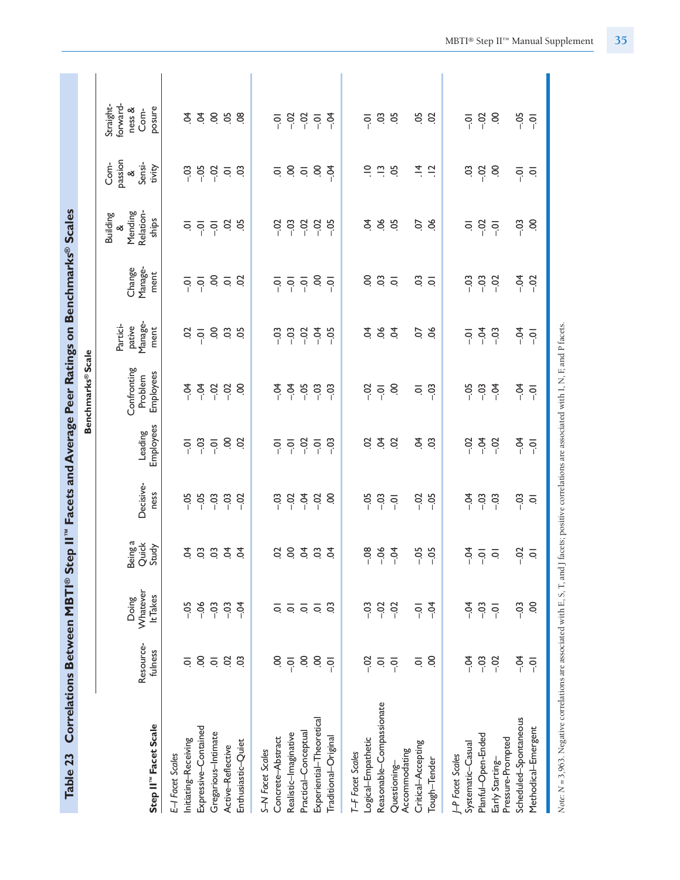## Table 23 Correlations Between MBTI® Step II™ Facets and Average Peer Ratings on Benchmarks® Scales

| Step II™ Facet Scale | Benchmarks® Scale | | | | | | | | | | |
|---|---|---|---|---|---|---|---|---|---|---|---|
| | Resource-fulness | Doing Whatever It Takes | Being a Quick Study | Decisive-ness | Leading Employees | Confronting Problem Employees | Partici-pative Manage-ment | Change Manage-ment | Building & Mending Relation-ships | Com-passion & Sensi-tivity | Straight-forward-ness & Com-posure |
| *E–I Facet Scales* | | | | | | | | | | | |
| Initiating–Receiving | .01 | –.05 | .04 | –.05 | –.01 | –.04 | .02 | –.01 | .01 | –.03 | .04 |
| Expressive–Contained | .00 | –.06 | .03 | –.05 | –.03 | –.04 | –.01 | –.01 | –.01 | –.05 | .04 |
| Gregarious–Intimate | .01 | –.03 | .03 | –.03 | –.01 | –.02 | .00 | .00 | –.01 | –.02 | .00 |
| Active–Reflective | .02 | –.03 | .04 | –.03 | .00 | –.02 | .03 | .01 | .02 | .01 | .05 |
| Enthusiastic–Quiet | .03 | –.04 | .04 | –.02 | .02 | .00 | .05 | .02 | .05 | .03 | .08 |
| *S–N Facet Scales* | | | | | | | | | | | |
| Concrete–Abstract | .00 | .01 | .02 | –.03 | –.01 | –.04 | –.03 | –.01 | –.02 | .01 | –.01 |
| Realistic–Imaginative | –.01 | .01 | .00 | –.02 | –.01 | –.04 | –.03 | –.01 | –.03 | .00 | –.02 |
| Practical–Conceptual | .00 | .01 | .04 | –.04 | –.02 | –.05 | –.02 | –.01 | –.02 | .01 | –.02 |
| Experiential–Theoretical | .00 | .01 | .03 | –.02 | –.01 | –.03 | –.04 | .00 | –.02 | .00 | –.01 |
| Traditional–Original | –.01 | .03 | .04 | .00 | –.03 | –.03 | –.05 | –.01 | –.05 | –.04 | –.04 |
| *T–F Facet Scales* | | | | | | | | | | | |
| Logical–Empathetic | –.02 | –.03 | –.08 | –.05 | .02 | –.02 | .04 | .00 | .04 | .10 | –.01 |
| Reasonable–Compassionate | .01 | –.02 | –.06 | –.03 | .04 | –.01 | .06 | .03 | .06 | .13 | .03 |
| Questioning–Accommodating | –.01 | –.02 | –.04 | –.01 | .02 | .00 | .04 | .01 | .05 | .05 | .05 |
| Critical–Accepting | .01 | –.01 | –.05 | –.02 | .04 | .01 | .07 | .03 | .07 | .14 | .05 |
| Tough–Tender | .00 | –.04 | –.05 | –.05 | .03 | –.03 | .06 | .01 | .06 | .12 | .02 |
| *J–P Facet Scales* | | | | | | | | | | | |
| Systematic–Casual | –.04 | –.04 | –.04 | –.04 | –.02 | –.05 | –.01 | –.03 | .01 | .03 | –.01 |
| Planful–Open-Ended | –.03 | –.03 | –.01 | –.03 | –.04 | –.03 | –.04 | –.03 | –.02 | –.02 | –.02 |
| Early Starting–Pressure-Prompted | –.02 | –.01 | .01 | –.03 | –.02 | –.04 | –.03 | –.02 | –.01 | .00 | .00 |
| Scheduled–Spontaneous | –.04 | –.03 | –.02 | –.03 | –.04 | –.04 | –.04 | –.04 | –.03 | –.01 | –.05 |
| Methodical–Emergent | –.01 | .00 | .01 | .01 | –.01 | –.01 | –.01 | –.02 | .00 | .01 | –.01 |

*Note: N* = 3,963. Negative correlations are associated with E, S, T, and J facets; positive correlations are associated with I, N, F, and P facets.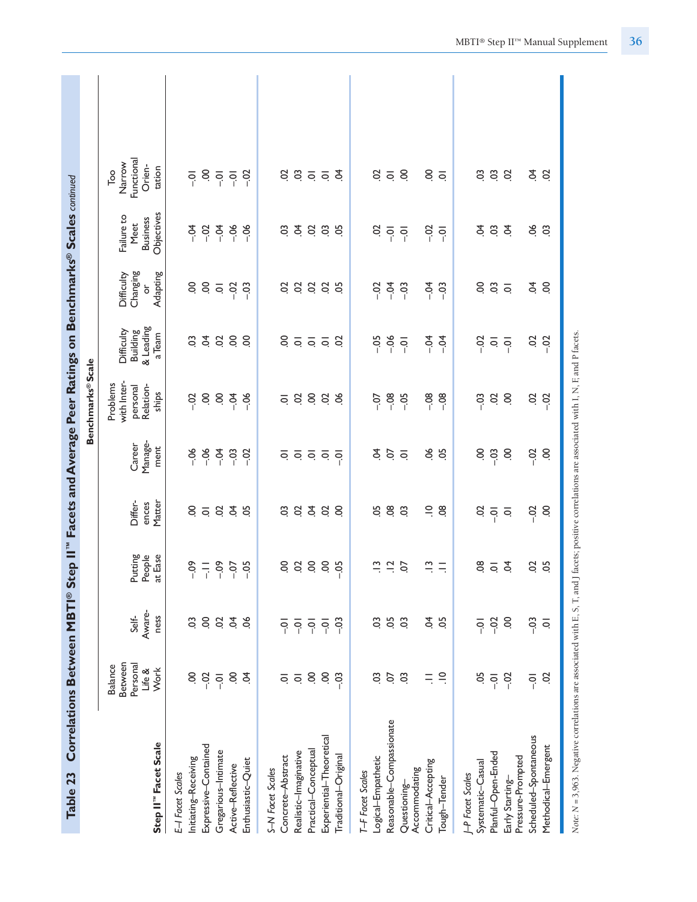## Table 23 Correlations Between MBTI® Step II™ Facets and Average Peer Ratings on Benchmarks® Scales *continued*

| Step II™ Facet Scale | Benchmarks® Scale | | | | | | | | | | |
|---|---|---|---|---|---|---|---|---|---|---|---|
| | Balance Between Personal Life & Work | Self-Awareness | Putting People at Ease | Differences Matter | Career Management | Problems with Interpersonal Relationships | Difficulty Building & Leading a Team | Difficulty Changing or Adapting | Failure to Meet Business Objectives | Too Narrow Functional Orientation |
| *E–I Facet Scales* | | | | | | | | | | |
| Initiating–Receiving | .00 | .03 | –.09 | .00 | –.06 | –.02 | .03 | .00 | –.04 | –.01 |
| Expressive–Contained | –.02 | .00 | –.11 | .01 | –.06 | .00 | .04 | .00 | –.02 | .00 |
| Gregarious–Intimate | –.01 | .02 | –.09 | .02 | –.04 | .00 | .02 | .01 | –.04 | –.01 |
| Active–Reflective | .00 | .04 | –.07 | .04 | –.03 | –.04 | .00 | –.02 | –.06 | –.01 |
| Enthusiastic–Quiet | .04 | .06 | –.05 | .05 | –.02 | –.06 | .00 | –.03 | –.06 | –.02 |
| *S–N Facet Scales* | | | | | | | | | | |
| Concrete–Abstract | .01 | –.01 | .00 | .03 | .01 | .01 | .00 | .02 | .03 | .02 |
| Realistic–Imaginative | .01 | –.01 | .02 | .02 | .01 | .02 | .01 | .02 | .04 | .03 |
| Practical–Conceptual | .00 | –.01 | .00 | .04 | .01 | .00 | .01 | .02 | .02 | .01 |
| Experiential–Theoretical | .00 | –.01 | .00 | .02 | .01 | .02 | .01 | .02 | .03 | .01 |
| Traditional–Original | –.03 | –.03 | –.05 | .00 | –.01 | .06 | .02 | .05 | .05 | .04 |
| *T–F Facet Scales* | | | | | | | | | | |
| Logical–Empathetic | .03 | .03 | .13 | .05 | .04 | –.07 | –.05 | –.02 | .02 | .02 |
| Reasonable–Compassionate | .07 | .05 | .12 | .08 | .07 | –.08 | –.06 | –.04 | –.01 | .01 |
| Questioning–Accommodating | .03 | .03 | .07 | .03 | .01 | –.05 | –.01 | –.03 | –.01 | .00 |
| Critical–Accepting | .11 | .04 | .13 | .10 | .06 | –.08 | –.04 | –.04 | –.02 | .00 |
| Tough–Tender | .10 | .05 | .11 | .08 | .05 | –.08 | –.04 | –.03 | –.01 | .01 |
| *J–P Facet Scales* | | | | | | | | | | |
| Systematic–Casual | .05 | –.01 | .08 | .02 | .00 | –.03 | –.02 | .00 | .04 | .03 |
| Planful–Open-Ended | –.01 | –.02 | .01 | –.01 | –.03 | .02 | .01 | .03 | .03 | .03 |
| Early Starting–Pressure-Prompted | –.02 | .00 | .04 | .01 | .00 | .00 | –.01 | .01 | .04 | .02 |
| Scheduled–Spontaneous | –.01 | –.03 | .02 | –.02 | –.02 | .02 | .02 | .04 | .06 | .04 |
| Methodical–Emergent | .02 | .01 | .05 | .00 | .00 | –.02 | –.02 | .00 | .03 | .02 |

*Note:* $N$ = 3,963. Negative correlations are associated with E, S, T, and J facets; positive correlations are associated with I, N, F, and P facets.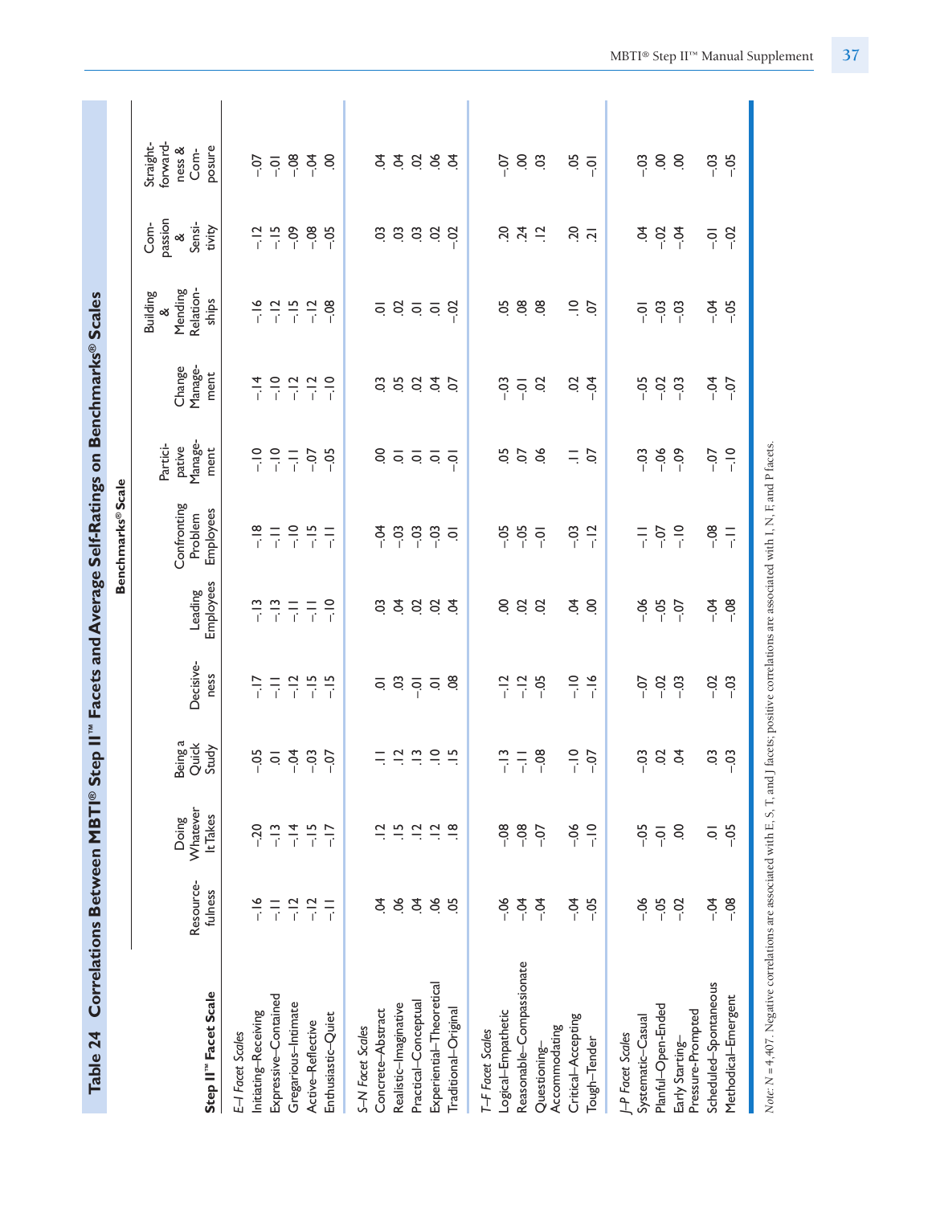## Table 24 Correlations Between MBTI® Step II™ Facets and Average Self-Ratings on Benchmarks® Scales

| Step II™ Facet Scale | Benchmarks® Scale | | | | | | | | | | |
|---|---|---|---|---|---|---|---|---|---|---|---|
| | Resource-fulness | Doing Whatever It Takes | Being a Quick Study | Decisive-ness | Leading Employees | Confronting Problem Employees | Partici-pative Manage-ment | Change Manage-ment | Building & Mending Relation-ships | Com-passion & Sensi-tivity | Straight-forward-ness & Com-posure |
| *E–I Facet Scales* | | | | | | | | | | | |
| Initiating–Receiving | –.16 | –.20 | –.05 | –.17 | –.13 | –.18 | –.10 | –.14 | –.16 | –.12 | –.07 |
| Expressive–Contained | –.11 | –.13 | .01 | –.11 | –.13 | –.11 | –.10 | –.10 | –.12 | –.15 | –.01 |
| Gregarious–Intimate | –.12 | –.14 | –.04 | –.12 | –.11 | –.10 | –.11 | –.12 | –.15 | –.09 | –.08 |
| Active–Reflective | –.12 | –.15 | –.03 | –.15 | –.11 | –.15 | –.07 | –.12 | –.12 | –.08 | –.04 |
| Enthusiastic–Quiet | –.11 | –.17 | –.07 | –.15 | –.10 | –.11 | –.05 | –.10 | –.08 | –.05 | .00 |
| *S–N Facet Scales* | | | | | | | | | | | |
| Concrete–Abstract | .04 | .12 | .11 | .01 | .03 | –.04 | .00 | .03 | .01 | .03 | .04 |
| Realistic–Imaginative | .06 | .15 | .12 | .03 | .04 | –.03 | .01 | .05 | .02 | .03 | .04 |
| Practical–Conceptual | .04 | .12 | .13 | –.01 | .02 | –.03 | .01 | .02 | .01 | .03 | .02 |
| Experiential–Theoretical | .06 | .12 | .10 | .01 | .02 | –.03 | .01 | .04 | .01 | .02 | .06 |
| Traditional–Original | .05 | .18 | .15 | .08 | .04 | .01 | –.01 | .07 | –.02 | –.02 | .04 |
| *T–F Facet Scales* | | | | | | | | | | | |
| Logical–Empathetic | –.06 | –.08 | –.13 | –.12 | .00 | –.05 | .05 | –.03 | .05 | .20 | –.07 |
| Reasonable–Compassionate | –.04 | –.08 | –.11 | –.12 | .02 | –.05 | .07 | –.01 | .08 | .24 | .00 |
| Questioning–Accommodating | –.04 | –.07 | –.08 | –.05 | .02 | –.01 | .06 | .02 | .08 | .12 | .03 |
| Critical–Accepting | –.04 | –.06 | –.10 | –.10 | .04 | –.03 | .11 | .02 | .10 | .20 | .05 |
| Tough–Tender | –.05 | –.10 | –.07 | –.16 | .00 | –.12 | .07 | –.04 | .07 | .21 | –.01 |
| *J–P Facet Scales* | | | | | | | | | | | |
| Systematic–Casual | –.06 | –.05 | –.03 | –.07 | –.06 | –.11 | –.03 | –.05 | –.01 | .04 | –.03 |
| Planful–Open-Ended | –.05 | –.01 | .02 | –.02 | –.05 | –.07 | –.06 | –.02 | –.03 | –.02 | .00 |
| Early Starting–Pressure-Prompted | –.02 | .00 | .04 | –.03 | –.07 | –.10 | –.09 | –.03 | –.03 | –.04 | .00 |
| Scheduled–Spontaneous | –.04 | .01 | .03 | –.02 | –.04 | –.08 | –.07 | –.04 | –.04 | –.01 | –.03 |
| Methodical–Emergent | –.08 | –.05 | –.03 | –.03 | –.08 | –.11 | –.10 | –.07 | –.05 | –.02 | –.05 |

*Note:* $N = 4{,}407$. Negative correlations are associated with E, S, T, and J facets; positive correlations are associated with I, N, F, and P facets.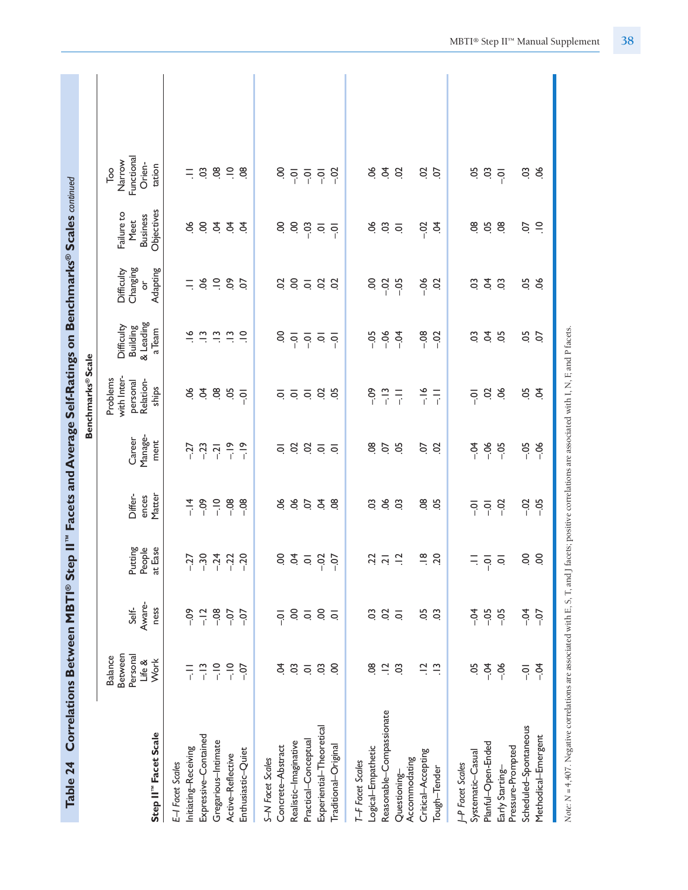## Table 24 Correlations Between MBTI® Step II™ Facets and Average Self-Ratings on Benchmarks® Scales *continued*

| Step II™ Facet Scale | Benchmarks® Scale | | | | | | | | | | |
|---|---|---|---|---|---|---|---|---|---|---|---|
| | Balance Between Personal Life & Work | Self-Awareness | Putting People at Ease | Differences Matter | Career Management | Problems with Interpersonal Relationships | Difficulty Building & Leading a Team | Difficulty Changing or Adapting | Failure to Meet Business Objectives | Too Narrow Functional Orientation |
| *E–I Facet Scales* | | | | | | | | | | |
| Initiating–Receiving | –.11 | –.09 | –.27 | –.14 | –.27 | .06 | .16 | .11 | .06 | .11 |
| Expressive–Contained | –.13 | –.12 | –.30 | –.09 | –.23 | .04 | .13 | .06 | .00 | .03 |
| Gregarious–Intimate | –.10 | –.08 | –.24 | –.10 | –.21 | .08 | .13 | .10 | .04 | .08 |
| Active–Reflective | –.10 | –.07 | –.22 | –.08 | –.19 | .05 | .13 | .09 | .04 | .10 |
| Enthusiastic–Quiet | –.07 | –.07 | –.20 | –.08 | –.19 | –.01 | .10 | .07 | .04 | .08 |
| *S–N Facet Scales* | | | | | | | | | | |
| Concrete–Abstract | .04 | –.01 | .00 | .06 | .01 | .01 | .00 | .02 | .00 | .00 |
| Realistic–Imaginative | .03 | .00 | .04 | .06 | .02 | .01 | –.01 | .00 | .00 | –.01 |
| Practical–Conceptual | .01 | .01 | .01 | .07 | .02 | .01 | –.01 | .01 | –.03 | –.01 |
| Experiential–Theoretical | .03 | .00 | –.02 | .04 | .01 | .02 | .01 | .02 | .01 | –.01 |
| Traditional–Original | .00 | .01 | –.07 | .08 | .01 | .05 | –.01 | .02 | –.01 | –.02 |
| *T–F Facet Scales* | | | | | | | | | | |
| Logical–Empathetic | .08 | .03 | .22 | .03 | .08 | –.09 | –.05 | .00 | .06 | .06 |
| Reasonable–Compassionate | .12 | .02 | .21 | .06 | .07 | –.13 | –.06 | –.02 | .03 | .04 |
| Questioning–Accommodating | .03 | .01 | .12 | .03 | .05 | –.11 | –.04 | –.05 | .01 | .02 |
| Critical–Accepting | .12 | .05 | .18 | .08 | .07 | –.16 | –.08 | –.06 | –.02 | .02 |
| Tough–Tender | .13 | .03 | .20 | .05 | .02 | –.11 | –.02 | .02 | .04 | .07 |
| *J–P Facet Scales* | | | | | | | | | | |
| Systematic–Casual | .05 | –.04 | .11 | –.01 | –.04 | –.01 | .03 | .03 | .08 | .05 |
| Planful–Open-Ended | –.04 | –.05 | –.01 | –.01 | –.06 | .02 | .04 | .04 | .05 | .03 |
| Early Starting–Pressure-Prompted | –.06 | –.05 | .01 | –.02 | –.05 | .06 | .05 | .03 | .08 | –.01 |
| Scheduled–Spontaneous | –.01 | –.04 | .00 | –.02 | –.05 | .05 | .05 | .05 | .07 | .03 |
| Methodical–Emergent | –.04 | –.07 | .00 | –.05 | –.06 | .04 | .07 | .06 | .10 | .06 |

*Note:* $N = 4,407$. Negative correlations are associated with E, S, T, and J facets; positive correlations are associated with I, N, F, and P facets.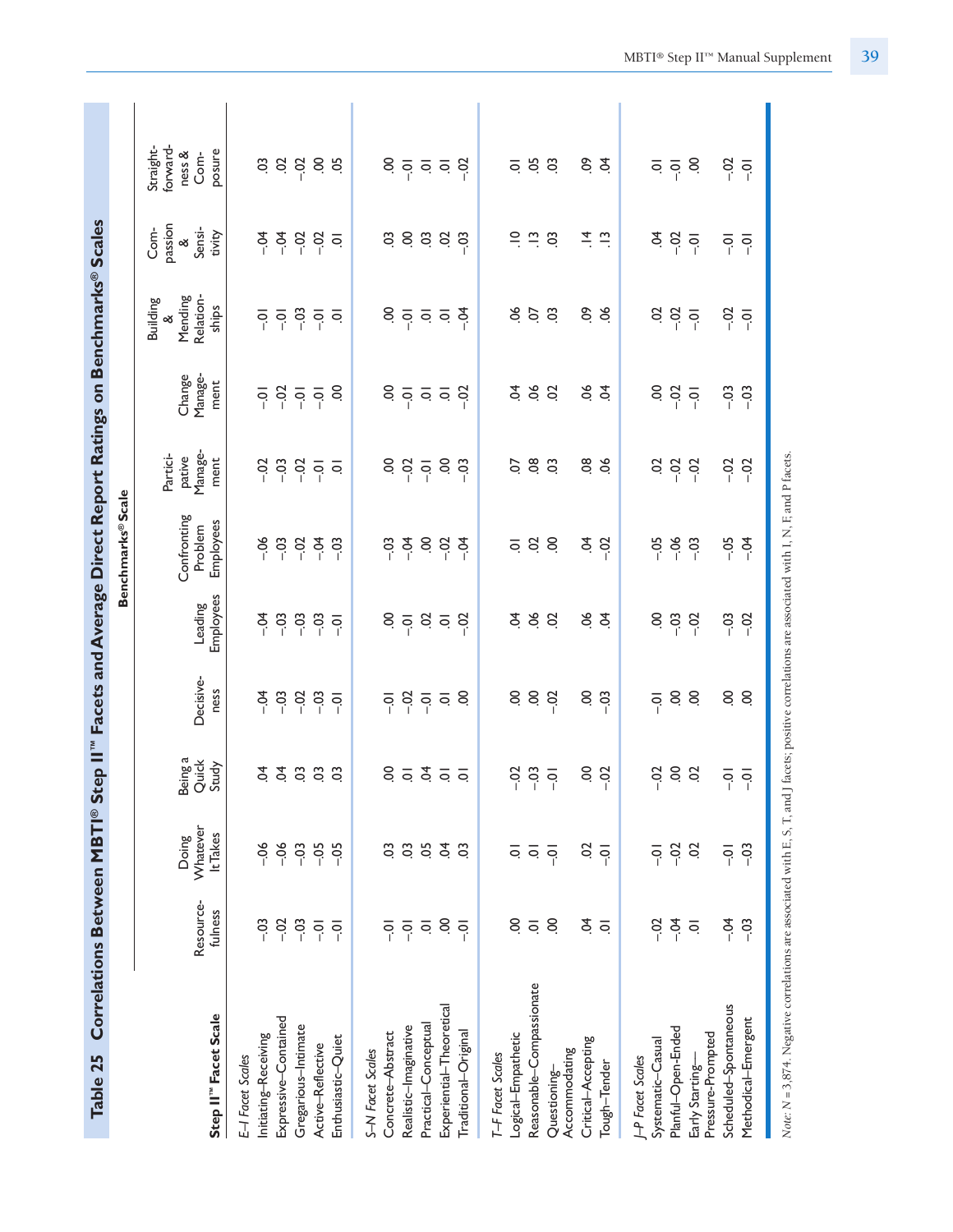## Table 25 Correlations Between MBTI® Step II™ Facets and Average Direct Report Ratings on Benchmarks® Scales

| Step II™ Facet Scale | Benchmarks® Scale | | | | | | | | | | |
|---|---|---|---|---|---|---|---|---|---|---|---|
| | Resource-fulness | Doing Whatever It Takes | Being a Quick Study | Decisive-ness | Leading Employees | Confronting Problem Employees | Partici-pative Manage-ment | Change Manage-ment | Building & Mending Relation-ships | Com-passion & Sensi-tivity | Straight-forward-ness & Com-posure |
| *E–I Facet Scales* | | | | | | | | | | | |
| Initiating–Receiving | –.03 | –.06 | .04 | –.04 | –.04 | –.06 | –.02 | –.01 | –.01 | –.04 | .03 |
| Expressive–Contained | –.02 | –.06 | .04 | –.03 | –.03 | –.03 | –.03 | –.02 | –.01 | –.04 | .02 |
| Gregarious–Intimate | –.03 | –.03 | .03 | –.02 | –.03 | –.02 | –.02 | –.01 | –.03 | –.02 | –.02 |
| Active–Reflective | –.01 | –.05 | .03 | –.03 | –.03 | –.04 | –.01 | –.01 | –.01 | –.02 | .00 |
| Enthusiastic–Quiet | –.01 | –.05 | .03 | –.01 | –.01 | –.03 | .01 | .00 | .01 | .01 | .05 |
| *S–N Facet Scales* | | | | | | | | | | | |
| Concrete–Abstract | –.01 | .03 | .00 | –.01 | .00 | –.03 | .00 | .00 | .00 | .03 | .00 |
| Realistic–Imaginative | –.01 | .03 | .01 | –.02 | –.01 | –.04 | –.02 | –.01 | –.01 | .00 | –.01 |
| Practical–Conceptual | .01 | .05 | .04 | –.01 | .02 | .00 | –.01 | .01 | .01 | .03 | .01 |
| Experiential–Theoretical | .00 | .04 | .01 | .01 | .01 | –.02 | .00 | .01 | .01 | .02 | .01 |
| Traditional–Original | –.01 | .03 | .01 | .00 | –.02 | –.04 | –.03 | –.02 | –.04 | –.03 | –.02 |
| *T–F Facet Scales* | | | | | | | | | | | |
| Logical–Empathetic | .00 | .01 | –.02 | .00 | .04 | .01 | .07 | .04 | .06 | .10 | .01 |
| Reasonable–Compassionate | .01 | .01 | –.03 | .00 | .06 | .02 | .08 | .06 | .07 | .13 | .05 |
| Questioning–Accommodating | .00 | –.01 | –.01 | –.02 | .02 | .00 | .03 | .02 | .03 | .03 | .03 |
| Critical–Accepting | .04 | .02 | .00 | .00 | .06 | .04 | .08 | .06 | .09 | .14 | .09 |
| Tough–Tender | .01 | –.01 | –.02 | –.03 | .04 | –.02 | .06 | .04 | .06 | .13 | .04 |
| *J–P Facet Scales* | | | | | | | | | | | |
| Systematic–Casual | –.02 | –.01 | –.02 | –.01 | .00 | –.05 | .02 | .00 | .02 | .04 | .01 |
| Planful–Open-Ended | –.04 | –.02 | .00 | .00 | –.03 | –.06 | –.02 | –.02 | –.02 | –.02 | –.01 |
| Early Starting–Pressure-Prompted | .01 | .02 | .02 | .00 | –.02 | –.03 | –.02 | –.01 | –.01 | –.01 | .00 |
| Scheduled–Spontaneous | –.04 | –.01 | –.01 | .00 | –.03 | –.05 | –.02 | –.03 | –.02 | –.01 | –.02 |
| Methodical–Emergent | –.03 | –.03 | –.01 | .00 | –.02 | –.04 | –.02 | –.03 | –.01 | –.01 | –.01 |

*Note:* $N = 3,874$. Negative correlations are associated with E, S, T, and J facets; positive correlations are associated with I, N, F, and P facets.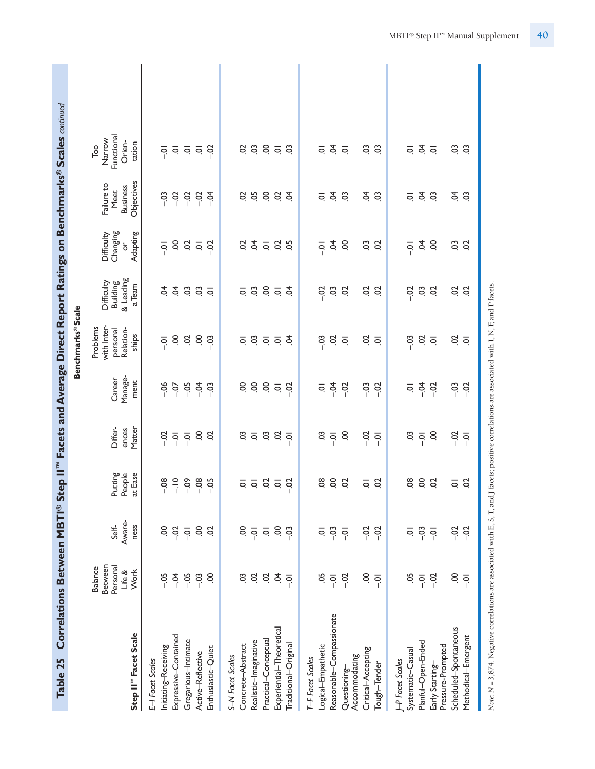## Table 25 Correlations Between MBTI® Step II™ Facets and Average Direct Report Ratings on Benchmarks® Scales *continued*

| Step II™ Facet Scale | Benchmarks® Scale | | | | | | | | | | |
|---|---|---|---|---|---|---|---|---|---|---|---|
| | Balance Between Personal Life & Work | Self-Awareness | Putting People at Ease | Differences Matter | Career Management | Problems with Interpersonal Relationships | Difficulty Building & Leading a Team | Difficulty Changing or Adapting | Failure to Meet Business Objectives | Too Narrow Functional Orientation |
| *E–I Facet Scales* | | | | | | | | | | |
| Initiating–Receiving | –.05 | .00 | –.08 | –.02 | –.06 | –.01 | .04 | –.01 | –.03 | –.01 |
| Expressive–Contained | –.04 | –.02 | –.10 | –.01 | –.07 | .00 | .04 | .00 | –.02 | .01 |
| Gregarious–Intimate | –.05 | –.01 | –.09 | –.01 | –.05 | .02 | .03 | .02 | –.02 | .01 |
| Active–Reflective | –.03 | .00 | –.08 | .00 | –.04 | .00 | .03 | .01 | –.02 | .01 |
| Enthusiastic–Quiet | .00 | .02 | –.05 | .02 | –.03 | –.03 | .01 | –.02 | –.04 | –.02 |
| *S–N Facet Scales* | | | | | | | | | | |
| Concrete–Abstract | .03 | .00 | .01 | .03 | .00 | .01 | .01 | .02 | .02 | .02 |
| Realistic–Imaginative | .02 | –.01 | .01 | .01 | .00 | .03 | .03 | .04 | .05 | .03 |
| Practical–Conceptual | .02 | .01 | .02 | .03 | .00 | .01 | .00 | .01 | .00 | .00 |
| Experiential–Theoretical | .04 | .00 | .01 | .02 | .01 | .01 | .01 | .02 | .02 | .01 |
| Traditional–Original | –.01 | –.03 | –.02 | –.01 | –.02 | .04 | .04 | .05 | .04 | .03 |
| *T–F Facet Scales* | | | | | | | | | | |
| Logical–Empathetic | .05 | .01 | .08 | .03 | .01 | –.03 | –.02 | –.01 | .01 | .01 |
| Reasonable–Compassionate | –.01 | –.03 | .00 | –.01 | –.04 | .02 | .03 | .04 | .04 | .04 |
| Questioning–Accommodating | –.02 | –.01 | .02 | .00 | –.02 | .01 | .02 | .00 | .03 | .01 |
| Critical–Accepting | .00 | –.02 | .01 | –.02 | –.03 | .02 | .02 | .03 | .04 | .03 |
| Tough–Tender | –.01 | –.02 | .02 | –.01 | –.02 | .01 | .02 | .02 | .03 | .03 |
| *J–P Facet Scales* | | | | | | | | | | |
| Systematic–Casual | .05 | .01 | .08 | .03 | .01 | –.03 | –.02 | –.01 | .01 | .01 |
| Planful–Open-Ended | –.01 | –.03 | .00 | –.01 | –.04 | .02 | .03 | .04 | .04 | .04 |
| Early Starting–Pressure-Prompted | –.02 | –.01 | .02 | .00 | –.02 | .01 | .02 | .00 | .03 | .01 |
| Scheduled–Spontaneous | .00 | –.02 | .01 | –.02 | –.03 | .02 | .02 | .03 | .04 | .03 |
| Methodical–Emergent | –.01 | –.02 | .02 | –.01 | –.02 | .01 | .02 | .02 | .03 | .03 |

*Note:* $N = 3{,}874$. Negative correlations are associated with E, S, T, and J facets; positive correlations are associated with I, N, F, and P facets.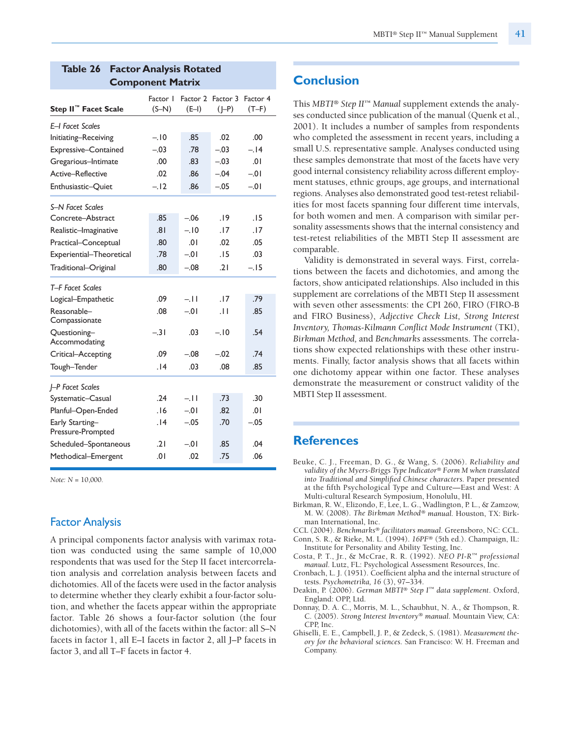**Table 26 Factor Analysis Rotated Component Matrix**

| Step II™ Facet Scale | Factor 1 (S–N) | Factor 2 (E–I) | Factor 3 (J–P) | Factor 4 (T–F) |
|---|---|---|---|---|
| *E–I Facet Scales* | | | | |
| Initiating–Receiving | –.10 | .85 | .02 | .00 |
| Expressive–Contained | –.03 | .78 | –.03 | –.14 |
| Gregarious–Intimate | .00 | .83 | –.03 | .01 |
| Active–Reflective | .02 | .86 | –.04 | –.01 |
| Enthusiastic–Quiet | –.12 | .86 | –.05 | –.01 |
| *S–N Facet Scales* | | | | |
| Concrete–Abstract | .85 | –.06 | .19 | .15 |
| Realistic–Imaginative | .81 | –.10 | .17 | .17 |
| Practical–Conceptual | .80 | .01 | .02 | .05 |
| Experiential–Theoretical | .78 | –.01 | .15 | .03 |
| Traditional–Original | .80 | –.08 | .21 | –.15 |
| *T–F Facet Scales* | | | | |
| Logical–Empathetic | .09 | –.11 | .17 | .79 |
| Reasonable–Compassionate | .08 | –.01 | .11 | .85 |
| Questioning–Accommodating | –.31 | .03 | –.10 | .54 |
| Critical–Accepting | .09 | –.08 | –.02 | .74 |
| Tough–Tender | .14 | .03 | .08 | .85 |
| *J–P Facet Scales* | | | | |
| Systematic–Casual | .24 | –.11 | .73 | .30 |
| Planful–Open-Ended | .16 | –.01 | .82 | .01 |
| Early Starting–Pressure-Prompted | .14 | –.05 | .70 | –.05 |
| Scheduled–Spontaneous | .21 | –.01 | .85 | .04 |
| Methodical–Emergent | .01 | .02 | .75 | .06 |

*Note: N* = 10,000.

## Factor Analysis

A principal components factor analysis with varimax rotation was conducted using the same sample of 10,000 respondents that was used for the Step II facet intercorrelation analysis and correlation analysis between facets and dichotomies. All of the facets were used in the factor analysis to determine whether they clearly exhibit a four-factor solution, and whether the facets appear within the appropriate factor. Table 26 shows a four-factor solution (the four dichotomies), with all of the facets within the factor: all S–N facets in factor 1, all E–I facets in factor 2, all J–P facets in factor 3, and all T–F facets in factor 4.

## Conclusion

This *MBTI® Step II™ Manual* supplement extends the analyses conducted since publication of the manual (Quenk et al., 2001). It includes a number of samples from respondents who completed the assessment in recent years, including a small U.S. representative sample. Analyses conducted using these samples demonstrate that most of the facets have very good internal consistency reliability across different employment statuses, ethnic groups, age groups, and international regions. Analyses also demonstrated good test-retest reliabilities for most facets spanning four different time intervals, for both women and men. A comparison with similar personality assessments shows that the internal consistency and test-retest reliabilities of the MBTI Step II assessment are comparable.

Validity is demonstrated in several ways. First, correlations between the facets and dichotomies, and among the factors, show anticipated relationships. Also included in this supplement are correlations of the MBTI Step II assessment with seven other assessments: the CPI 260, FIRO (FIRO-B and FIRO Business), *Adjective Check List, Strong Interest Inventory, Thomas-Kilmann Conflict Mode Instrument* (TKI), *Birkman Method,* and *Benchmarks* assessments. The correlations show expected relationships with these other instruments. Finally, factor analysis shows that all facets within one dichotomy appear within one factor. These analyses demonstrate the measurement or construct validity of the MBTI Step II assessment.

## References

Beuke, C. J., Freeman, D. G., & Wang, S. (2006). *Reliability and validity of the Myers-Briggs Type Indicator® Form M when translated into Traditional and Simplified Chinese characters.* Paper presented at the fifth Psychological Type and Culture—East and West: A Multi-cultural Research Symposium, Honolulu, HI.

Birkman, R. W., Elizondo, F., Lee, L. G., Wadlington, P. L., & Zamzow, M. W. (2008). *The Birkman Method® manual.* Houston, TX: Birkman International, Inc.

CCL (2004). *Benchmarks® facilitators manual.* Greensboro, NC: CCL.

Conn, S. R., & Rieke, M. L. (1994). *16PF®* (5th ed.). Champaign, IL: Institute for Personality and Ability Testing, Inc.

Costa, P. T., Jr., & McCrae, R. R. (1992). *NEO PI-R™ professional manual.* Lutz, FL: Psychological Assessment Resources, Inc.

Cronbach, L. J. (1951). Coefficient alpha and the internal structure of tests. *Psychometrika, 16* (3), 97–334.

Deakin, P. (2006). *German MBTI® Step I™ data supplement*. Oxford, England: OPP, Ltd.

Donnay, D. A. C., Morris, M. L., Schaubhut, N. A., & Thompson, R. C. (2005). *Strong Interest Inventory® manual.* Mountain View, CA: CPP, Inc.

Ghiselli, E. E., Campbell, J. P., & Zedeck, S. (1981). *Measurement theory for the behavioral sciences.* San Francisco: W. H. Freeman and Company.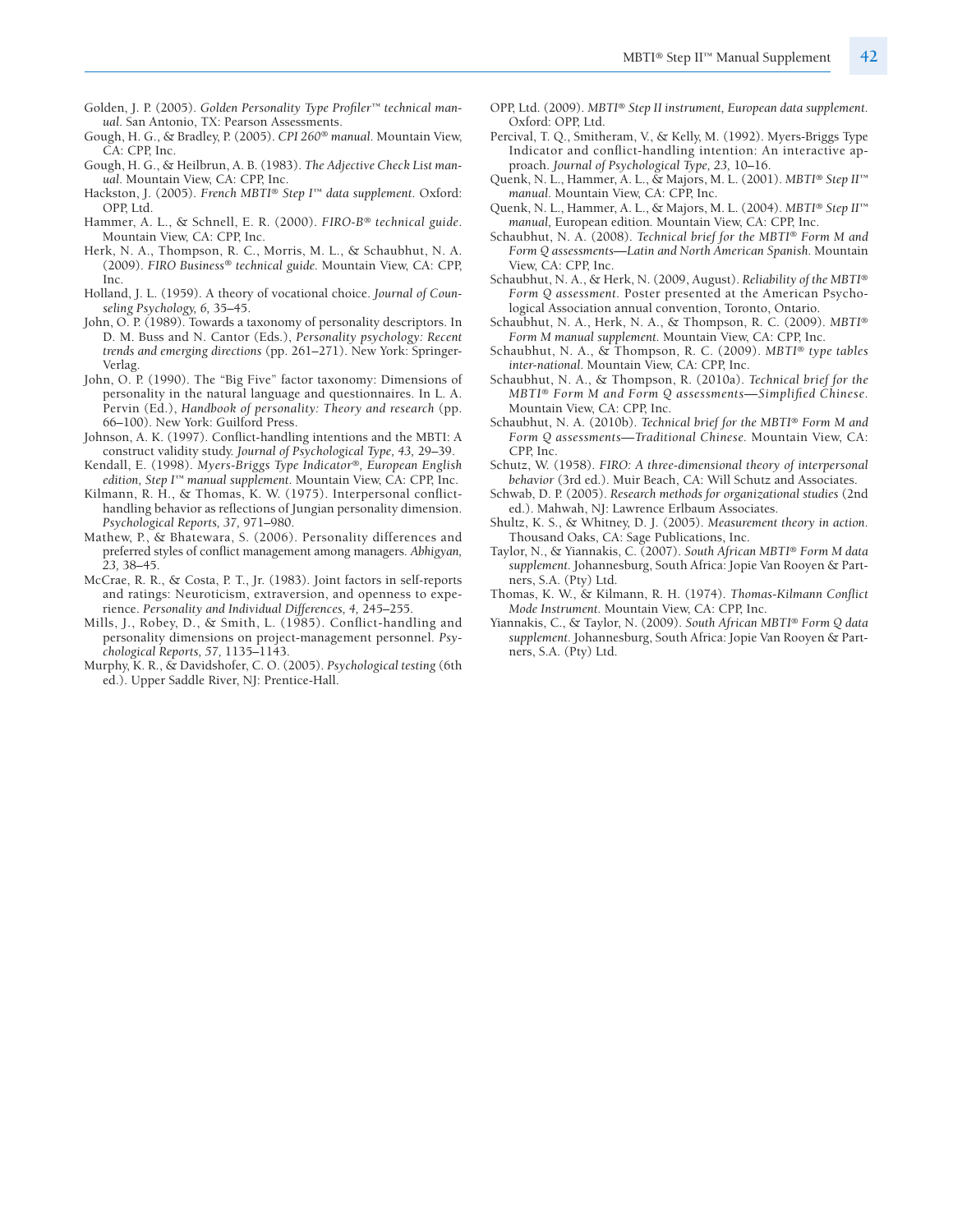Golden, J. P. (2005). *Golden Personality Type Profiler™ technical manual.* San Antonio, TX: Pearson Assessments.

Gough, H. G., & Bradley, P. (2005). *CPI 260® manual.* Mountain View, CA: CPP, Inc.

Gough, H. G., & Heilbrun, A. B. (1983). *The Adjective Check List manual.* Mountain View, CA: CPP, Inc.

Hackston, J. (2005). *French MBTI® Step I™ data supplement.* Oxford: OPP, Ltd.

Hammer, A. L., & Schnell, E. R. (2000). *FIRO-B® technical guide.* Mountain View, CA: CPP, Inc.

Herk, N. A., Thompson, R. C., Morris, M. L., & Schaubhut, N. A. (2009). *FIRO Business® technical guide.* Mountain View, CA: CPP, Inc.

Holland, J. L. (1959). A theory of vocational choice. *Journal of Counseling Psychology, 6,* 35–45.

John, O. P. (1989). Towards a taxonomy of personality descriptors. In D. M. Buss and N. Cantor (Eds.), *Personality psychology: Recent trends and emerging directions* (pp. 261–271). New York: Springer-Verlag.

John, O. P. (1990). The "Big Five" factor taxonomy: Dimensions of personality in the natural language and questionnaires. In L. A. Pervin (Ed.), *Handbook of personality: Theory and research* (pp. 66–100). New York: Guilford Press.

Johnson, A. K. (1997). Conflict-handling intentions and the MBTI: A construct validity study. *Journal of Psychological Type, 43,* 29–39.

Kendall, E. (1998). *Myers-Briggs Type Indicator®, European English edition, Step I™ manual supplement.* Mountain View, CA: CPP, Inc.

Kilmann, R. H., & Thomas, K. W. (1975). Interpersonal conflict-handling behavior as reflections of Jungian personality dimension. *Psychological Reports, 37,* 971–980.

Mathew, P., & Bhatewara, S. (2006). Personality differences and preferred styles of conflict management among managers. *Abhigyan, 23,* 38–45.

McCrae, R. R., & Costa, P. T., Jr. (1983). Joint factors in self-reports and ratings: Neuroticism, extraversion, and openness to experience. *Personality and Individual Differences, 4,* 245–255.

Mills, J., Robey, D., & Smith, L. (1985). Conflict-handling and personality dimensions on project-management personnel. *Psychological Reports, 57,* 1135–1143.

Murphy, K. R., & Davidshofer, C. O. (2005). *Psychological testing* (6th ed.). Upper Saddle River, NJ: Prentice-Hall.

OPP, Ltd. (2009). *MBTI® Step II instrument, European data supplement.* Oxford: OPP, Ltd.

Percival, T. Q., Smitheram, V., & Kelly, M. (1992). Myers-Briggs Type Indicator and conflict-handling intention: An interactive approach. *Journal of Psychological Type, 23,* 10–16.

Quenk, N. L., Hammer, A. L., & Majors, M. L. (2001). *MBTI® Step II™ manual.* Mountain View, CA: CPP, Inc.

Quenk, N. L., Hammer, A. L., & Majors, M. L. (2004). *MBTI® Step II™ manual,* European edition. Mountain View, CA: CPP, Inc.

Schaubhut, N. A. (2008). *Technical brief for the MBTI® Form M and Form Q assessments—Latin and North American Spanish.* Mountain View, CA: CPP, Inc.

Schaubhut, N. A., & Herk, N. (2009, August). *Reliability of the MBTI® Form Q assessment.* Poster presented at the American Psychological Association annual convention, Toronto, Ontario.

Schaubhut, N. A., Herk, N. A., & Thompson, R. C. (2009). *MBTI® Form M manual supplement.* Mountain View, CA: CPP, Inc.

Schaubhut, N. A., & Thompson, R. C. (2009). *MBTI® type tables inter-national.* Mountain View, CA: CPP, Inc.

Schaubhut, N. A., & Thompson, R. (2010a). *Technical brief for the MBTI® Form M and Form Q assessments—Simplified Chinese.* Mountain View, CA: CPP, Inc.

Schaubhut, N. A. (2010b). *Technical brief for the MBTI® Form M and Form Q assessments—Traditional Chinese.* Mountain View, CA: CPP, Inc.

Schutz, W. (1958). *FIRO: A three-dimensional theory of interpersonal behavior* (3rd ed.). Muir Beach, CA: Will Schutz and Associates.

Schwab, D. P. (2005). *Research methods for organizational studies* (2nd ed.). Mahwah, NJ: Lawrence Erlbaum Associates.

Shultz, K. S., & Whitney, D. J. (2005). *Measurement theory in action.* Thousand Oaks, CA: Sage Publications, Inc.

Taylor, N., & Yiannakis, C. (2007). *South African MBTI® Form M data supplement.* Johannesburg, South Africa: Jopie Van Rooyen & Partners, S.A. (Pty) Ltd.

Thomas, K. W., & Kilmann, R. H. (1974). *Thomas-Kilmann Conflict Mode Instrument.* Mountain View, CA: CPP, Inc.

Yiannakis, C., & Taylor, N. (2009). *South African MBTI® Form Q data supplement.* Johannesburg, South Africa: Jopie Van Rooyen & Partners, S.A. (Pty) Ltd.